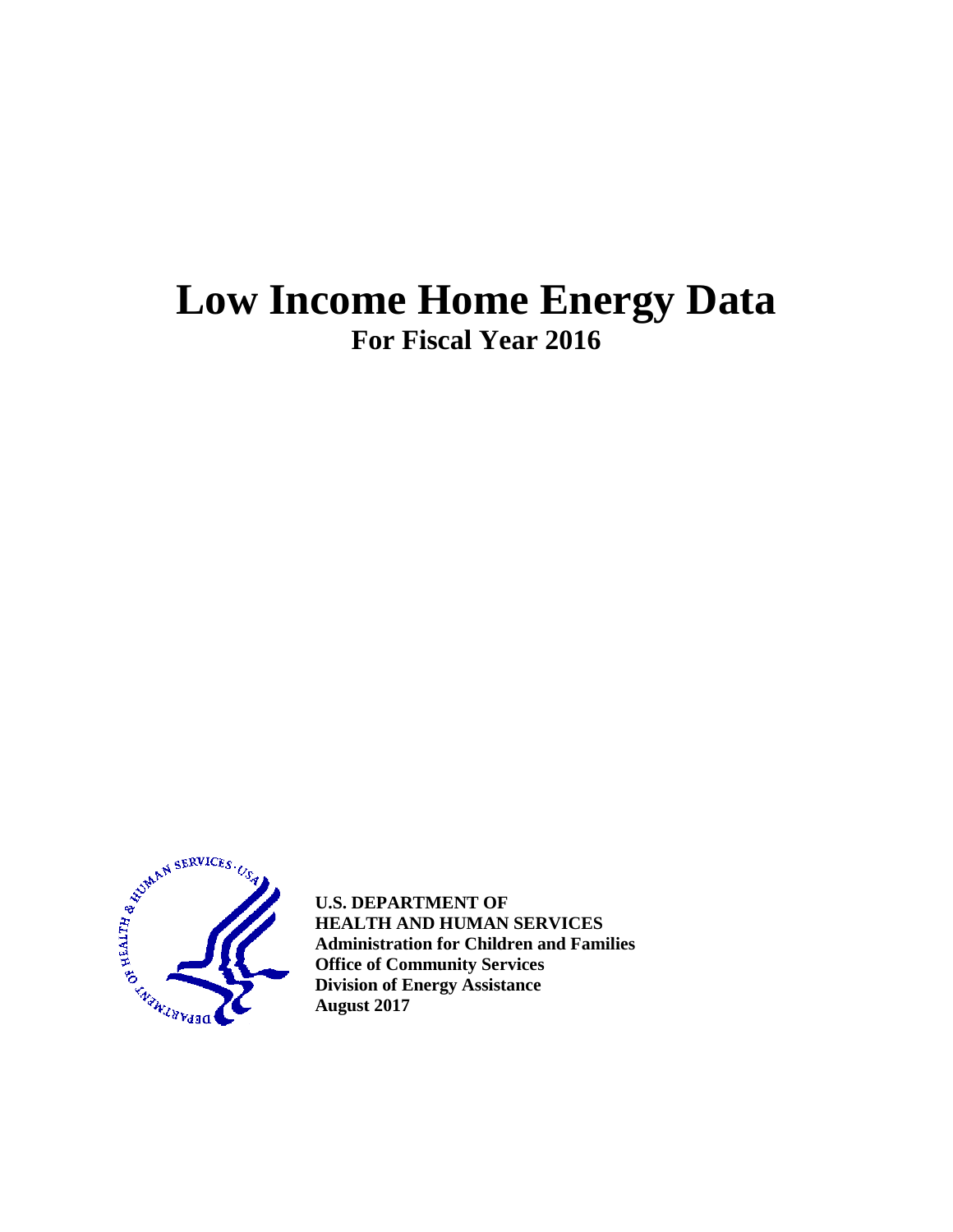# Low Income Home Energy Data

## For Fiscal Year 2016

**U.S. DEPARTMENT OF**
**HEALTH AND HUMAN SERVICES**
**Administration for Children and Families**
**Office of Community Services**
**Division of Energy Assistance**
**August 2017**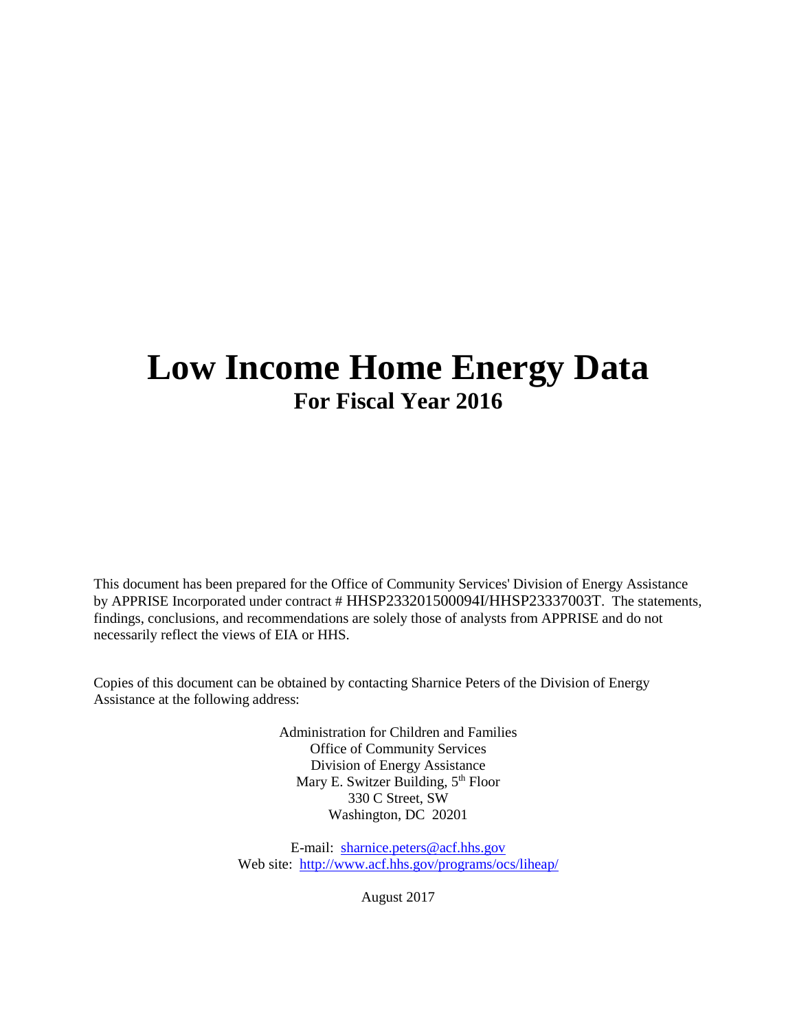# Low Income Home Energy Data

## For Fiscal Year 2016

This document has been prepared for the Office of Community Services' Division of Energy Assistance by APPRISE Incorporated under contract # HHSP233201500094I/HHSP23337003T. The statements, findings, conclusions, and recommendations are solely those of analysts from APPRISE and do not necessarily reflect the views of EIA or HHS.

Copies of this document can be obtained by contacting Sharnice Peters of the Division of Energy Assistance at the following address:

Administration for Children and Families
Office of Community Services
Division of Energy Assistance
Mary E. Switzer Building, 5th Floor
330 C Street, SW
Washington, DC 20201

E-mail: sharnice.peters@acf.hhs.gov
Web site: http://www.acf.hhs.gov/programs/ocs/liheap/

August 2017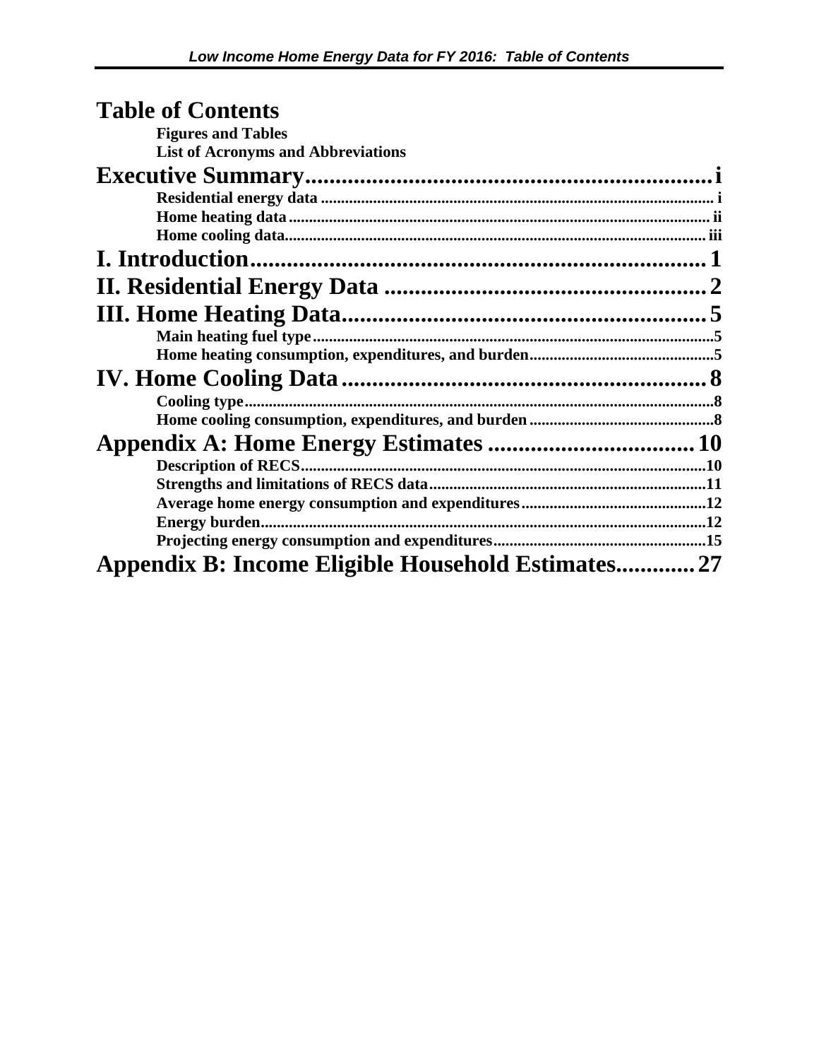# Table of Contents

**Figures and Tables**

**List of Acronyms and Abbreviations**

## Executive Summary .......... i

**Residential energy data** .......... i

**Home heating data** .......... ii

**Home cooling data** .......... iii

## I. Introduction .......... 1

## II. Residential Energy Data .......... 2

## III. Home Heating Data .......... 5

**Main heating fuel type** .......... 5

**Home heating consumption, expenditures, and burden** .......... 5

## IV. Home Cooling Data .......... 8

**Cooling type** .......... 8

**Home cooling consumption, expenditures, and burden** .......... 8

## Appendix A: Home Energy Estimates .......... 10

**Description of RECS** .......... 10

**Strengths and limitations of RECS data** .......... 11

**Average home energy consumption and expenditures** .......... 12

**Energy burden** .......... 12

**Projecting energy consumption and expenditures** .......... 15

## Appendix B: Income Eligible Household Estimates .......... 27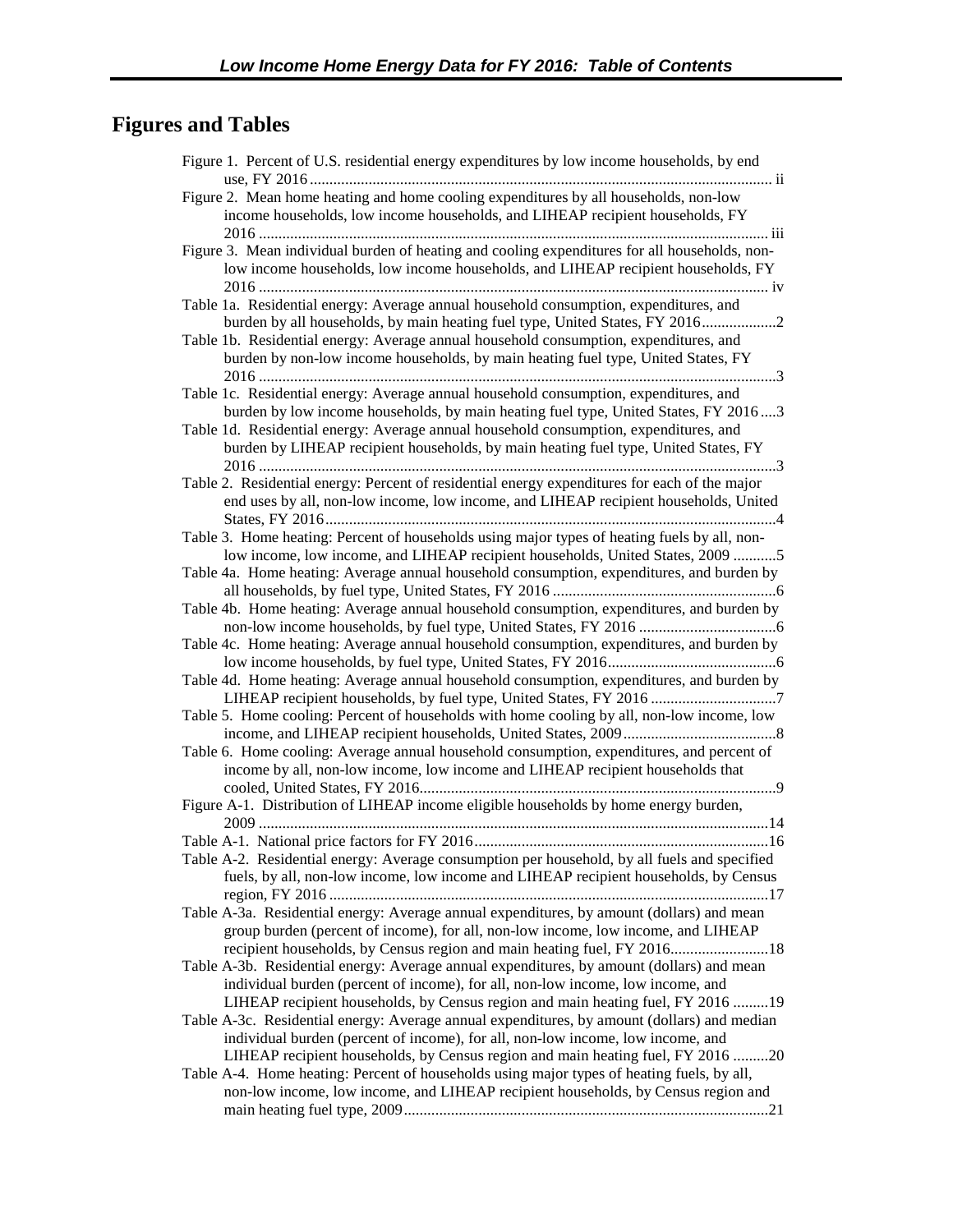## Figures and Tables

Figure 1. Percent of U.S. residential energy expenditures by low income households, by end use, FY 2016 ..... ii

Figure 2. Mean home heating and home cooling expenditures by all households, non-low income households, low income households, and LIHEAP recipient households, FY 2016 ..... iii

Figure 3. Mean individual burden of heating and cooling expenditures for all households, non-low income households, low income households, and LIHEAP recipient households, FY 2016 ..... iv

Table 1a. Residential energy: Average annual household consumption, expenditures, and burden by all households, by main heating fuel type, United States, FY 2016 ..... 2

Table 1b. Residential energy: Average annual household consumption, expenditures, and burden by non-low income households, by main heating fuel type, United States, FY 2016 ..... 3

Table 1c. Residential energy: Average annual household consumption, expenditures, and burden by low income households, by main heating fuel type, United States, FY 2016 ..... 3

Table 1d. Residential energy: Average annual household consumption, expenditures, and burden by LIHEAP recipient households, by main heating fuel type, United States, FY 2016 ..... 3

Table 2. Residential energy: Percent of residential energy expenditures for each of the major end uses by all, non-low income, low income, and LIHEAP recipient households, United States, FY 2016 ..... 4

Table 3. Home heating: Percent of households using major types of heating fuels by all, non-low income, low income, and LIHEAP recipient households, United States, 2009 ..... 5

Table 4a. Home heating: Average annual household consumption, expenditures, and burden by all households, by fuel type, United States, FY 2016 ..... 6

Table 4b. Home heating: Average annual household consumption, expenditures, and burden by non-low income households, by fuel type, United States, FY 2016 ..... 6

Table 4c. Home heating: Average annual household consumption, expenditures, and burden by low income households, by fuel type, United States, FY 2016 ..... 6

Table 4d. Home heating: Average annual household consumption, expenditures, and burden by LIHEAP recipient households, by fuel type, United States, FY 2016 ..... 7

Table 5. Home cooling: Percent of households with home cooling by all, non-low income, low income, and LIHEAP recipient households, United States, 2009 ..... 8

Table 6. Home cooling: Average annual household consumption, expenditures, and percent of income by all, non-low income, low income and LIHEAP recipient households that cooled, United States, FY 2016 ..... 9

Figure A-1. Distribution of LIHEAP income eligible households by home energy burden, 2009 ..... 14

Table A-1. National price factors for FY 2016 ..... 16

Table A-2. Residential energy: Average consumption per household, by all fuels and specified fuels, by all, non-low income, low income and LIHEAP recipient households, by Census region, FY 2016 ..... 17

Table A-3a. Residential energy: Average annual expenditures, by amount (dollars) and mean group burden (percent of income), for all, non-low income, low income, and LIHEAP recipient households, by Census region and main heating fuel, FY 2016 ..... 18

Table A-3b. Residential energy: Average annual expenditures, by amount (dollars) and mean individual burden (percent of income), for all, non-low income, low income, and LIHEAP recipient households, by Census region and main heating fuel, FY 2016 ..... 19

Table A-3c. Residential energy: Average annual expenditures, by amount (dollars) and median individual burden (percent of income), for all, non-low income, low income, and LIHEAP recipient households, by Census region and main heating fuel, FY 2016 ..... 20

Table A-4. Home heating: Percent of households using major types of heating fuels, by all, non-low income, low income, and LIHEAP recipient households, by Census region and main heating fuel type, 2009 ..... 21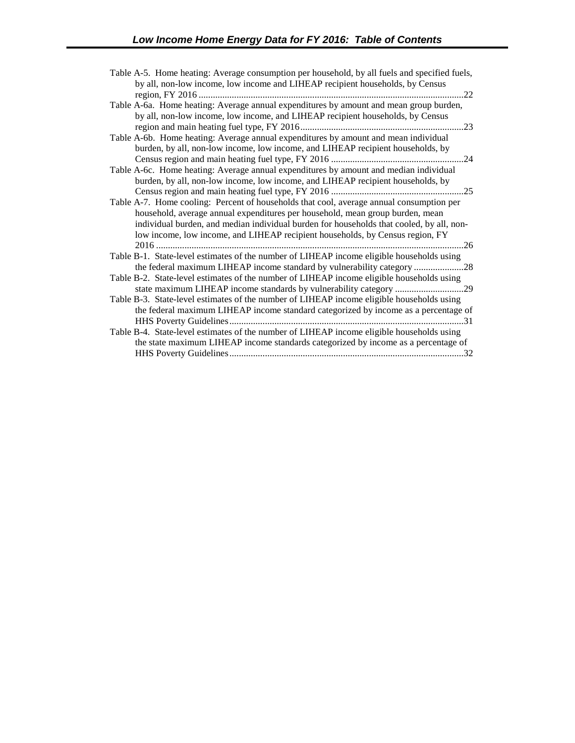Table A-5. Home heating: Average consumption per household, by all fuels and specified fuels, by all, non-low income, low income and LIHEAP recipient households, by Census region, FY 2016 ....22

Table A-6a. Home heating: Average annual expenditures by amount and mean group burden, by all, non-low income, low income, and LIHEAP recipient households, by Census region and main heating fuel type, FY 2016 ....23

Table A-6b. Home heating: Average annual expenditures by amount and mean individual burden, by all, non-low income, low income, and LIHEAP recipient households, by Census region and main heating fuel type, FY 2016 ....24

Table A-6c. Home heating: Average annual expenditures by amount and median individual burden, by all, non-low income, low income, and LIHEAP recipient households, by Census region and main heating fuel type, FY 2016 ....25

Table A-7. Home cooling: Percent of households that cool, average annual consumption per household, average annual expenditures per household, mean group burden, mean individual burden, and median individual burden for households that cooled, by all, non-low income, low income, and LIHEAP recipient households, by Census region, FY 2016 ....26

Table B-1. State-level estimates of the number of LIHEAP income eligible households using the federal maximum LIHEAP income standard by vulnerability category ....28

Table B-2. State-level estimates of the number of LIHEAP income eligible households using state maximum LIHEAP income standards by vulnerability category ....29

Table B-3. State-level estimates of the number of LIHEAP income eligible households using the federal maximum LIHEAP income standard categorized by income as a percentage of HHS Poverty Guidelines ....31

Table B-4. State-level estimates of the number of LIHEAP income eligible households using the state maximum LIHEAP income standards categorized by income as a percentage of HHS Poverty Guidelines ....32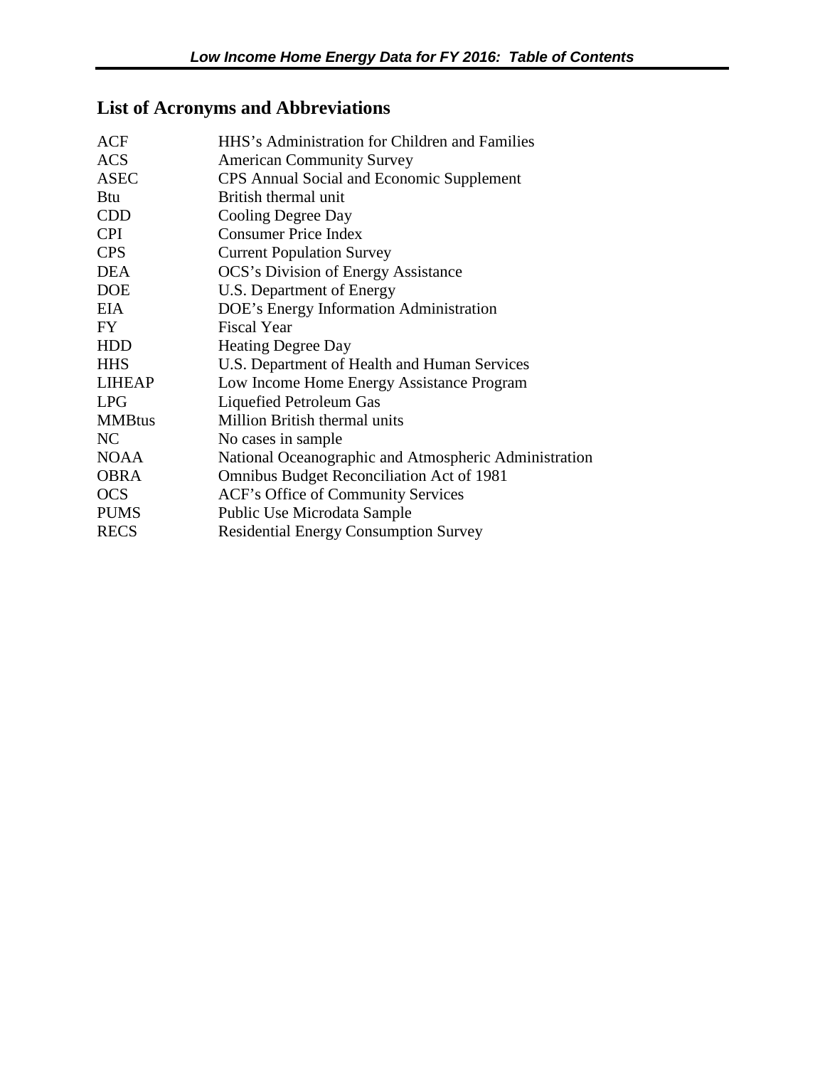## List of Acronyms and Abbreviations

| | |
|---|---|
| ACF | HHS's Administration for Children and Families |
| ACS | American Community Survey |
| ASEC | CPS Annual Social and Economic Supplement |
| Btu | British thermal unit |
| CDD | Cooling Degree Day |
| CPI | Consumer Price Index |
| CPS | Current Population Survey |
| DEA | OCS's Division of Energy Assistance |
| DOE | U.S. Department of Energy |
| EIA | DOE's Energy Information Administration |
| FY | Fiscal Year |
| HDD | Heating Degree Day |
| HHS | U.S. Department of Health and Human Services |
| LIHEAP | Low Income Home Energy Assistance Program |
| LPG | Liquefied Petroleum Gas |
| MMBtus | Million British thermal units |
| NC | No cases in sample |
| NOAA | National Oceanographic and Atmospheric Administration |
| OBRA | Omnibus Budget Reconciliation Act of 1981 |
| OCS | ACF's Office of Community Services |
| PUMS | Public Use Microdata Sample |
| RECS | Residential Energy Consumption Survey |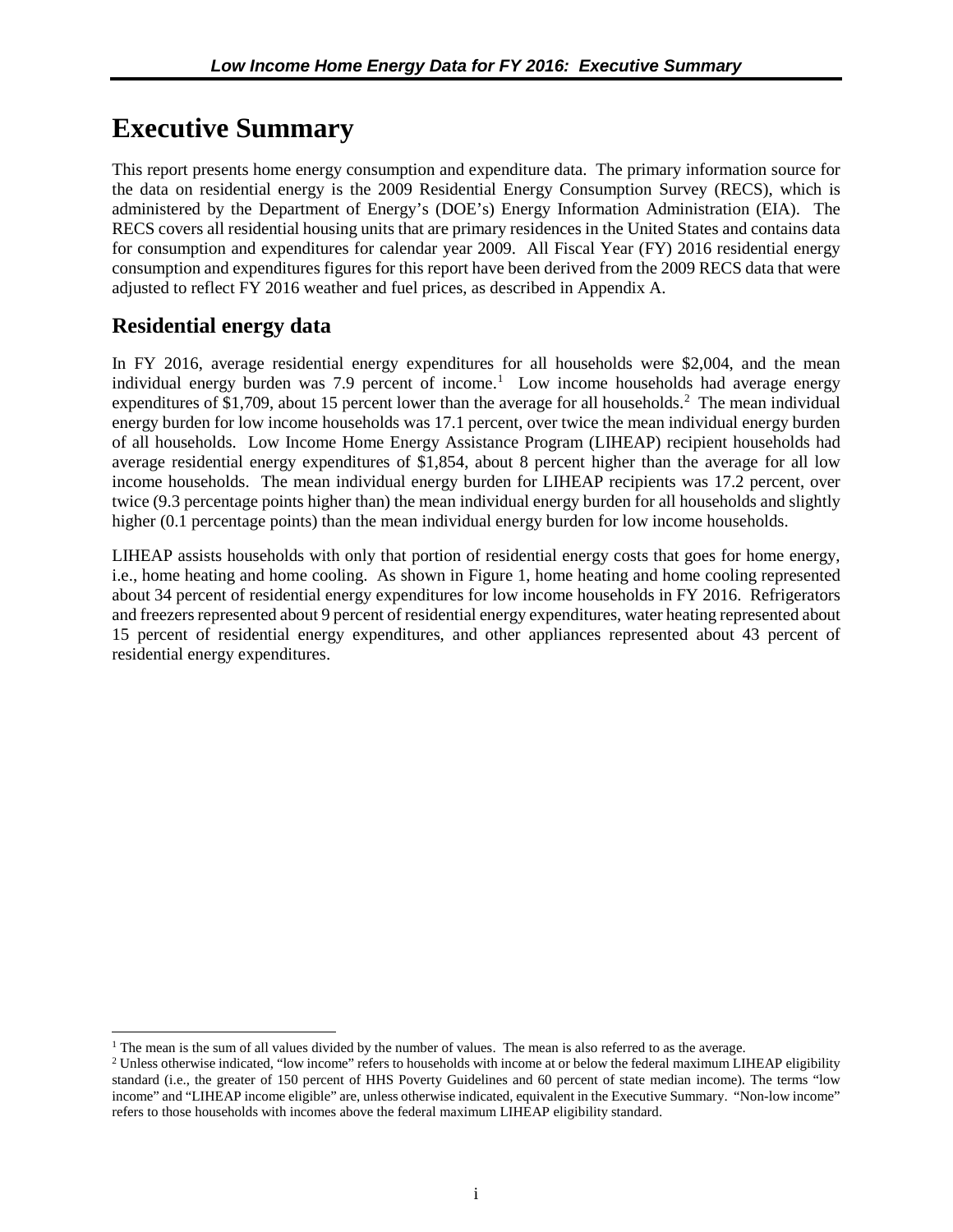# Executive Summary

This report presents home energy consumption and expenditure data. The primary information source for the data on residential energy is the 2009 Residential Energy Consumption Survey (RECS), which is administered by the Department of Energy's (DOE's) Energy Information Administration (EIA). The RECS covers all residential housing units that are primary residences in the United States and contains data for consumption and expenditures for calendar year 2009. All Fiscal Year (FY) 2016 residential energy consumption and expenditures figures for this report have been derived from the 2009 RECS data that were adjusted to reflect FY 2016 weather and fuel prices, as described in Appendix A.

## Residential energy data

In FY 2016, average residential energy expenditures for all households were $2,004, and the mean individual energy burden was 7.9 percent of income.[1] Low income households had average energy expenditures of $1,709, about 15 percent lower than the average for all households.[2] The mean individual energy burden for low income households was 17.1 percent, over twice the mean individual energy burden of all households. Low Income Home Energy Assistance Program (LIHEAP) recipient households had average residential energy expenditures of $1,854, about 8 percent higher than the average for all low income households. The mean individual energy burden for LIHEAP recipients was 17.2 percent, over twice (9.3 percentage points higher than) the mean individual energy burden for all households and slightly higher (0.1 percentage points) than the mean individual energy burden for low income households.

LIHEAP assists households with only that portion of residential energy costs that goes for home energy, i.e., home heating and home cooling. As shown in Figure 1, home heating and home cooling represented about 34 percent of residential energy expenditures for low income households in FY 2016. Refrigerators and freezers represented about 9 percent of residential energy expenditures, water heating represented about 15 percent of residential energy expenditures, and other appliances represented about 43 percent of residential energy expenditures.

[1] The mean is the sum of all values divided by the number of values. The mean is also referred to as the average.

[2] Unless otherwise indicated, "low income" refers to households with income at or below the federal maximum LIHEAP eligibility standard (i.e., the greater of 150 percent of HHS Poverty Guidelines and 60 percent of state median income). The terms "low income" and "LIHEAP income eligible" are, unless otherwise indicated, equivalent in the Executive Summary. "Non-low income" refers to those households with incomes above the federal maximum LIHEAP eligibility standard.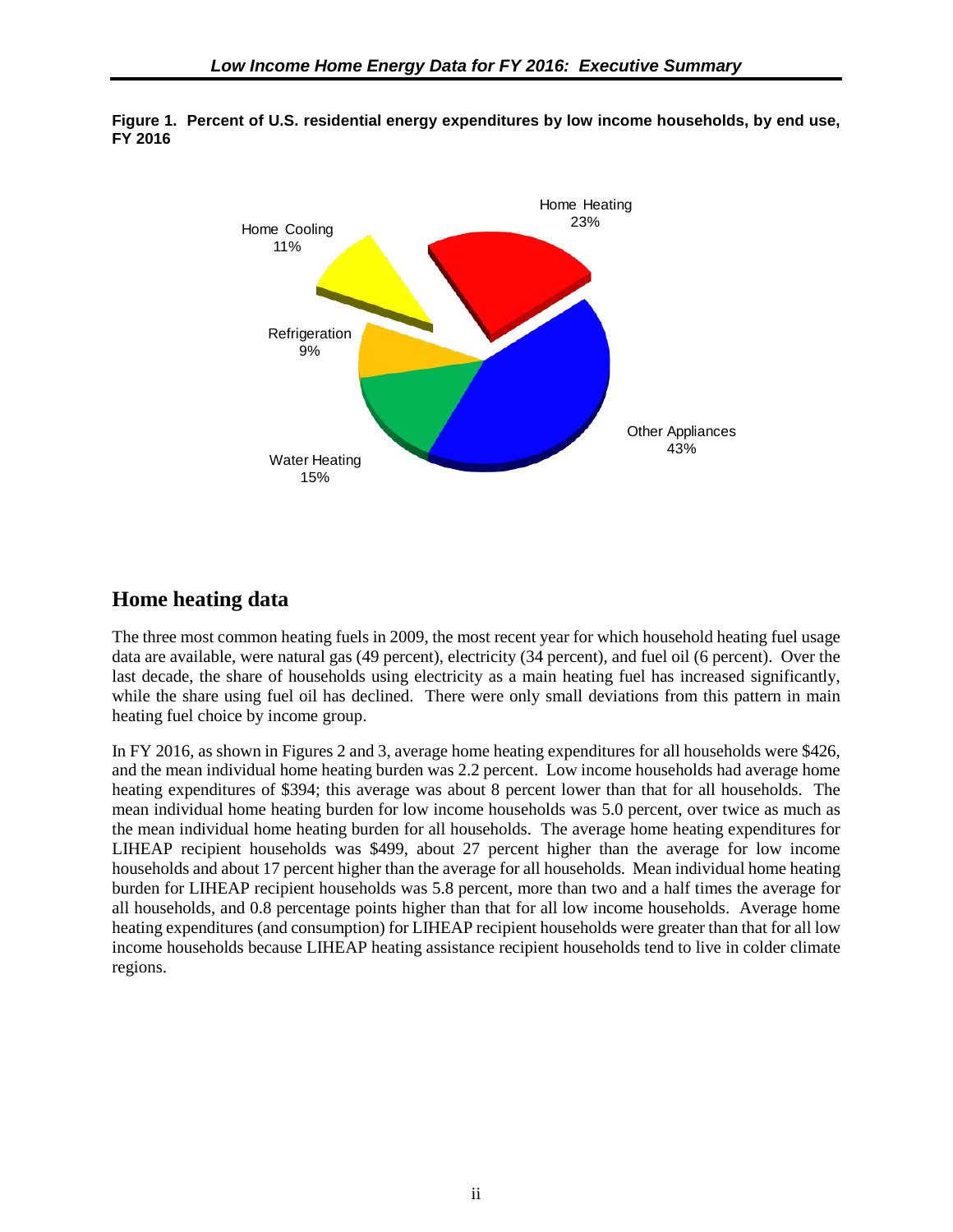**Figure 1. Percent of U.S. residential energy expenditures by low income households, by end use, FY 2016**

Home Heating 23%

Home Cooling 11%

Refrigeration 9%

Water Heating 15%

Other Appliances 43%

## Home heating data

The three most common heating fuels in 2009, the most recent year for which household heating fuel usage data are available, were natural gas (49 percent), electricity (34 percent), and fuel oil (6 percent). Over the last decade, the share of households using electricity as a main heating fuel has increased significantly, while the share using fuel oil has declined. There were only small deviations from this pattern in main heating fuel choice by income group.

In FY 2016, as shown in Figures 2 and 3, average home heating expenditures for all households were $426, and the mean individual home heating burden was 2.2 percent. Low income households had average home heating expenditures of $394; this average was about 8 percent lower than that for all households. The mean individual home heating burden for low income households was 5.0 percent, over twice as much as the mean individual home heating burden for all households. The average home heating expenditures for LIHEAP recipient households was $499, about 27 percent higher than the average for low income households and about 17 percent higher than the average for all households. Mean individual home heating burden for LIHEAP recipient households was 5.8 percent, more than two and a half times the average for all households, and 0.8 percentage points higher than that for all low income households. Average home heating expenditures (and consumption) for LIHEAP recipient households were greater than that for all low income households because LIHEAP heating assistance recipient households tend to live in colder climate regions.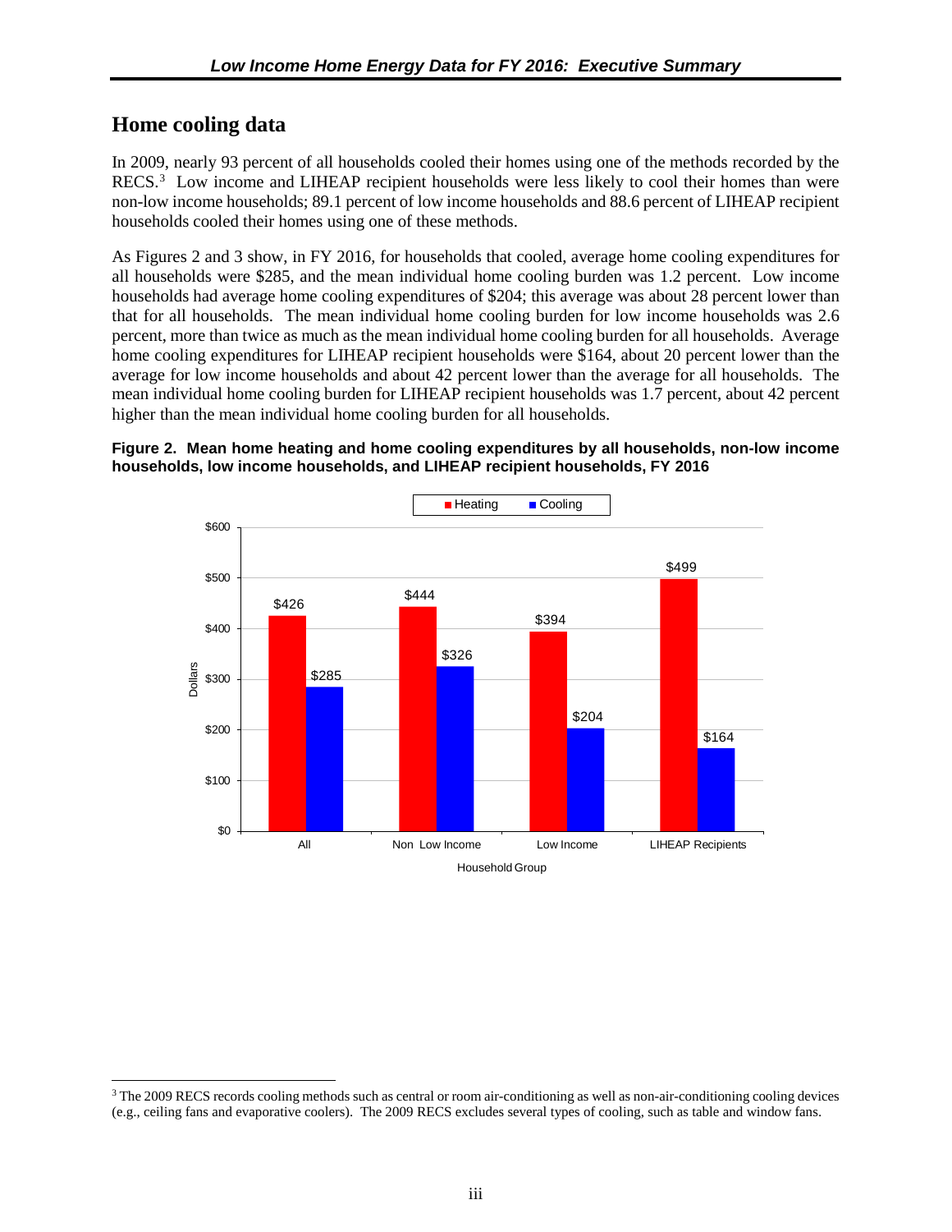## Home cooling data

In 2009, nearly 93 percent of all households cooled their homes using one of the methods recorded by the RECS.[3] Low income and LIHEAP recipient households were less likely to cool their homes than were non-low income households; 89.1 percent of low income households and 88.6 percent of LIHEAP recipient households cooled their homes using one of these methods.

As Figures 2 and 3 show, in FY 2016, for households that cooled, average home cooling expenditures for all households were $285, and the mean individual home cooling burden was 1.2 percent. Low income households had average home cooling expenditures of $204; this average was about 28 percent lower than that for all households. The mean individual home cooling burden for low income households was 2.6 percent, more than twice as much as the mean individual home cooling burden for all households. Average home cooling expenditures for LIHEAP recipient households were $164, about 20 percent lower than the average for low income households and about 42 percent lower than the average for all households. The mean individual home cooling burden for LIHEAP recipient households was 1.7 percent, about 42 percent higher than the mean individual home cooling burden for all households.

**Figure 2. Mean home heating and home cooling expenditures by all households, non-low income households, low income households, and LIHEAP recipient households, FY 2016**

| Household Group | Heating | Cooling |
|---|---|---|
| All | $426 | $285 |
| Non Low Income | $444 | $326 |
| Low Income | $394 | $204 |
| LIHEAP Recipients | $499 | $164 |

[3] The 2009 RECS records cooling methods such as central or room air-conditioning as well as non-air-conditioning cooling devices (e.g., ceiling fans and evaporative coolers). The 2009 RECS excludes several types of cooling, such as table and window fans.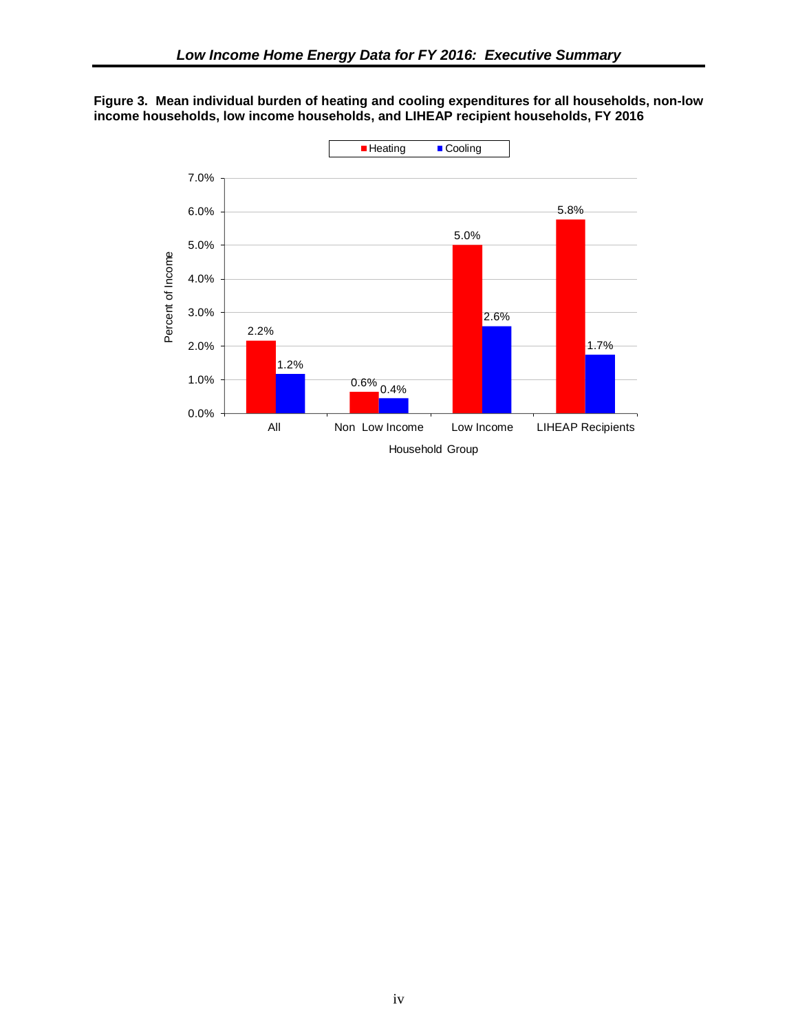**Figure 3. Mean individual burden of heating and cooling expenditures for all households, non-low income households, low income households, and LIHEAP recipient households, FY 2016**

| Household Group | Heating | Cooling |
|---|---|---|
| All | 2.2% | 1.2% |
| Non Low Income | 0.6% | 0.4% |
| Low Income | 5.0% | 2.6% |
| LIHEAP Recipients | 5.8% | 1.7% |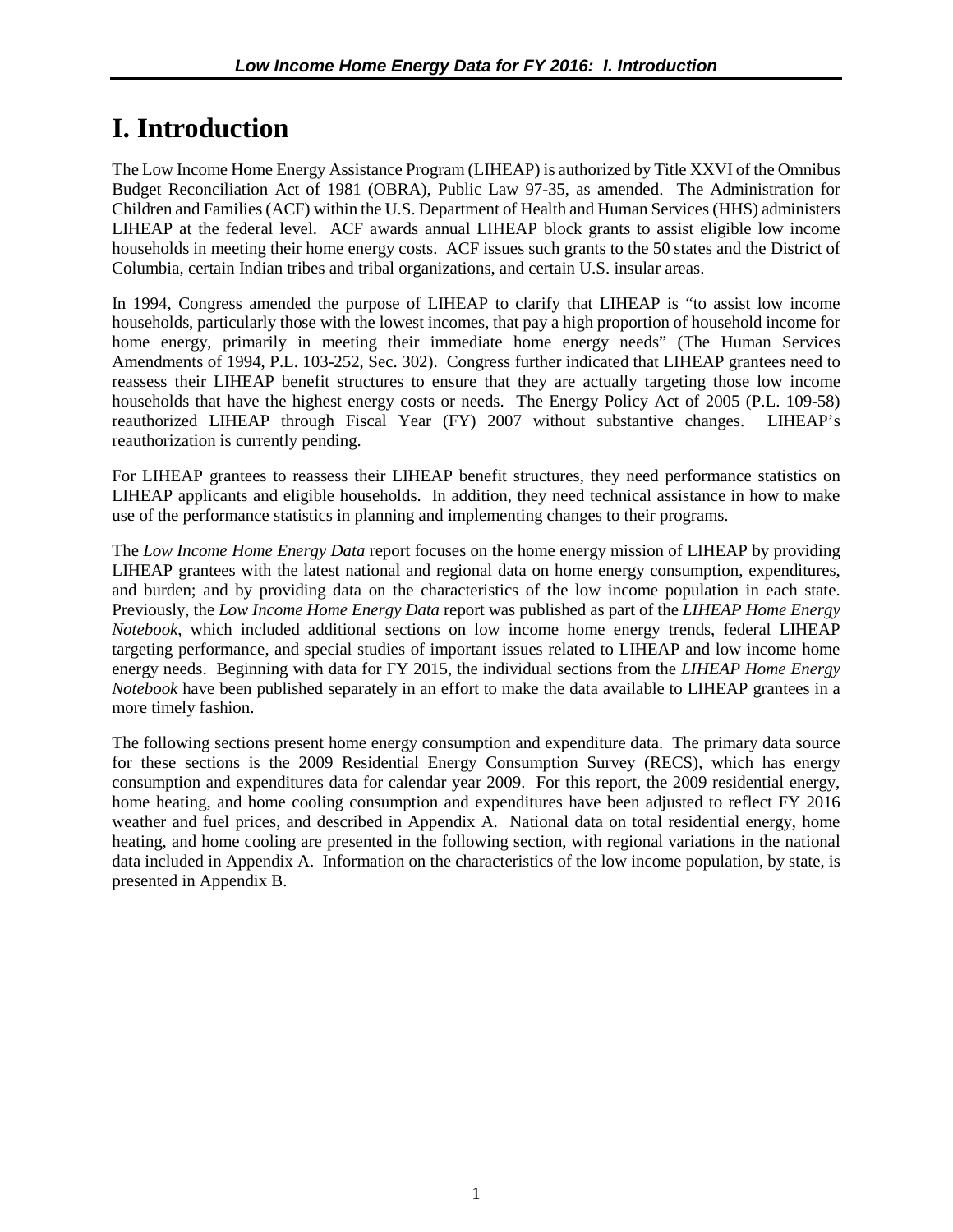# I. Introduction

The Low Income Home Energy Assistance Program (LIHEAP) is authorized by Title XXVI of the Omnibus Budget Reconciliation Act of 1981 (OBRA), Public Law 97-35, as amended. The Administration for Children and Families (ACF) within the U.S. Department of Health and Human Services (HHS) administers LIHEAP at the federal level. ACF awards annual LIHEAP block grants to assist eligible low income households in meeting their home energy costs. ACF issues such grants to the 50 states and the District of Columbia, certain Indian tribes and tribal organizations, and certain U.S. insular areas.

In 1994, Congress amended the purpose of LIHEAP to clarify that LIHEAP is "to assist low income households, particularly those with the lowest incomes, that pay a high proportion of household income for home energy, primarily in meeting their immediate home energy needs" (The Human Services Amendments of 1994, P.L. 103-252, Sec. 302). Congress further indicated that LIHEAP grantees need to reassess their LIHEAP benefit structures to ensure that they are actually targeting those low income households that have the highest energy costs or needs. The Energy Policy Act of 2005 (P.L. 109-58) reauthorized LIHEAP through Fiscal Year (FY) 2007 without substantive changes. LIHEAP's reauthorization is currently pending.

For LIHEAP grantees to reassess their LIHEAP benefit structures, they need performance statistics on LIHEAP applicants and eligible households. In addition, they need technical assistance in how to make use of the performance statistics in planning and implementing changes to their programs.

The *Low Income Home Energy Data* report focuses on the home energy mission of LIHEAP by providing LIHEAP grantees with the latest national and regional data on home energy consumption, expenditures, and burden; and by providing data on the characteristics of the low income population in each state. Previously, the *Low Income Home Energy Data* report was published as part of the *LIHEAP Home Energy Notebook*, which included additional sections on low income home energy trends, federal LIHEAP targeting performance, and special studies of important issues related to LIHEAP and low income home energy needs. Beginning with data for FY 2015, the individual sections from the *LIHEAP Home Energy Notebook* have been published separately in an effort to make the data available to LIHEAP grantees in a more timely fashion.

The following sections present home energy consumption and expenditure data. The primary data source for these sections is the 2009 Residential Energy Consumption Survey (RECS), which has energy consumption and expenditures data for calendar year 2009. For this report, the 2009 residential energy, home heating, and home cooling consumption and expenditures have been adjusted to reflect FY 2016 weather and fuel prices, and described in Appendix A. National data on total residential energy, home heating, and home cooling are presented in the following section, with regional variations in the national data included in Appendix A. Information on the characteristics of the low income population, by state, is presented in Appendix B.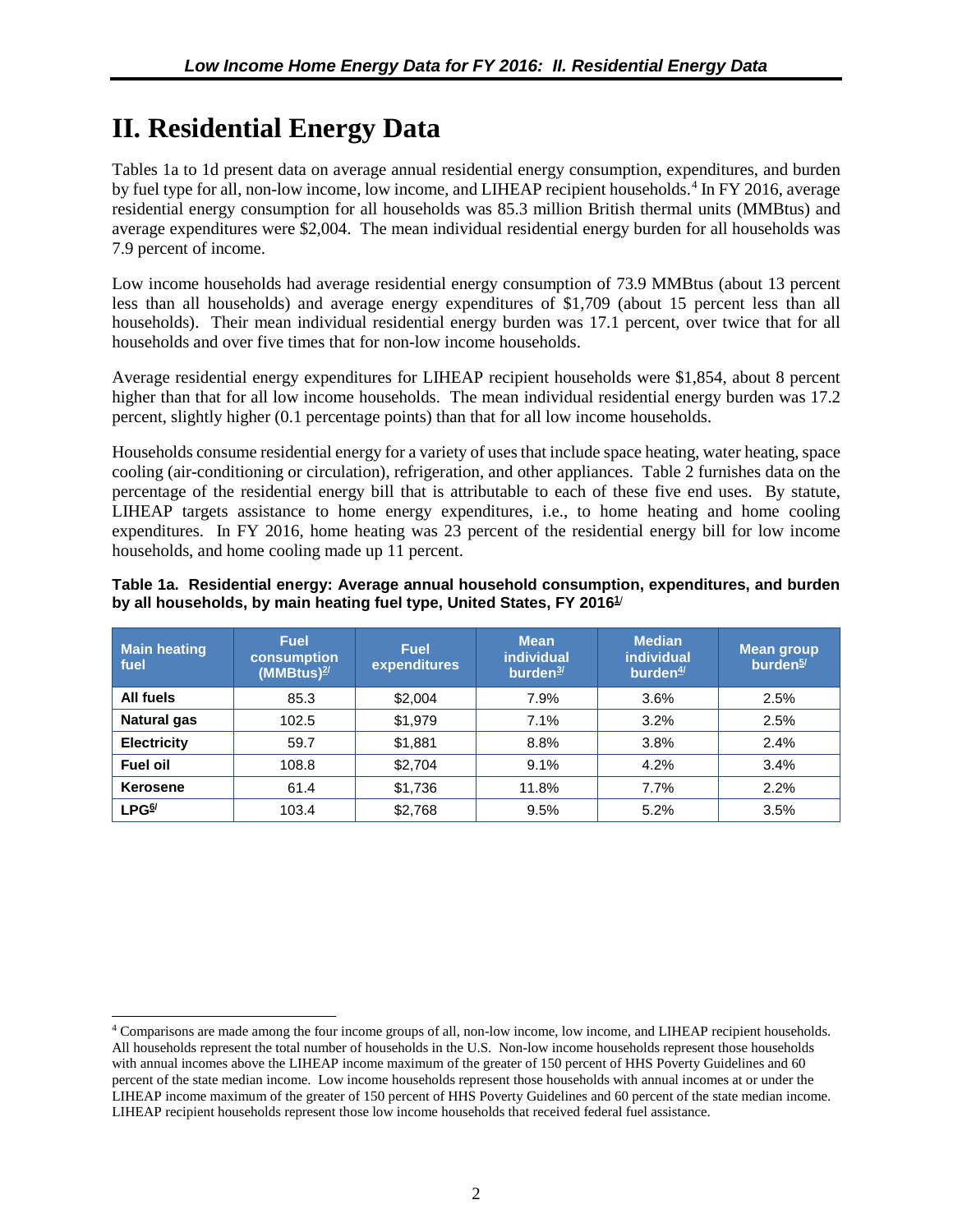# II. Residential Energy Data

Tables 1a to 1d present data on average annual residential energy consumption, expenditures, and burden by fuel type for all, non-low income, low income, and LIHEAP recipient households.[4] In FY 2016, average residential energy consumption for all households was 85.3 million British thermal units (MMBtus) and average expenditures were $2,004. The mean individual residential energy burden for all households was 7.9 percent of income.

Low income households had average residential energy consumption of 73.9 MMBtus (about 13 percent less than all households) and average energy expenditures of $1,709 (about 15 percent less than all households). Their mean individual residential energy burden was 17.1 percent, over twice that for all households and over five times that for non-low income households.

Average residential energy expenditures for LIHEAP recipient households were $1,854, about 8 percent higher than that for all low income households. The mean individual residential energy burden was 17.2 percent, slightly higher (0.1 percentage points) than that for all low income households.

Households consume residential energy for a variety of uses that include space heating, water heating, space cooling (air-conditioning or circulation), refrigeration, and other appliances. Table 2 furnishes data on the percentage of the residential energy bill that is attributable to each of these five end uses. By statute, LIHEAP targets assistance to home energy expenditures, i.e., to home heating and home cooling expenditures. In FY 2016, home heating was 23 percent of the residential energy bill for low income households, and home cooling made up 11 percent.

**Table 1a. Residential energy: Average annual household consumption, expenditures, and burden by all households, by main heating fuel type, United States, FY 2016[1/]**

| Main heating fuel | Fuel consumption (MMBtus)[2/] | Fuel expenditures | Mean individual burden[3/] | Median individual burden[4/] | Mean group burden[5/] |
|---|---|---|---|---|---|
| **All fuels** | 85.3 | $2,004 | 7.9% | 3.6% | 2.5% |
| **Natural gas** | 102.5 | $1,979 | 7.1% | 3.2% | 2.5% |
| **Electricity** | 59.7 | $1,881 | 8.8% | 3.8% | 2.4% |
| **Fuel oil** | 108.8 | $2,704 | 9.1% | 4.2% | 3.4% |
| **Kerosene** | 61.4 | $1,736 | 11.8% | 7.7% | 2.2% |
| **LPG[6/]** | 103.4 | $2,768 | 9.5% | 5.2% | 3.5% |

[4] Comparisons are made among the four income groups of all, non-low income, low income, and LIHEAP recipient households. All households represent the total number of households in the U.S. Non-low income households represent those households with annual incomes above the LIHEAP income maximum of the greater of 150 percent of HHS Poverty Guidelines and 60 percent of the state median income. Low income households represent those households with annual incomes at or under the LIHEAP income maximum of the greater of 150 percent of HHS Poverty Guidelines and 60 percent of the state median income. LIHEAP recipient households represent those low income households that received federal fuel assistance.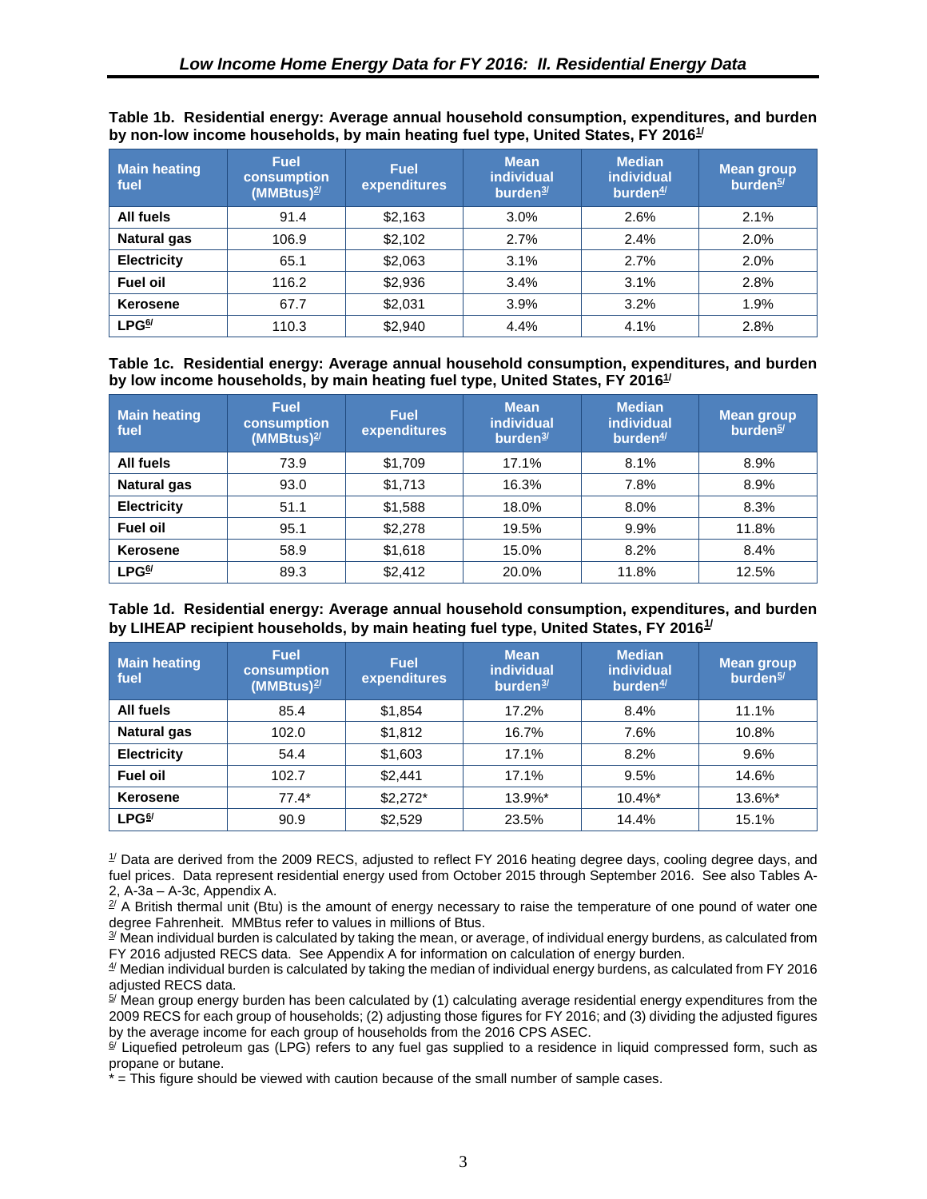**Table 1b. Residential energy: Average annual household consumption, expenditures, and burden by non-low income households, by main heating fuel type, United States, FY 2016[1/]**

| Main heating fuel | Fuel consumption (MMBtus)[2/] | Fuel expenditures | Mean individual burden[3/] | Median individual burden[4/] | Mean group burden[5/] |
|---|---|---|---|---|---|
| **All fuels** | 91.4 | $2,163 | 3.0% | 2.6% | 2.1% |
| **Natural gas** | 106.9 | $2,102 | 2.7% | 2.4% | 2.0% |
| **Electricity** | 65.1 | $2,063 | 3.1% | 2.7% | 2.0% |
| **Fuel oil** | 116.2 | $2,936 | 3.4% | 3.1% | 2.8% |
| **Kerosene** | 67.7 | $2,031 | 3.9% | 3.2% | 1.9% |
| **LPG[6/]** | 110.3 | $2,940 | 4.4% | 4.1% | 2.8% |

**Table 1c. Residential energy: Average annual household consumption, expenditures, and burden by low income households, by main heating fuel type, United States, FY 2016[1/]**

| Main heating fuel | Fuel consumption (MMBtus)[2/] | Fuel expenditures | Mean individual burden[3/] | Median individual burden[4/] | Mean group burden[5/] |
|---|---|---|---|---|---|
| **All fuels** | 73.9 | $1,709 | 17.1% | 8.1% | 8.9% |
| **Natural gas** | 93.0 | $1,713 | 16.3% | 7.8% | 8.9% |
| **Electricity** | 51.1 | $1,588 | 18.0% | 8.0% | 8.3% |
| **Fuel oil** | 95.1 | $2,278 | 19.5% | 9.9% | 11.8% |
| **Kerosene** | 58.9 | $1,618 | 15.0% | 8.2% | 8.4% |
| **LPG[6/]** | 89.3 | $2,412 | 20.0% | 11.8% | 12.5% |

**Table 1d. Residential energy: Average annual household consumption, expenditures, and burden by LIHEAP recipient households, by main heating fuel type, United States, FY 2016[1/]**

| Main heating fuel | Fuel consumption (MMBtus)[2/] | Fuel expenditures | Mean individual burden[3/] | Median individual burden[4/] | Mean group burden[5/] |
|---|---|---|---|---|---|
| **All fuels** | 85.4 | $1,854 | 17.2% | 8.4% | 11.1% |
| **Natural gas** | 102.0 | $1,812 | 16.7% | 7.6% | 10.8% |
| **Electricity** | 54.4 | $1,603 | 17.1% | 8.2% | 9.6% |
| **Fuel oil** | 102.7 | $2,441 | 17.1% | 9.5% | 14.6% |
| **Kerosene** | 77.4* | $2,272* | 13.9%* | 10.4%* | 13.6%* |
| **LPG[6/]** | 90.9 | $2,529 | 23.5% | 14.4% | 15.1% |

[1/] Data are derived from the 2009 RECS, adjusted to reflect FY 2016 heating degree days, cooling degree days, and fuel prices. Data represent residential energy used from October 2015 through September 2016. See also Tables A-2, A-3a – A-3c, Appendix A.

[2/] A British thermal unit (Btu) is the amount of energy necessary to raise the temperature of one pound of water one degree Fahrenheit. MMBtus refer to values in millions of Btus.

[3/] Mean individual burden is calculated by taking the mean, or average, of individual energy burdens, as calculated from FY 2016 adjusted RECS data. See Appendix A for information on calculation of energy burden.

[4/] Median individual burden is calculated by taking the median of individual energy burdens, as calculated from FY 2016 adjusted RECS data.

[5/] Mean group energy burden has been calculated by (1) calculating average residential energy expenditures from the 2009 RECS for each group of households; (2) adjusting those figures for FY 2016; and (3) dividing the adjusted figures by the average income for each group of households from the 2016 CPS ASEC.

[6/] Liquefied petroleum gas (LPG) refers to any fuel gas supplied to a residence in liquid compressed form, such as propane or butane.

* = This figure should be viewed with caution because of the small number of sample cases.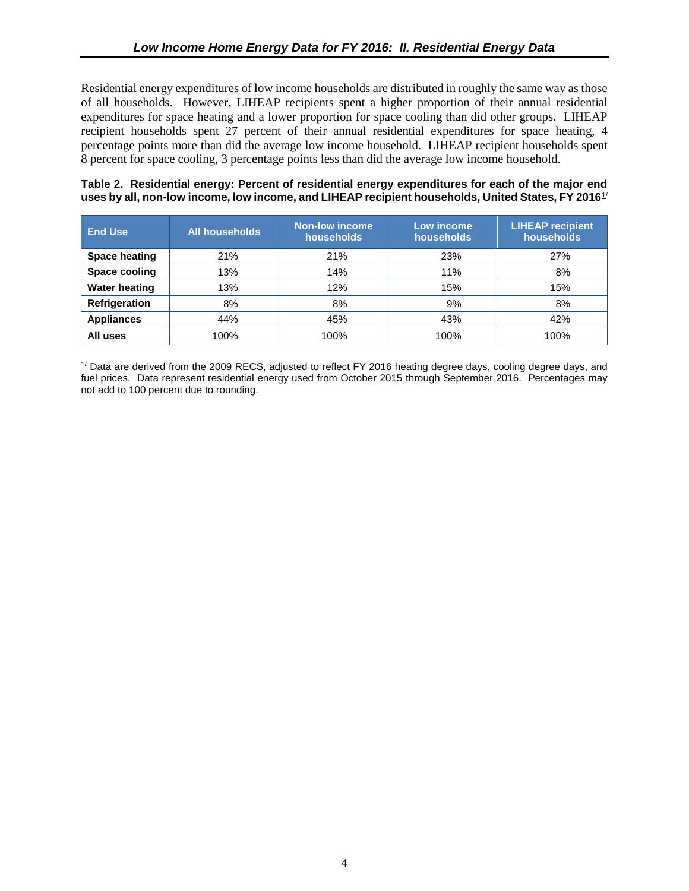Residential energy expenditures of low income households are distributed in roughly the same way as those of all households. However, LIHEAP recipients spent a higher proportion of their annual residential expenditures for space heating and a lower proportion for space cooling than did other groups. LIHEAP recipient households spent 27 percent of their annual residential expenditures for space heating, 4 percentage points more than did the average low income household. LIHEAP recipient households spent 8 percent for space cooling, 3 percentage points less than did the average low income household.

**Table 2. Residential energy: Percent of residential energy expenditures for each of the major end uses by all, non-low income, low income, and LIHEAP recipient households, United States, FY 2016**[1/]

| End Use | All households | Non-low income households | Low income households | LIHEAP recipient households |
|---|---|---|---|---|
| **Space heating** | 21% | 21% | 23% | 27% |
| **Space cooling** | 13% | 14% | 11% | 8% |
| **Water heating** | 13% | 12% | 15% | 15% |
| **Refrigeration** | 8% | 8% | 9% | 8% |
| **Appliances** | 44% | 45% | 43% | 42% |
| **All uses** | 100% | 100% | 100% | 100% |

[1/] Data are derived from the 2009 RECS, adjusted to reflect FY 2016 heating degree days, cooling degree days, and fuel prices. Data represent residential energy used from October 2015 through September 2016. Percentages may not add to 100 percent due to rounding.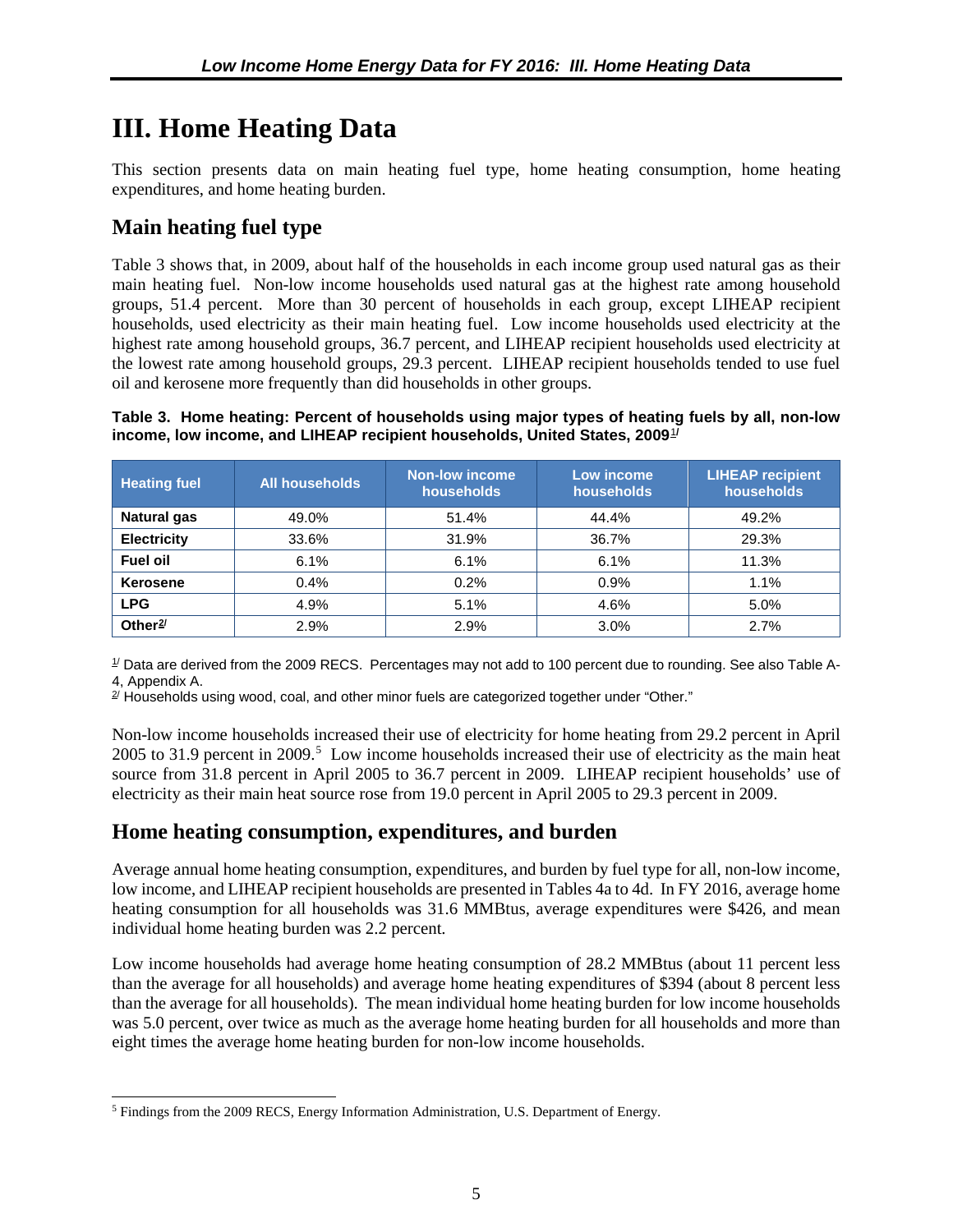# III. Home Heating Data

This section presents data on main heating fuel type, home heating consumption, home heating expenditures, and home heating burden.

## Main heating fuel type

Table 3 shows that, in 2009, about half of the households in each income group used natural gas as their main heating fuel. Non-low income households used natural gas at the highest rate among household groups, 51.4 percent. More than 30 percent of households in each group, except LIHEAP recipient households, used electricity as their main heating fuel. Low income households used electricity at the highest rate among household groups, 36.7 percent, and LIHEAP recipient households used electricity at the lowest rate among household groups, 29.3 percent. LIHEAP recipient households tended to use fuel oil and kerosene more frequently than did households in other groups.

**Table 3. Home heating: Percent of households using major types of heating fuels by all, non-low income, low income, and LIHEAP recipient households, United States, 2009[1/]**

| Heating fuel | All households | Non-low income households | Low income households | LIHEAP recipient households |
|---|---|---|---|---|
| **Natural gas** | 49.0% | 51.4% | 44.4% | 49.2% |
| **Electricity** | 33.6% | 31.9% | 36.7% | 29.3% |
| **Fuel oil** | 6.1% | 6.1% | 6.1% | 11.3% |
| **Kerosene** | 0.4% | 0.2% | 0.9% | 1.1% |
| **LPG** | 4.9% | 5.1% | 4.6% | 5.0% |
| **Other[2/]** | 2.9% | 2.9% | 3.0% | 2.7% |

[1/] Data are derived from the 2009 RECS. Percentages may not add to 100 percent due to rounding. See also Table A-4, Appendix A.
[2/] Households using wood, coal, and other minor fuels are categorized together under "Other."

Non-low income households increased their use of electricity for home heating from 29.2 percent in April 2005 to 31.9 percent in 2009.[5] Low income households increased their use of electricity as the main heat source from 31.8 percent in April 2005 to 36.7 percent in 2009. LIHEAP recipient households' use of electricity as their main heat source rose from 19.0 percent in April 2005 to 29.3 percent in 2009.

## Home heating consumption, expenditures, and burden

Average annual home heating consumption, expenditures, and burden by fuel type for all, non-low income, low income, and LIHEAP recipient households are presented in Tables 4a to 4d. In FY 2016, average home heating consumption for all households was 31.6 MMBtus, average expenditures were $426, and mean individual home heating burden was 2.2 percent.

Low income households had average home heating consumption of 28.2 MMBtus (about 11 percent less than the average for all households) and average home heating expenditures of $394 (about 8 percent less than the average for all households). The mean individual home heating burden for low income households was 5.0 percent, over twice as much as the average home heating burden for all households and more than eight times the average home heating burden for non-low income households.

[5] Findings from the 2009 RECS, Energy Information Administration, U.S. Department of Energy.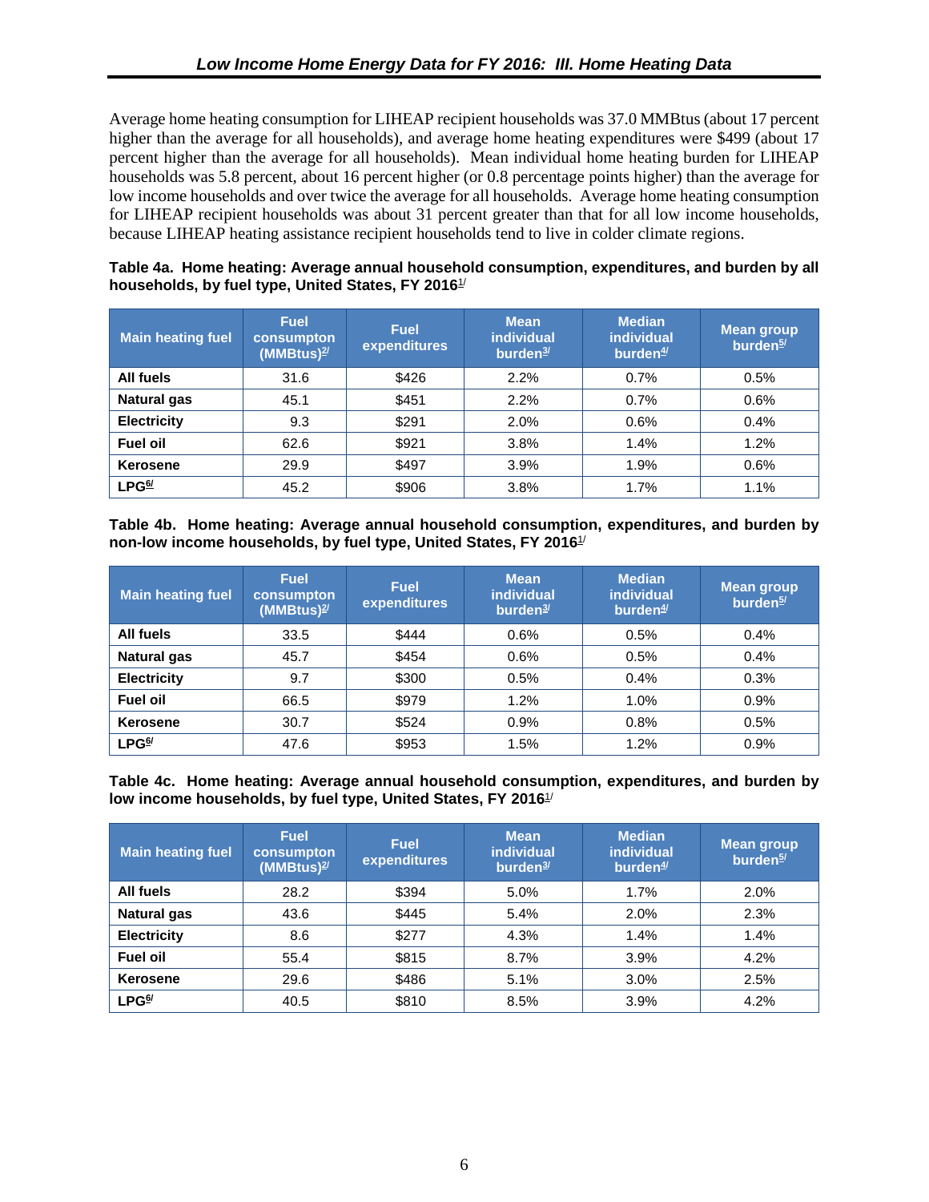Average home heating consumption for LIHEAP recipient households was 37.0 MMBtus (about 17 percent higher than the average for all households), and average home heating expenditures were $499 (about 17 percent higher than the average for all households). Mean individual home heating burden for LIHEAP households was 5.8 percent, about 16 percent higher (or 0.8 percentage points higher) than the average for low income households and over twice the average for all households. Average home heating consumption for LIHEAP recipient households was about 31 percent greater than that for all low income households, because LIHEAP heating assistance recipient households tend to live in colder climate regions.

**Table 4a. Home heating: Average annual household consumption, expenditures, and burden by all households, by fuel type, United States, FY 2016[1/]**

| Main heating fuel | Fuel consumpton (MMBtus)[2/] | Fuel expenditures | Mean individual burden[3/] | Median individual burden[4/] | Mean group burden[5/] |
|---|---|---|---|---|---|
| **All fuels** | 31.6 | $426 | 2.2% | 0.7% | 0.5% |
| **Natural gas** | 45.1 | $451 | 2.2% | 0.7% | 0.6% |
| **Electricity** | 9.3 | $291 | 2.0% | 0.6% | 0.4% |
| **Fuel oil** | 62.6 | $921 | 3.8% | 1.4% | 1.2% |
| **Kerosene** | 29.9 | $497 | 3.9% | 1.9% | 0.6% |
| **LPG[6/]** | 45.2 | $906 | 3.8% | 1.7% | 1.1% |

**Table 4b. Home heating: Average annual household consumption, expenditures, and burden by non-low income households, by fuel type, United States, FY 2016[1/]**

| Main heating fuel | Fuel consumpton (MMBtus)[2/] | Fuel expenditures | Mean individual burden[3/] | Median individual burden[4/] | Mean group burden[5/] |
|---|---|---|---|---|---|
| **All fuels** | 33.5 | $444 | 0.6% | 0.5% | 0.4% |
| **Natural gas** | 45.7 | $454 | 0.6% | 0.5% | 0.4% |
| **Electricity** | 9.7 | $300 | 0.5% | 0.4% | 0.3% |
| **Fuel oil** | 66.5 | $979 | 1.2% | 1.0% | 0.9% |
| **Kerosene** | 30.7 | $524 | 0.9% | 0.8% | 0.5% |
| **LPG[6/]** | 47.6 | $953 | 1.5% | 1.2% | 0.9% |

**Table 4c. Home heating: Average annual household consumption, expenditures, and burden by low income households, by fuel type, United States, FY 2016[1/]**

| Main heating fuel | Fuel consumpton (MMBtus)[2/] | Fuel expenditures | Mean individual burden[3/] | Median individual burden[4/] | Mean group burden[5/] |
|---|---|---|---|---|---|
| **All fuels** | 28.2 | $394 | 5.0% | 1.7% | 2.0% |
| **Natural gas** | 43.6 | $445 | 5.4% | 2.0% | 2.3% |
| **Electricity** | 8.6 | $277 | 4.3% | 1.4% | 1.4% |
| **Fuel oil** | 55.4 | $815 | 8.7% | 3.9% | 4.2% |
| **Kerosene** | 29.6 | $486 | 5.1% | 3.0% | 2.5% |
| **LPG[6/]** | 40.5 | $810 | 8.5% | 3.9% | 4.2% |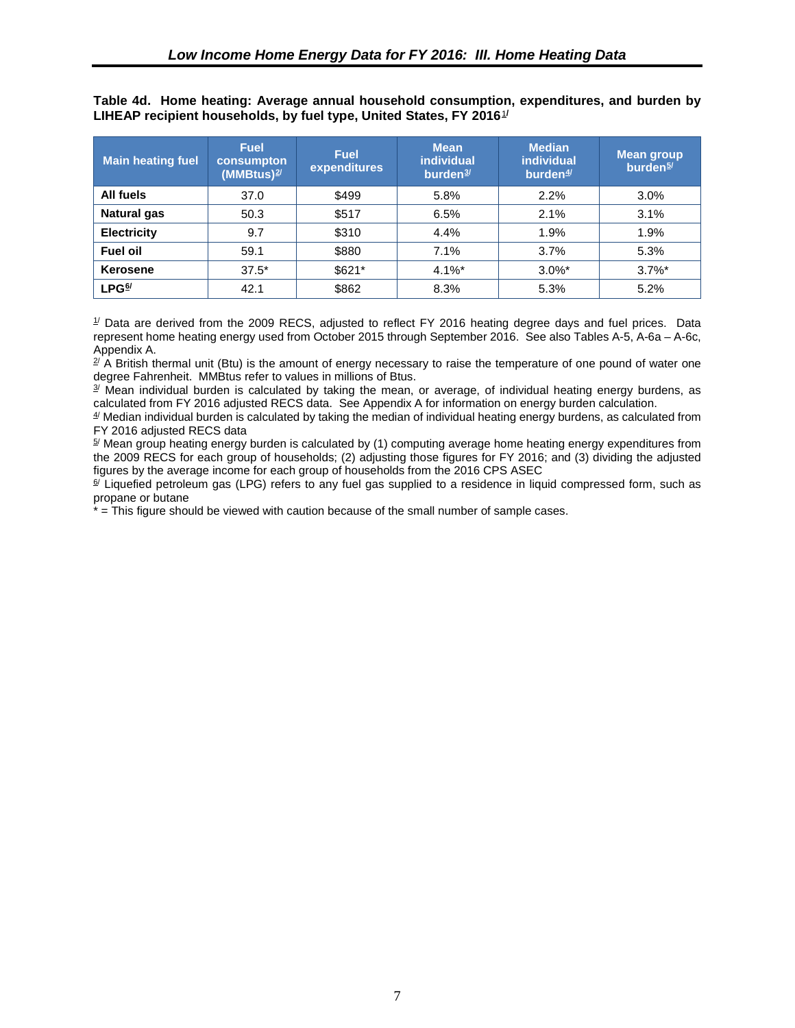**Table 4d. Home heating: Average annual household consumption, expenditures, and burden by LIHEAP recipient households, by fuel type, United States, FY 2016[1/]**

| Main heating fuel | Fuel consumpton (MMBtus)[2/] | Fuel expenditures | Mean individual burden[3/] | Median individual burden[4/] | Mean group burden[5/] |
|---|---|---|---|---|---|
| **All fuels** | 37.0 | $499 | 5.8% | 2.2% | 3.0% |
| **Natural gas** | 50.3 | $517 | 6.5% | 2.1% | 3.1% |
| **Electricity** | 9.7 | $310 | 4.4% | 1.9% | 1.9% |
| **Fuel oil** | 59.1 | $880 | 7.1% | 3.7% | 5.3% |
| **Kerosene** | 37.5* | $621* | 4.1%* | 3.0%* | 3.7%* |
| **LPG[6/]** | 42.1 | $862 | 8.3% | 5.3% | 5.2% |

[1/] Data are derived from the 2009 RECS, adjusted to reflect FY 2016 heating degree days and fuel prices. Data represent home heating energy used from October 2015 through September 2016. See also Tables A-5, A-6a – A-6c, Appendix A.

[2/] A British thermal unit (Btu) is the amount of energy necessary to raise the temperature of one pound of water one degree Fahrenheit. MMBtus refer to values in millions of Btus.

[3/] Mean individual burden is calculated by taking the mean, or average, of individual heating energy burdens, as calculated from FY 2016 adjusted RECS data. See Appendix A for information on energy burden calculation.

[4/] Median individual burden is calculated by taking the median of individual heating energy burdens, as calculated from FY 2016 adjusted RECS data

[5/] Mean group heating energy burden is calculated by (1) computing average home heating energy expenditures from the 2009 RECS for each group of households; (2) adjusting those figures for FY 2016; and (3) dividing the adjusted figures by the average income for each group of households from the 2016 CPS ASEC

[6/] Liquefied petroleum gas (LPG) refers to any fuel gas supplied to a residence in liquid compressed form, such as propane or butane

* = This figure should be viewed with caution because of the small number of sample cases.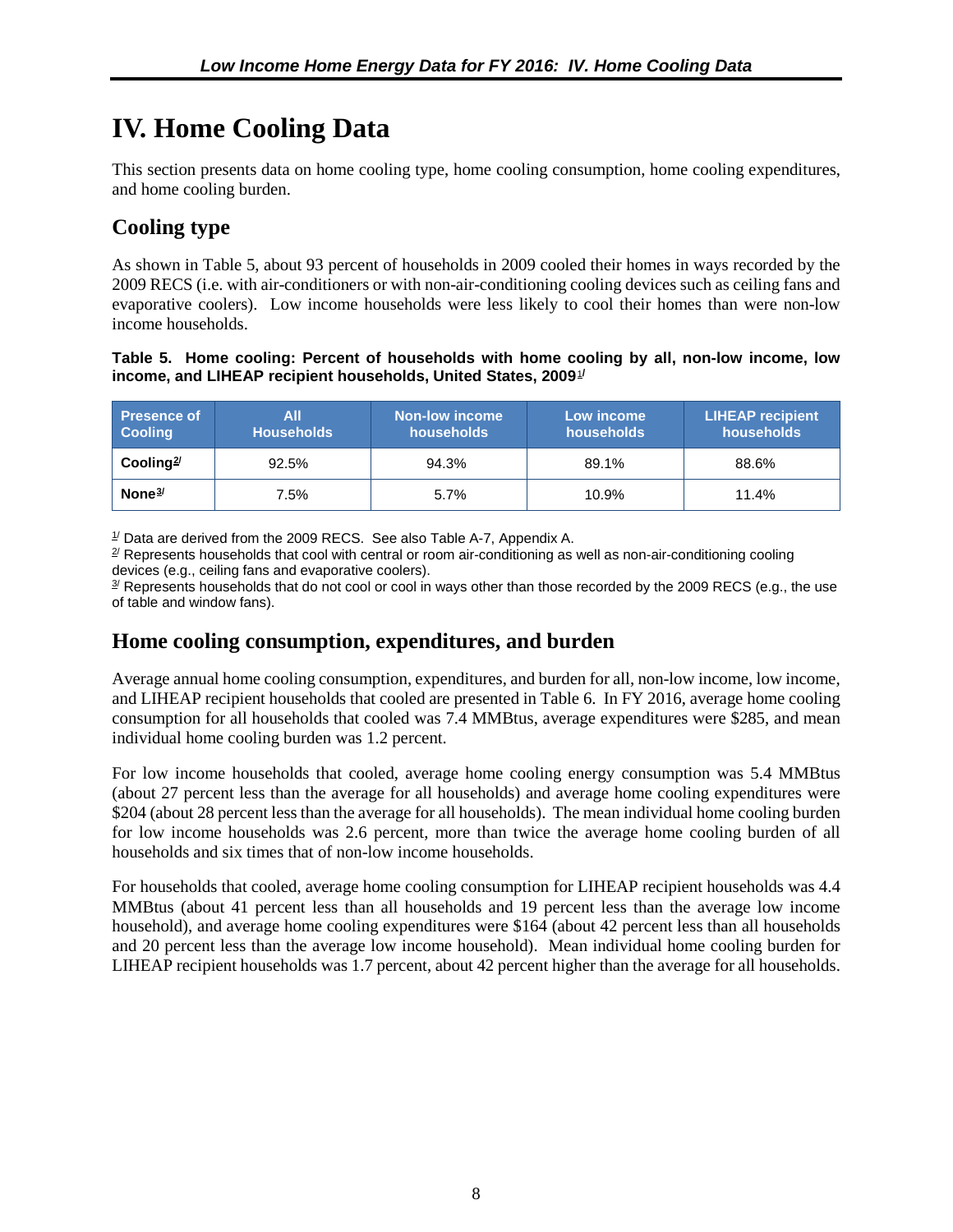# IV. Home Cooling Data

This section presents data on home cooling type, home cooling consumption, home cooling expenditures, and home cooling burden.

## Cooling type

As shown in Table 5, about 93 percent of households in 2009 cooled their homes in ways recorded by the 2009 RECS (i.e. with air-conditioners or with non-air-conditioning cooling devices such as ceiling fans and evaporative coolers). Low income households were less likely to cool their homes than were non-low income households.

**Table 5. Home cooling: Percent of households with home cooling by all, non-low income, low income, and LIHEAP recipient households, United States, 2009[1/]**

| Presence of Cooling | All Households | Non-low income households | Low income households | LIHEAP recipient households |
|---|---|---|---|---|
| **Cooling[2/]** | 92.5% | 94.3% | 89.1% | 88.6% |
| **None[3/]** | 7.5% | 5.7% | 10.9% | 11.4% |

[1/] Data are derived from the 2009 RECS. See also Table A-7, Appendix A.
[2/] Represents households that cool with central or room air-conditioning as well as non-air-conditioning cooling devices (e.g., ceiling fans and evaporative coolers).
[3/] Represents households that do not cool or cool in ways other than those recorded by the 2009 RECS (e.g., the use of table and window fans).

## Home cooling consumption, expenditures, and burden

Average annual home cooling consumption, expenditures, and burden for all, non-low income, low income, and LIHEAP recipient households that cooled are presented in Table 6. In FY 2016, average home cooling consumption for all households that cooled was 7.4 MMBtus, average expenditures were $285, and mean individual home cooling burden was 1.2 percent.

For low income households that cooled, average home cooling energy consumption was 5.4 MMBtus (about 27 percent less than the average for all households) and average home cooling expenditures were $204 (about 28 percent less than the average for all households). The mean individual home cooling burden for low income households was 2.6 percent, more than twice the average home cooling burden of all households and six times that of non-low income households.

For households that cooled, average home cooling consumption for LIHEAP recipient households was 4.4 MMBtus (about 41 percent less than all households and 19 percent less than the average low income household), and average home cooling expenditures were $164 (about 42 percent less than all households and 20 percent less than the average low income household). Mean individual home cooling burden for LIHEAP recipient households was 1.7 percent, about 42 percent higher than the average for all households.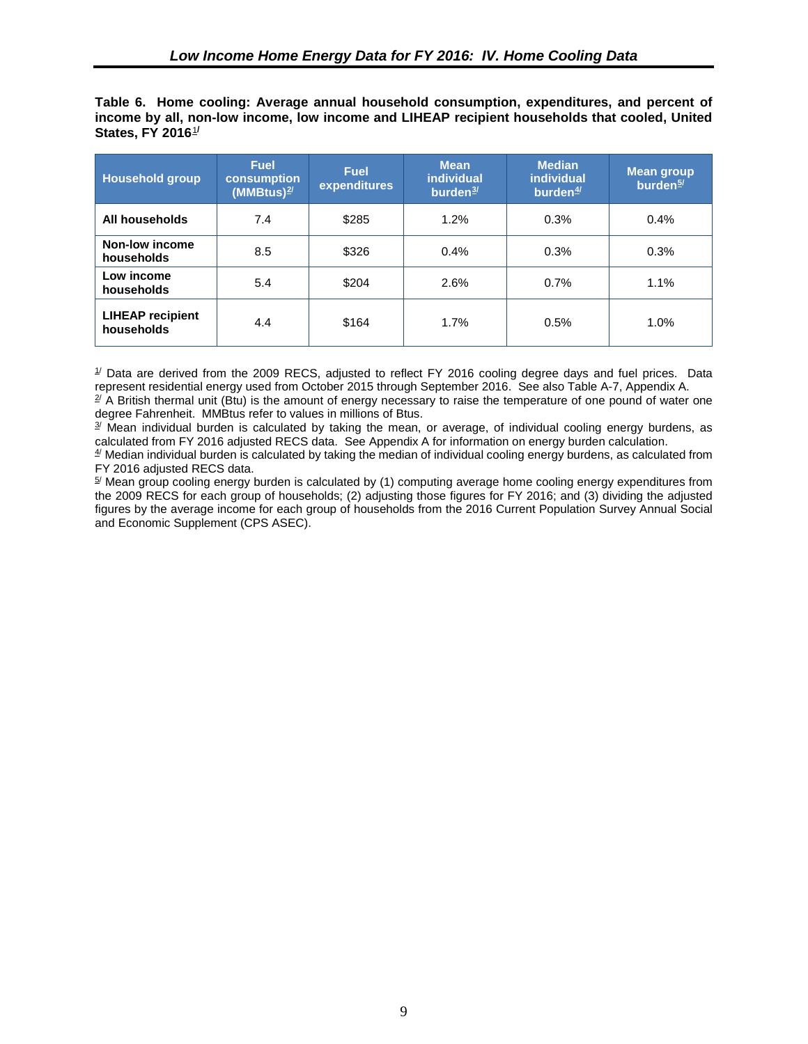**Table 6. Home cooling: Average annual household consumption, expenditures, and percent of income by all, non-low income, low income and LIHEAP recipient households that cooled, United States, FY 2016[1/]**

| Household group | Fuel consumption (MMBtus)[2/] | Fuel expenditures | Mean individual burden[3/] | Median individual burden[4/] | Mean group burden[5/] |
|---|---|---|---|---|---|
| **All households** | 7.4 | $285 | 1.2% | 0.3% | 0.4% |
| **Non-low income households** | 8.5 | $326 | 0.4% | 0.3% | 0.3% |
| **Low income households** | 5.4 | $204 | 2.6% | 0.7% | 1.1% |
| **LIHEAP recipient households** | 4.4 | $164 | 1.7% | 0.5% | 1.0% |

[1/] Data are derived from the 2009 RECS, adjusted to reflect FY 2016 cooling degree days and fuel prices. Data represent residential energy used from October 2015 through September 2016. See also Table A-7, Appendix A.

[2/] A British thermal unit (Btu) is the amount of energy necessary to raise the temperature of one pound of water one degree Fahrenheit. MMBtus refer to values in millions of Btus.

[3/] Mean individual burden is calculated by taking the mean, or average, of individual cooling energy burdens, as calculated from FY 2016 adjusted RECS data. See Appendix A for information on energy burden calculation.

[4/] Median individual burden is calculated by taking the median of individual cooling energy burdens, as calculated from FY 2016 adjusted RECS data.

[5/] Mean group cooling energy burden is calculated by (1) computing average home cooling energy expenditures from the 2009 RECS for each group of households; (2) adjusting those figures for FY 2016; and (3) dividing the adjusted figures by the average income for each group of households from the 2016 Current Population Survey Annual Social and Economic Supplement (CPS ASEC).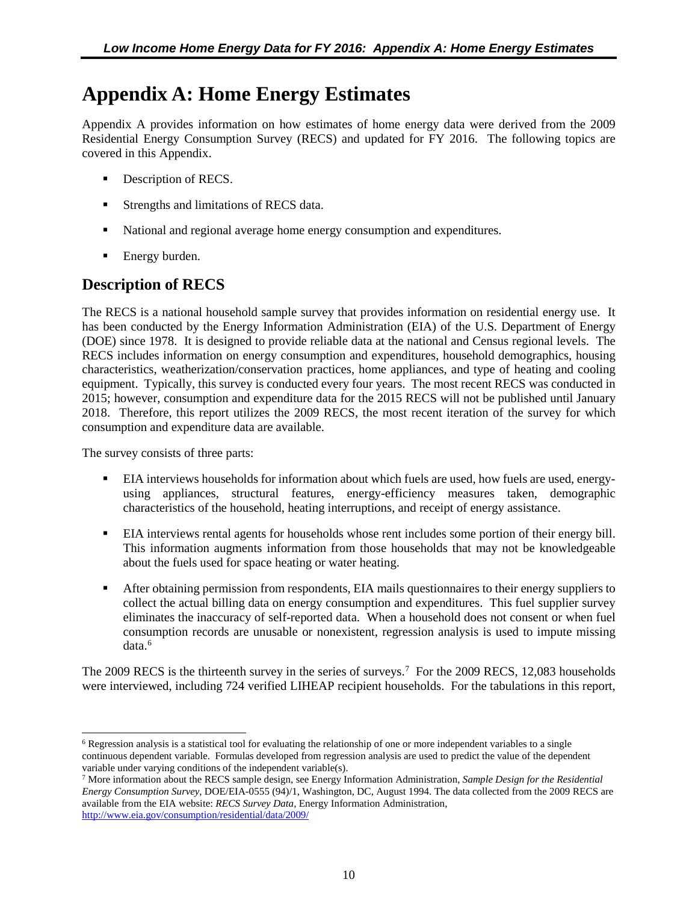# Appendix A: Home Energy Estimates

Appendix A provides information on how estimates of home energy data were derived from the 2009 Residential Energy Consumption Survey (RECS) and updated for FY 2016. The following topics are covered in this Appendix.

- Description of RECS.
- Strengths and limitations of RECS data.
- National and regional average home energy consumption and expenditures.
- Energy burden.

## Description of RECS

The RECS is a national household sample survey that provides information on residential energy use. It has been conducted by the Energy Information Administration (EIA) of the U.S. Department of Energy (DOE) since 1978. It is designed to provide reliable data at the national and Census regional levels. The RECS includes information on energy consumption and expenditures, household demographics, housing characteristics, weatherization/conservation practices, home appliances, and type of heating and cooling equipment. Typically, this survey is conducted every four years. The most recent RECS was conducted in 2015; however, consumption and expenditure data for the 2015 RECS will not be published until January 2018. Therefore, this report utilizes the 2009 RECS, the most recent iteration of the survey for which consumption and expenditure data are available.

The survey consists of three parts:

- EIA interviews households for information about which fuels are used, how fuels are used, energy-using appliances, structural features, energy-efficiency measures taken, demographic characteristics of the household, heating interruptions, and receipt of energy assistance.
- EIA interviews rental agents for households whose rent includes some portion of their energy bill. This information augments information from those households that may not be knowledgeable about the fuels used for space heating or water heating.
- After obtaining permission from respondents, EIA mails questionnaires to their energy suppliers to collect the actual billing data on energy consumption and expenditures. This fuel supplier survey eliminates the inaccuracy of self-reported data. When a household does not consent or when fuel consumption records are unusable or nonexistent, regression analysis is used to impute missing data.[6]

The 2009 RECS is the thirteenth survey in the series of surveys.[7] For the 2009 RECS, 12,083 households were interviewed, including 724 verified LIHEAP recipient households. For the tabulations in this report,

---

[6] Regression analysis is a statistical tool for evaluating the relationship of one or more independent variables to a single continuous dependent variable. Formulas developed from regression analysis are used to predict the value of the dependent variable under varying conditions of the independent variable(s).

[7] More information about the RECS sample design, see Energy Information Administration, *Sample Design for the Residential Energy Consumption Survey*, DOE/EIA-0555 (94)/1, Washington, DC, August 1994. The data collected from the 2009 RECS are available from the EIA website: *RECS Survey Data*, Energy Information Administration, http://www.eia.gov/consumption/residential/data/2009/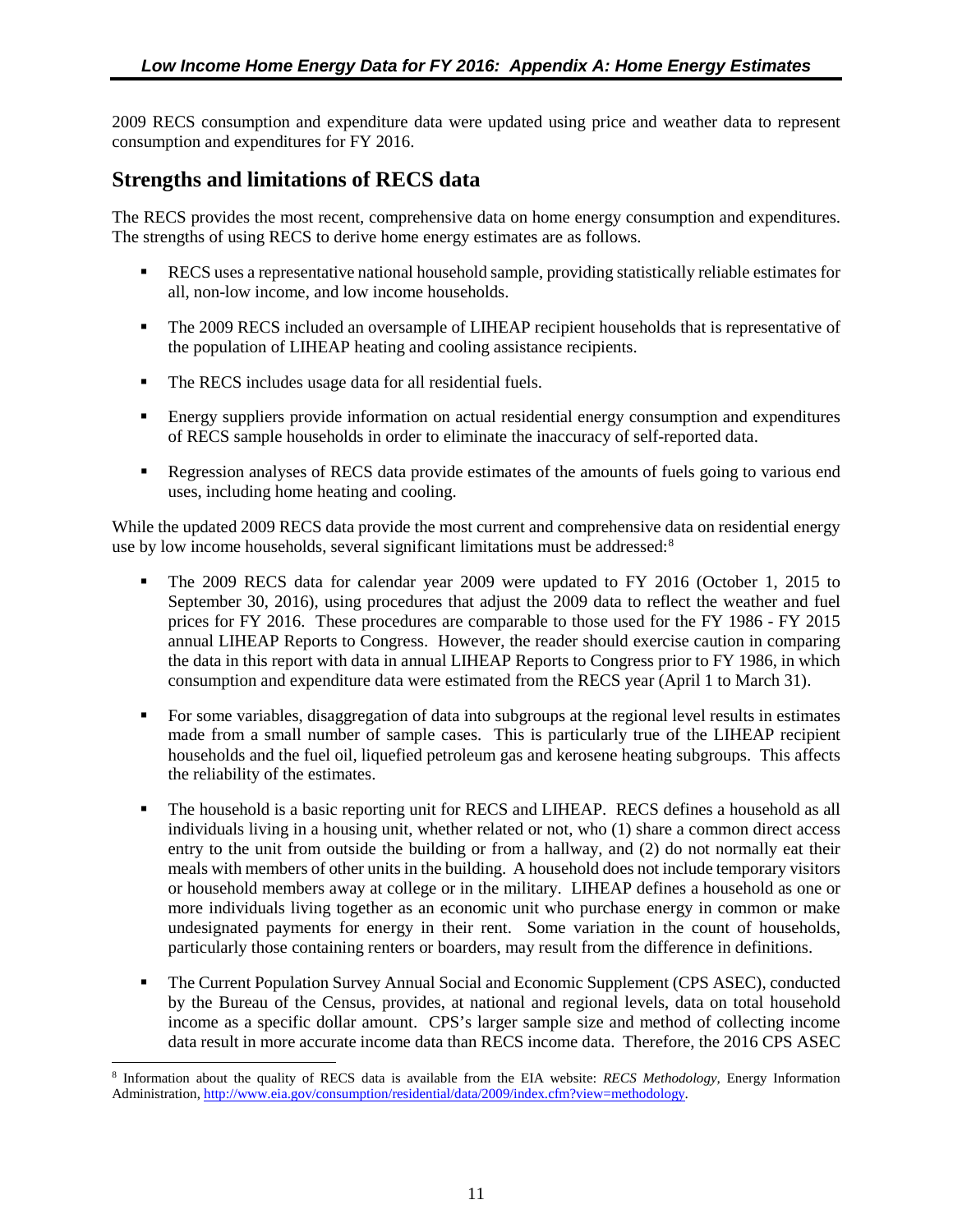2009 RECS consumption and expenditure data were updated using price and weather data to represent consumption and expenditures for FY 2016.

## Strengths and limitations of RECS data

The RECS provides the most recent, comprehensive data on home energy consumption and expenditures. The strengths of using RECS to derive home energy estimates are as follows.

- RECS uses a representative national household sample, providing statistically reliable estimates for all, non-low income, and low income households.
- The 2009 RECS included an oversample of LIHEAP recipient households that is representative of the population of LIHEAP heating and cooling assistance recipients.
- The RECS includes usage data for all residential fuels.
- Energy suppliers provide information on actual residential energy consumption and expenditures of RECS sample households in order to eliminate the inaccuracy of self-reported data.
- Regression analyses of RECS data provide estimates of the amounts of fuels going to various end uses, including home heating and cooling.

While the updated 2009 RECS data provide the most current and comprehensive data on residential energy use by low income households, several significant limitations must be addressed:[8]

- The 2009 RECS data for calendar year 2009 were updated to FY 2016 (October 1, 2015 to September 30, 2016), using procedures that adjust the 2009 data to reflect the weather and fuel prices for FY 2016. These procedures are comparable to those used for the FY 1986 - FY 2015 annual LIHEAP Reports to Congress. However, the reader should exercise caution in comparing the data in this report with data in annual LIHEAP Reports to Congress prior to FY 1986, in which consumption and expenditure data were estimated from the RECS year (April 1 to March 31).
- For some variables, disaggregation of data into subgroups at the regional level results in estimates made from a small number of sample cases. This is particularly true of the LIHEAP recipient households and the fuel oil, liquefied petroleum gas and kerosene heating subgroups. This affects the reliability of the estimates.
- The household is a basic reporting unit for RECS and LIHEAP. RECS defines a household as all individuals living in a housing unit, whether related or not, who (1) share a common direct access entry to the unit from outside the building or from a hallway, and (2) do not normally eat their meals with members of other units in the building. A household does not include temporary visitors or household members away at college or in the military. LIHEAP defines a household as one or more individuals living together as an economic unit who purchase energy in common or make undesignated payments for energy in their rent. Some variation in the count of households, particularly those containing renters or boarders, may result from the difference in definitions.
- The Current Population Survey Annual Social and Economic Supplement (CPS ASEC), conducted by the Bureau of the Census, provides, at national and regional levels, data on total household income as a specific dollar amount. CPS's larger sample size and method of collecting income data result in more accurate income data than RECS income data. Therefore, the 2016 CPS ASEC

[8] Information about the quality of RECS data is available from the EIA website: *RECS Methodology,* Energy Information Administration, http://www.eia.gov/consumption/residential/data/2009/index.cfm?view=methodology.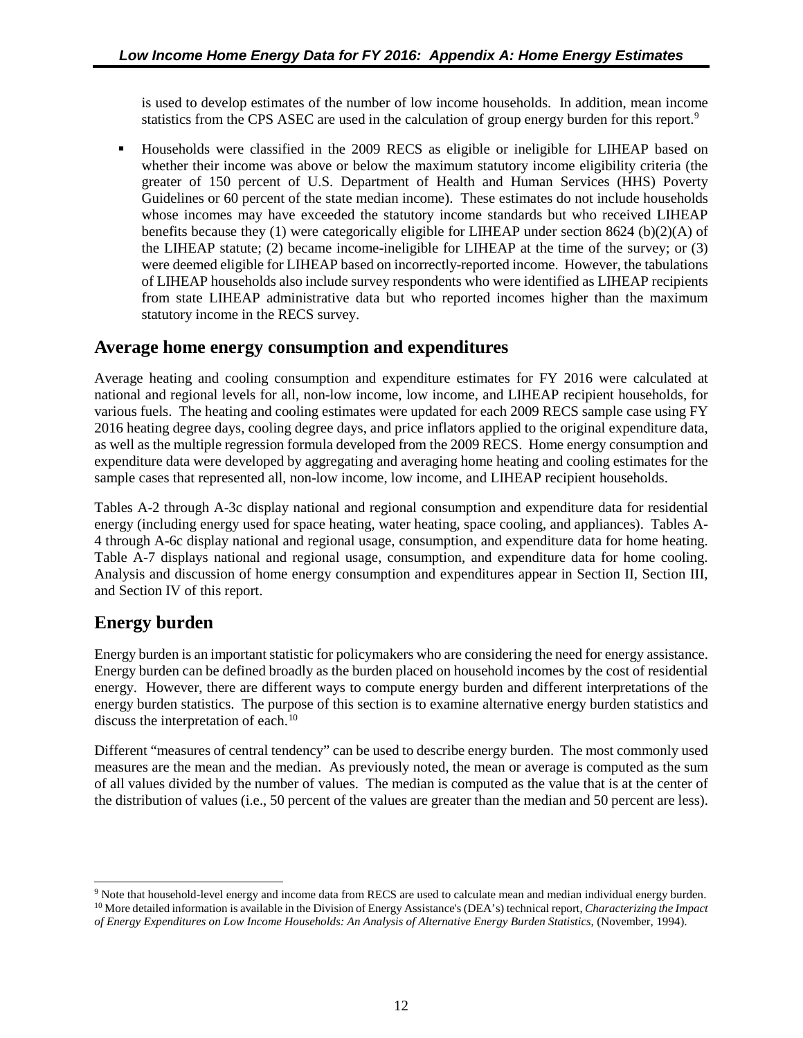is used to develop estimates of the number of low income households. In addition, mean income statistics from the CPS ASEC are used in the calculation of group energy burden for this report.[9]

- Households were classified in the 2009 RECS as eligible or ineligible for LIHEAP based on whether their income was above or below the maximum statutory income eligibility criteria (the greater of 150 percent of U.S. Department of Health and Human Services (HHS) Poverty Guidelines or 60 percent of the state median income). These estimates do not include households whose incomes may have exceeded the statutory income standards but who received LIHEAP benefits because they (1) were categorically eligible for LIHEAP under section 8624 (b)(2)(A) of the LIHEAP statute; (2) became income-ineligible for LIHEAP at the time of the survey; or (3) were deemed eligible for LIHEAP based on incorrectly-reported income. However, the tabulations of LIHEAP households also include survey respondents who were identified as LIHEAP recipients from state LIHEAP administrative data but who reported incomes higher than the maximum statutory income in the RECS survey.

## Average home energy consumption and expenditures

Average heating and cooling consumption and expenditure estimates for FY 2016 were calculated at national and regional levels for all, non-low income, low income, and LIHEAP recipient households, for various fuels. The heating and cooling estimates were updated for each 2009 RECS sample case using FY 2016 heating degree days, cooling degree days, and price inflators applied to the original expenditure data, as well as the multiple regression formula developed from the 2009 RECS. Home energy consumption and expenditure data were developed by aggregating and averaging home heating and cooling estimates for the sample cases that represented all, non-low income, low income, and LIHEAP recipient households.

Tables A-2 through A-3c display national and regional consumption and expenditure data for residential energy (including energy used for space heating, water heating, space cooling, and appliances). Tables A-4 through A-6c display national and regional usage, consumption, and expenditure data for home heating. Table A-7 displays national and regional usage, consumption, and expenditure data for home cooling. Analysis and discussion of home energy consumption and expenditures appear in Section II, Section III, and Section IV of this report.

## Energy burden

Energy burden is an important statistic for policymakers who are considering the need for energy assistance. Energy burden can be defined broadly as the burden placed on household incomes by the cost of residential energy. However, there are different ways to compute energy burden and different interpretations of the energy burden statistics. The purpose of this section is to examine alternative energy burden statistics and discuss the interpretation of each.[10]

Different "measures of central tendency" can be used to describe energy burden. The most commonly used measures are the mean and the median. As previously noted, the mean or average is computed as the sum of all values divided by the number of values. The median is computed as the value that is at the center of the distribution of values (i.e., 50 percent of the values are greater than the median and 50 percent are less).

---

[9] Note that household-level energy and income data from RECS are used to calculate mean and median individual energy burden.

[10] More detailed information is available in the Division of Energy Assistance's (DEA's) technical report, *Characterizing the Impact of Energy Expenditures on Low Income Households: An Analysis of Alternative Energy Burden Statistics,* (November, 1994).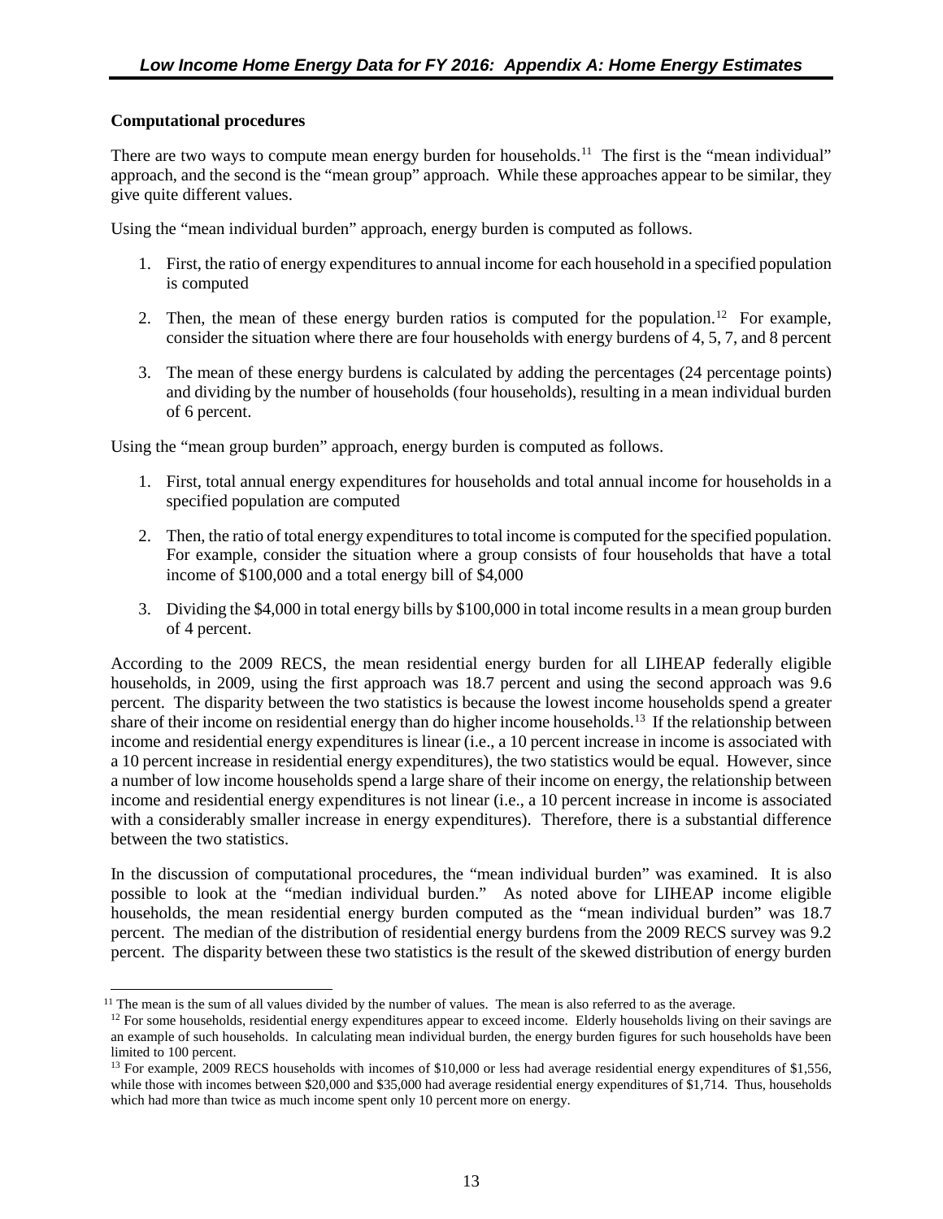**Computational procedures**

There are two ways to compute mean energy burden for households.[11] The first is the "mean individual" approach, and the second is the "mean group" approach. While these approaches appear to be similar, they give quite different values.

Using the "mean individual burden" approach, energy burden is computed as follows.

1. First, the ratio of energy expenditures to annual income for each household in a specified population is computed
2. Then, the mean of these energy burden ratios is computed for the population.[12] For example, consider the situation where there are four households with energy burdens of 4, 5, 7, and 8 percent
3. The mean of these energy burdens is calculated by adding the percentages (24 percentage points) and dividing by the number of households (four households), resulting in a mean individual burden of 6 percent.

Using the "mean group burden" approach, energy burden is computed as follows.

1. First, total annual energy expenditures for households and total annual income for households in a specified population are computed
2. Then, the ratio of total energy expenditures to total income is computed for the specified population. For example, consider the situation where a group consists of four households that have a total income of $100,000 and a total energy bill of $4,000
3. Dividing the $4,000 in total energy bills by $100,000 in total income results in a mean group burden of 4 percent.

According to the 2009 RECS, the mean residential energy burden for all LIHEAP federally eligible households, in 2009, using the first approach was 18.7 percent and using the second approach was 9.6 percent. The disparity between the two statistics is because the lowest income households spend a greater share of their income on residential energy than do higher income households.[13] If the relationship between income and residential energy expenditures is linear (i.e., a 10 percent increase in income is associated with a 10 percent increase in residential energy expenditures), the two statistics would be equal. However, since a number of low income households spend a large share of their income on energy, the relationship between income and residential energy expenditures is not linear (i.e., a 10 percent increase in income is associated with a considerably smaller increase in energy expenditures). Therefore, there is a substantial difference between the two statistics.

In the discussion of computational procedures, the "mean individual burden" was examined. It is also possible to look at the "median individual burden." As noted above for LIHEAP income eligible households, the mean residential energy burden computed as the "mean individual burden" was 18.7 percent. The median of the distribution of residential energy burdens from the 2009 RECS survey was 9.2 percent. The disparity between these two statistics is the result of the skewed distribution of energy burden

---

[11] The mean is the sum of all values divided by the number of values. The mean is also referred to as the average.

[12] For some households, residential energy expenditures appear to exceed income. Elderly households living on their savings are an example of such households. In calculating mean individual burden, the energy burden figures for such households have been limited to 100 percent.

[13] For example, 2009 RECS households with incomes of $10,000 or less had average residential energy expenditures of $1,556, while those with incomes between $20,000 and $35,000 had average residential energy expenditures of $1,714. Thus, households which had more than twice as much income spent only 10 percent more on energy.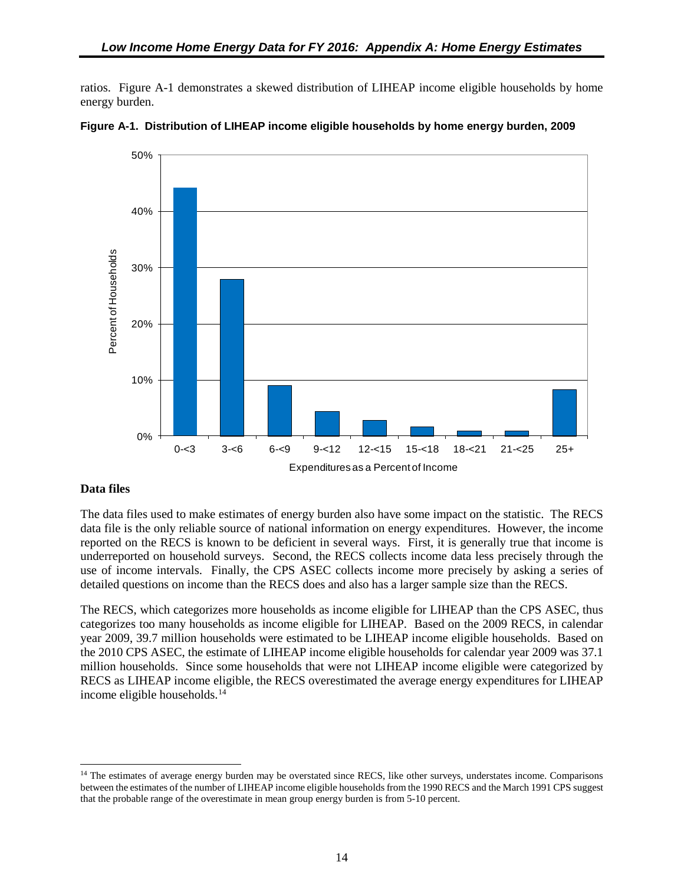ratios. Figure A-1 demonstrates a skewed distribution of LIHEAP income eligible households by home energy burden.

**Figure A-1. Distribution of LIHEAP income eligible households by home energy burden, 2009**

### Data files

The data files used to make estimates of energy burden also have some impact on the statistic. The RECS data file is the only reliable source of national information on energy expenditures. However, the income reported on the RECS is known to be deficient in several ways. First, it is generally true that income is underreported on household surveys. Second, the RECS collects income data less precisely through the use of income intervals. Finally, the CPS ASEC collects income more precisely by asking a series of detailed questions on income than the RECS does and also has a larger sample size than the RECS.

The RECS, which categorizes more households as income eligible for LIHEAP than the CPS ASEC, thus categorizes too many households as income eligible for LIHEAP. Based on the 2009 RECS, in calendar year 2009, 39.7 million households were estimated to be LIHEAP income eligible households. Based on the 2010 CPS ASEC, the estimate of LIHEAP income eligible households for calendar year 2009 was 37.1 million households. Since some households that were not LIHEAP income eligible were categorized by RECS as LIHEAP income eligible, the RECS overestimated the average energy expenditures for LIHEAP income eligible households.[14]

[14] The estimates of average energy burden may be overstated since RECS, like other surveys, understates income. Comparisons between the estimates of the number of LIHEAP income eligible households from the 1990 RECS and the March 1991 CPS suggest that the probable range of the overestimate in mean group energy burden is from 5-10 percent.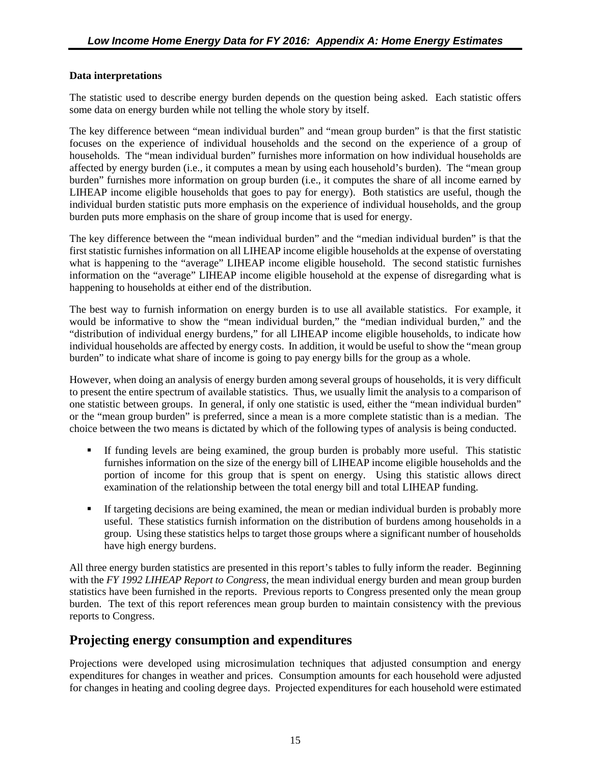**Data interpretations**

The statistic used to describe energy burden depends on the question being asked. Each statistic offers some data on energy burden while not telling the whole story by itself.

The key difference between "mean individual burden" and "mean group burden" is that the first statistic focuses on the experience of individual households and the second on the experience of a group of households. The "mean individual burden" furnishes more information on how individual households are affected by energy burden (i.e., it computes a mean by using each household's burden). The "mean group burden" furnishes more information on group burden (i.e., it computes the share of all income earned by LIHEAP income eligible households that goes to pay for energy). Both statistics are useful, though the individual burden statistic puts more emphasis on the experience of individual households, and the group burden puts more emphasis on the share of group income that is used for energy.

The key difference between the "mean individual burden" and the "median individual burden" is that the first statistic furnishes information on all LIHEAP income eligible households at the expense of overstating what is happening to the "average" LIHEAP income eligible household. The second statistic furnishes information on the "average" LIHEAP income eligible household at the expense of disregarding what is happening to households at either end of the distribution.

The best way to furnish information on energy burden is to use all available statistics. For example, it would be informative to show the "mean individual burden," the "median individual burden," and the "distribution of individual energy burdens," for all LIHEAP income eligible households, to indicate how individual households are affected by energy costs. In addition, it would be useful to show the "mean group burden" to indicate what share of income is going to pay energy bills for the group as a whole.

However, when doing an analysis of energy burden among several groups of households, it is very difficult to present the entire spectrum of available statistics. Thus, we usually limit the analysis to a comparison of one statistic between groups. In general, if only one statistic is used, either the "mean individual burden" or the "mean group burden" is preferred, since a mean is a more complete statistic than is a median. The choice between the two means is dictated by which of the following types of analysis is being conducted.

- If funding levels are being examined, the group burden is probably more useful. This statistic furnishes information on the size of the energy bill of LIHEAP income eligible households and the portion of income for this group that is spent on energy. Using this statistic allows direct examination of the relationship between the total energy bill and total LIHEAP funding.
- If targeting decisions are being examined, the mean or median individual burden is probably more useful. These statistics furnish information on the distribution of burdens among households in a group. Using these statistics helps to target those groups where a significant number of households have high energy burdens.

All three energy burden statistics are presented in this report's tables to fully inform the reader. Beginning with the *FY 1992 LIHEAP Report to Congress*, the mean individual energy burden and mean group burden statistics have been furnished in the reports. Previous reports to Congress presented only the mean group burden. The text of this report references mean group burden to maintain consistency with the previous reports to Congress.

## Projecting energy consumption and expenditures

Projections were developed using microsimulation techniques that adjusted consumption and energy expenditures for changes in weather and prices. Consumption amounts for each household were adjusted for changes in heating and cooling degree days. Projected expenditures for each household were estimated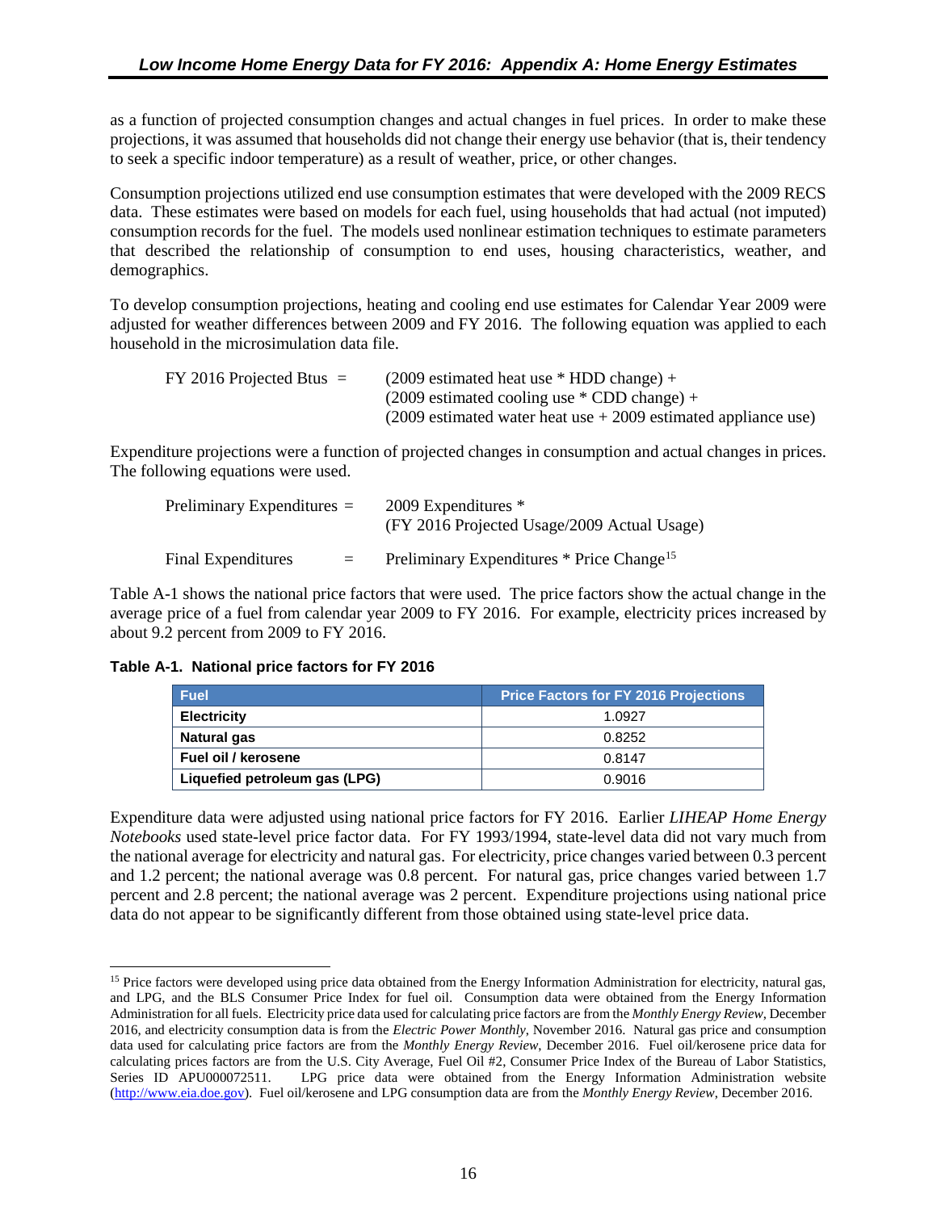as a function of projected consumption changes and actual changes in fuel prices. In order to make these projections, it was assumed that households did not change their energy use behavior (that is, their tendency to seek a specific indoor temperature) as a result of weather, price, or other changes.

Consumption projections utilized end use consumption estimates that were developed with the 2009 RECS data. These estimates were based on models for each fuel, using households that had actual (not imputed) consumption records for the fuel. The models used nonlinear estimation techniques to estimate parameters that described the relationship of consumption to end uses, housing characteristics, weather, and demographics.

To develop consumption projections, heating and cooling end use estimates for Calendar Year 2009 were adjusted for weather differences between 2009 and FY 2016. The following equation was applied to each household in the microsimulation data file.

FY 2016 Projected Btus = (2009 estimated heat use * HDD change) +
(2009 estimated cooling use * CDD change) +
(2009 estimated water heat use + 2009 estimated appliance use)

Expenditure projections were a function of projected changes in consumption and actual changes in prices. The following equations were used.

Preliminary Expenditures = 2009 Expenditures *
(FY 2016 Projected Usage/2009 Actual Usage)

Final Expenditures = Preliminary Expenditures * Price Change[15]

Table A-1 shows the national price factors that were used. The price factors show the actual change in the average price of a fuel from calendar year 2009 to FY 2016. For example, electricity prices increased by about 9.2 percent from 2009 to FY 2016.

**Table A-1. National price factors for FY 2016**

| Fuel | Price Factors for FY 2016 Projections |
|---|---|
| **Electricity** | 1.0927 |
| **Natural gas** | 0.8252 |
| **Fuel oil / kerosene** | 0.8147 |
| **Liquefied petroleum gas (LPG)** | 0.9016 |

Expenditure data were adjusted using national price factors for FY 2016. Earlier *LIHEAP Home Energy Notebooks* used state-level price factor data. For FY 1993/1994, state-level data did not vary much from the national average for electricity and natural gas. For electricity, price changes varied between 0.3 percent and 1.2 percent; the national average was 0.8 percent. For natural gas, price changes varied between 1.7 percent and 2.8 percent; the national average was 2 percent. Expenditure projections using national price data do not appear to be significantly different from those obtained using state-level price data.

---

[15] Price factors were developed using price data obtained from the Energy Information Administration for electricity, natural gas, and LPG, and the BLS Consumer Price Index for fuel oil. Consumption data were obtained from the Energy Information Administration for all fuels. Electricity price data used for calculating price factors are from the *Monthly Energy Review*, December 2016, and electricity consumption data is from the *Electric Power Monthly*, November 2016. Natural gas price and consumption data used for calculating price factors are from the *Monthly Energy Review*, December 2016. Fuel oil/kerosene price data for calculating prices factors are from the U.S. City Average, Fuel Oil #2, Consumer Price Index of the Bureau of Labor Statistics, Series ID APU000072511. LPG price data were obtained from the Energy Information Administration website (http://www.eia.doe.gov). Fuel oil/kerosene and LPG consumption data are from the *Monthly Energy Review*, December 2016.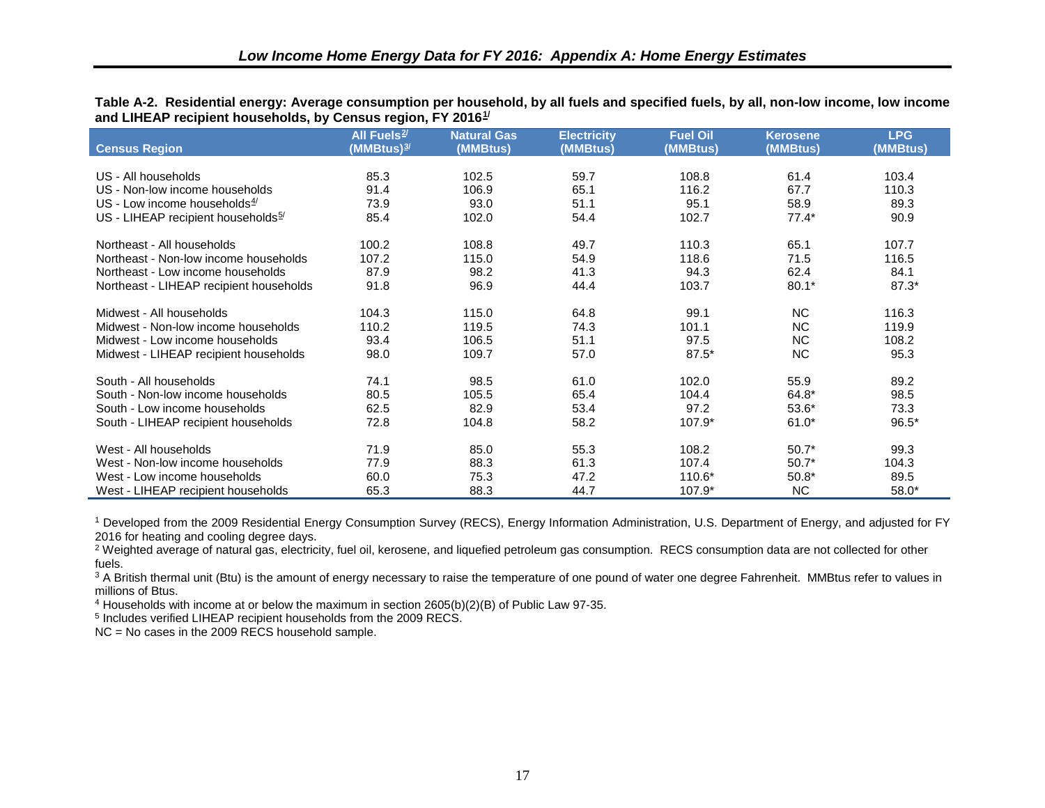**Table A-2. Residential energy: Average consumption per household, by all fuels and specified fuels, by all, non-low income, low income and LIHEAP recipient households, by Census region, FY 2016[1/]**

| Census Region | All Fuels[2/] (MMBtus)[3/] | Natural Gas (MMBtus) | Electricity (MMBtus) | Fuel Oil (MMBtus) | Kerosene (MMBtus) | LPG (MMBtus) |
|---|---|---|---|---|---|---|
| US - All households | 85.3 | 102.5 | 59.7 | 108.8 | 61.4 | 103.4 |
| US - Non-low income households | 91.4 | 106.9 | 65.1 | 116.2 | 67.7 | 110.3 |
| US - Low income households[4/] | 73.9 | 93.0 | 51.1 | 95.1 | 58.9 | 89.3 |
| US - LIHEAP recipient households[5/] | 85.4 | 102.0 | 54.4 | 102.7 | 77.4* | 90.9 |
| Northeast - All households | 100.2 | 108.8 | 49.7 | 110.3 | 65.1 | 107.7 |
| Northeast - Non-low income households | 107.2 | 115.0 | 54.9 | 118.6 | 71.5 | 116.5 |
| Northeast - Low income households | 87.9 | 98.2 | 41.3 | 94.3 | 62.4 | 84.1 |
| Northeast - LIHEAP recipient households | 91.8 | 96.9 | 44.4 | 103.7 | 80.1* | 87.3* |
| Midwest - All households | 104.3 | 115.0 | 64.8 | 99.1 | NC | 116.3 |
| Midwest - Non-low income households | 110.2 | 119.5 | 74.3 | 101.1 | NC | 119.9 |
| Midwest - Low income households | 93.4 | 106.5 | 51.1 | 97.5 | NC | 108.2 |
| Midwest - LIHEAP recipient households | 98.0 | 109.7 | 57.0 | 87.5* | NC | 95.3 |
| South - All households | 74.1 | 98.5 | 61.0 | 102.0 | 55.9 | 89.2 |
| South - Non-low income households | 80.5 | 105.5 | 65.4 | 104.4 | 64.8* | 98.5 |
| South - Low income households | 62.5 | 82.9 | 53.4 | 97.2 | 53.6* | 73.3 |
| South - LIHEAP recipient households | 72.8 | 104.8 | 58.2 | 107.9* | 61.0* | 96.5* |
| West - All households | 71.9 | 85.0 | 55.3 | 108.2 | 50.7* | 99.3 |
| West - Non-low income households | 77.9 | 88.3 | 61.3 | 107.4 | 50.7* | 104.3 |
| West - Low income households | 60.0 | 75.3 | 47.2 | 110.6* | 50.8* | 89.5 |
| West - LIHEAP recipient households | 65.3 | 88.3 | 44.7 | 107.9* | NC | 58.0* |

[1] Developed from the 2009 Residential Energy Consumption Survey (RECS), Energy Information Administration, U.S. Department of Energy, and adjusted for FY 2016 for heating and cooling degree days.

[2] Weighted average of natural gas, electricity, fuel oil, kerosene, and liquefied petroleum gas consumption. RECS consumption data are not collected for other fuels.

[3] A British thermal unit (Btu) is the amount of energy necessary to raise the temperature of one pound of water one degree Fahrenheit. MMBtus refer to values in millions of Btus.

[4] Households with income at or below the maximum in section 2605(b)(2)(B) of Public Law 97-35.

[5] Includes verified LIHEAP recipient households from the 2009 RECS.

NC = No cases in the 2009 RECS household sample.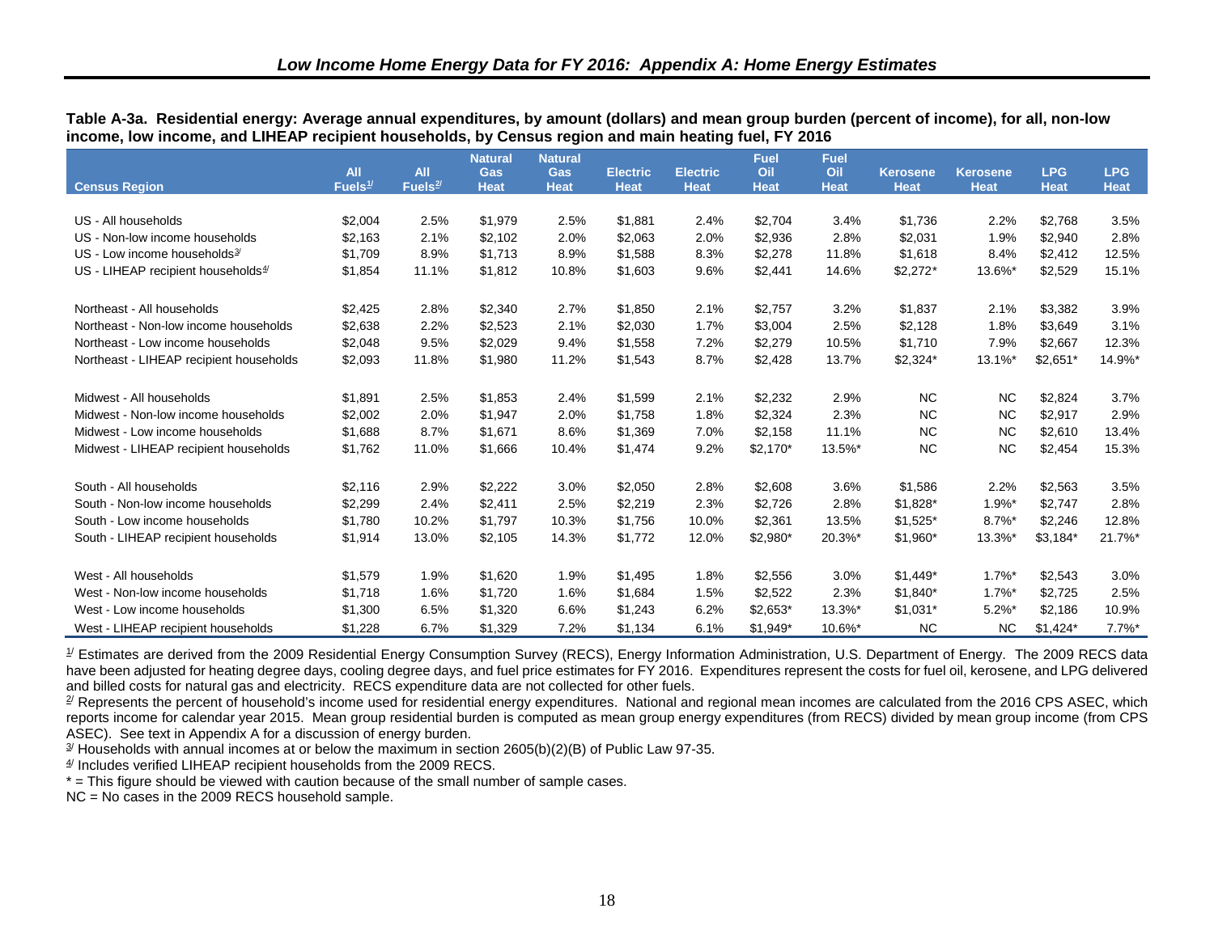## Low Income Home Energy Data for FY 2016: Appendix A: Home Energy Estimates

**Table A-3a. Residential energy: Average annual expenditures, by amount (dollars) and mean group burden (percent of income), for all, non-low income, low income, and LIHEAP recipient households, by Census region and main heating fuel, FY 2016**

| Census Region | All Fuels[1/] | All Fuels[2/] | Natural Gas Heat | Natural Gas Heat | Electric Heat | Electric Heat | Fuel Oil Heat | Fuel Oil Heat | Kerosene Heat | Kerosene Heat | LPG Heat | LPG Heat |
|---|---|---|---|---|---|---|---|---|---|---|---|---|
| US - All households | $2,004 | 2.5% | $1,979 | 2.5% | $1,881 | 2.4% | $2,704 | 3.4% | $1,736 | 2.2% | $2,768 | 3.5% |
| US - Non-low income households | $2,163 | 2.1% | $2,102 | 2.0% | $2,063 | 2.0% | $2,936 | 2.8% | $2,031 | 1.9% | $2,940 | 2.8% |
| US - Low income households[3/] | $1,709 | 8.9% | $1,713 | 8.9% | $1,588 | 8.3% | $2,278 | 11.8% | $1,618 | 8.4% | $2,412 | 12.5% |
| US - LIHEAP recipient households[4/] | $1,854 | 11.1% | $1,812 | 10.8% | $1,603 | 9.6% | $2,441 | 14.6% | $2,272* | 13.6%* | $2,529 | 15.1% |
| Northeast - All households | $2,425 | 2.8% | $2,340 | 2.7% | $1,850 | 2.1% | $2,757 | 3.2% | $1,837 | 2.1% | $3,382 | 3.9% |
| Northeast - Non-low income households | $2,638 | 2.2% | $2,523 | 2.1% | $2,030 | 1.7% | $3,004 | 2.5% | $2,128 | 1.8% | $3,649 | 3.1% |
| Northeast - Low income households | $2,048 | 9.5% | $2,029 | 9.4% | $1,558 | 7.2% | $2,279 | 10.5% | $1,710 | 7.9% | $2,667 | 12.3% |
| Northeast - LIHEAP recipient households | $2,093 | 11.8% | $1,980 | 11.2% | $1,543 | 8.7% | $2,428 | 13.7% | $2,324* | 13.1%* | $2,651* | 14.9%* |
| Midwest - All households | $1,891 | 2.5% | $1,853 | 2.4% | $1,599 | 2.1% | $2,232 | 2.9% | NC | NC | $2,824 | 3.7% |
| Midwest - Non-low income households | $2,002 | 2.0% | $1,947 | 2.0% | $1,758 | 1.8% | $2,324 | 2.3% | NC | NC | $2,917 | 2.9% |
| Midwest - Low income households | $1,688 | 8.7% | $1,671 | 8.6% | $1,369 | 7.0% | $2,158 | 11.1% | NC | NC | $2,610 | 13.4% |
| Midwest - LIHEAP recipient households | $1,762 | 11.0% | $1,666 | 10.4% | $1,474 | 9.2% | $2,170* | 13.5%* | NC | NC | $2,454 | 15.3% |
| South - All households | $2,116 | 2.9% | $2,222 | 3.0% | $2,050 | 2.8% | $2,608 | 3.6% | $1,586 | 2.2% | $2,563 | 3.5% |
| South - Non-low income households | $2,299 | 2.4% | $2,411 | 2.5% | $2,219 | 2.3% | $2,726 | 2.8% | $1,828* | 1.9%* | $2,747 | 2.8% |
| South - Low income households | $1,780 | 10.2% | $1,797 | 10.3% | $1,756 | 10.0% | $2,361 | 13.5% | $1,525* | 8.7%* | $2,246 | 12.8% |
| South - LIHEAP recipient households | $1,914 | 13.0% | $2,105 | 14.3% | $1,772 | 12.0% | $2,980* | 20.3%* | $1,960* | 13.3%* | $3,184* | 21.7%* |
| West - All households | $1,579 | 1.9% | $1,620 | 1.9% | $1,495 | 1.8% | $2,556 | 3.0% | $1,449* | 1.7%* | $2,543 | 3.0% |
| West - Non-low income households | $1,718 | 1.6% | $1,720 | 1.6% | $1,684 | 1.5% | $2,522 | 2.3% | $1,840* | 1.7%* | $2,725 | 2.5% |
| West - Low income households | $1,300 | 6.5% | $1,320 | 6.6% | $1,243 | 6.2% | $2,653* | 13.3%* | $1,031* | 5.2%* | $2,186 | 10.9% |
| West - LIHEAP recipient households | $1,228 | 6.7% | $1,329 | 7.2% | $1,134 | 6.1% | $1,949* | 10.6%* | NC | NC | $1,424* | 7.7%* |

[1/] Estimates are derived from the 2009 Residential Energy Consumption Survey (RECS), Energy Information Administration, U.S. Department of Energy. The 2009 RECS data have been adjusted for heating degree days, cooling degree days, and fuel price estimates for FY 2016. Expenditures represent the costs for fuel oil, kerosene, and LPG delivered and billed costs for natural gas and electricity. RECS expenditure data are not collected for other fuels.

[2/] Represents the percent of household's income used for residential energy expenditures. National and regional mean incomes are calculated from the 2016 CPS ASEC, which reports income for calendar year 2015. Mean group residential burden is computed as mean group energy expenditures (from RECS) divided by mean group income (from CPS ASEC). See text in Appendix A for a discussion of energy burden.

[3/] Households with annual incomes at or below the maximum in section 2605(b)(2)(B) of Public Law 97-35.

[4/] Includes verified LIHEAP recipient households from the 2009 RECS.

* = This figure should be viewed with caution because of the small number of sample cases.

NC = No cases in the 2009 RECS household sample.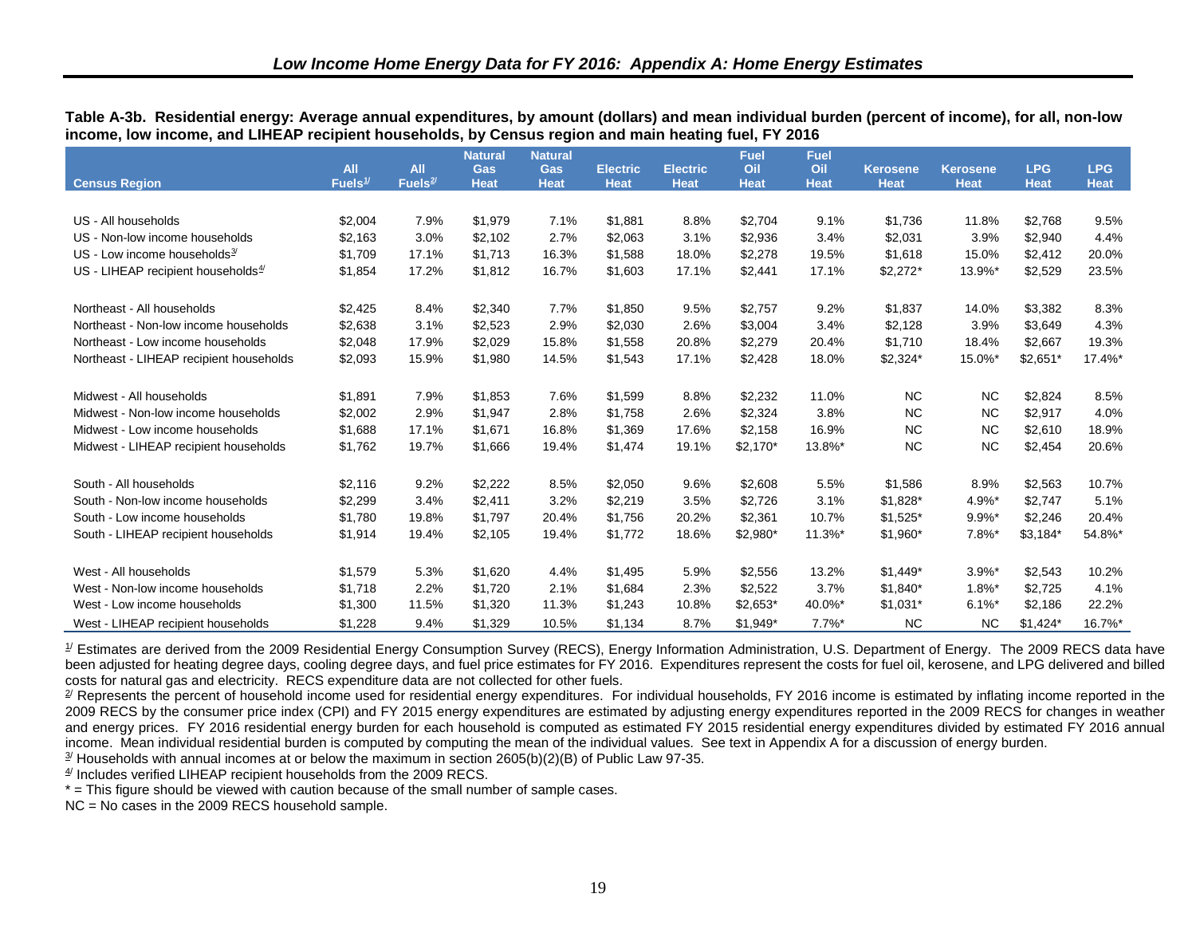## Low Income Home Energy Data for FY 2016: Appendix A: Home Energy Estimates

**Table A-3b. Residential energy: Average annual expenditures, by amount (dollars) and mean individual burden (percent of income), for all, non-low income, low income, and LIHEAP recipient households, by Census region and main heating fuel, FY 2016**

| Census Region | All Fuels[1/] | All Fuels[2/] | Natural Gas Heat | Natural Gas Heat | Electric Heat | Electric Heat | Fuel Oil Heat | Fuel Oil Heat | Kerosene Heat | Kerosene Heat | LPG Heat | LPG Heat |
|---|---|---|---|---|---|---|---|---|---|---|---|---|
| US - All households | $2,004 | 7.9% | $1,979 | 7.1% | $1,881 | 8.8% | $2,704 | 9.1% | $1,736 | 11.8% | $2,768 | 9.5% |
| US - Non-low income households | $2,163 | 3.0% | $2,102 | 2.7% | $2,063 | 3.1% | $2,936 | 3.4% | $2,031 | 3.9% | $2,940 | 4.4% |
| US - Low income households[3/] | $1,709 | 17.1% | $1,713 | 16.3% | $1,588 | 18.0% | $2,278 | 19.5% | $1,618 | 15.0% | $2,412 | 20.0% |
| US - LIHEAP recipient households[4/] | $1,854 | 17.2% | $1,812 | 16.7% | $1,603 | 17.1% | $2,441 | 17.1% | $2,272* | 13.9%* | $2,529 | 23.5% |
| Northeast - All households | $2,425 | 8.4% | $2,340 | 7.7% | $1,850 | 9.5% | $2,757 | 9.2% | $1,837 | 14.0% | $3,382 | 8.3% |
| Northeast - Non-low income households | $2,638 | 3.1% | $2,523 | 2.9% | $2,030 | 2.6% | $3,004 | 3.4% | $2,128 | 3.9% | $3,649 | 4.3% |
| Northeast - Low income households | $2,048 | 17.9% | $2,029 | 15.8% | $1,558 | 20.8% | $2,279 | 20.4% | $1,710 | 18.4% | $2,667 | 19.3% |
| Northeast - LIHEAP recipient households | $2,093 | 15.9% | $1,980 | 14.5% | $1,543 | 17.1% | $2,428 | 18.0% | $2,324* | 15.0%* | $2,651* | 17.4%* |
| Midwest - All households | $1,891 | 7.9% | $1,853 | 7.6% | $1,599 | 8.8% | $2,232 | 11.0% | NC | NC | $2,824 | 8.5% |
| Midwest - Non-low income households | $2,002 | 2.9% | $1,947 | 2.8% | $1,758 | 2.6% | $2,324 | 3.8% | NC | NC | $2,917 | 4.0% |
| Midwest - Low income households | $1,688 | 17.1% | $1,671 | 16.8% | $1,369 | 17.6% | $2,158 | 16.9% | NC | NC | $2,610 | 18.9% |
| Midwest - LIHEAP recipient households | $1,762 | 19.7% | $1,666 | 19.4% | $1,474 | 19.1% | $2,170* | 13.8%* | NC | NC | $2,454 | 20.6% |
| South - All households | $2,116 | 9.2% | $2,222 | 8.5% | $2,050 | 9.6% | $2,608 | 5.5% | $1,586 | 8.9% | $2,563 | 10.7% |
| South - Non-low income households | $2,299 | 3.4% | $2,411 | 3.2% | $2,219 | 3.5% | $2,726 | 3.1% | $1,828* | 4.9%* | $2,747 | 5.1% |
| South - Low income households | $1,780 | 19.8% | $1,797 | 20.4% | $1,756 | 20.2% | $2,361 | 10.7% | $1,525* | 9.9%* | $2,246 | 20.4% |
| South - LIHEAP recipient households | $1,914 | 19.4% | $2,105 | 19.4% | $1,772 | 18.6% | $2,980* | 11.3%* | $1,960* | 7.8%* | $3,184* | 54.8%* |
| West - All households | $1,579 | 5.3% | $1,620 | 4.4% | $1,495 | 5.9% | $2,556 | 13.2% | $1,449* | 3.9%* | $2,543 | 10.2% |
| West - Non-low income households | $1,718 | 2.2% | $1,720 | 2.1% | $1,684 | 2.3% | $2,522 | 3.7% | $1,840* | 1.8%* | $2,725 | 4.1% |
| West - Low income households | $1,300 | 11.5% | $1,320 | 11.3% | $1,243 | 10.8% | $2,653* | 40.0%* | $1,031* | 6.1%* | $2,186 | 22.2% |
| West - LIHEAP recipient households | $1,228 | 9.4% | $1,329 | 10.5% | $1,134 | 8.7% | $1,949* | 7.7%* | NC | NC | $1,424* | 16.7%* |

[1/] Estimates are derived from the 2009 Residential Energy Consumption Survey (RECS), Energy Information Administration, U.S. Department of Energy. The 2009 RECS data have been adjusted for heating degree days, cooling degree days, and fuel price estimates for FY 2016. Expenditures represent the costs for fuel oil, kerosene, and LPG delivered and billed costs for natural gas and electricity. RECS expenditure data are not collected for other fuels.

[2/] Represents the percent of household income used for residential energy expenditures. For individual households, FY 2016 income is estimated by inflating income reported in the 2009 RECS by the consumer price index (CPI) and FY 2015 energy expenditures are estimated by adjusting energy expenditures reported in the 2009 RECS for changes in weather and energy prices. FY 2016 residential energy burden for each household is computed as estimated FY 2015 residential energy expenditures divided by estimated FY 2016 annual income. Mean individual residential burden is computed by computing the mean of the individual values. See text in Appendix A for a discussion of energy burden.

[3/] Households with annual incomes at or below the maximum in section 2605(b)(2)(B) of Public Law 97-35.

[4/] Includes verified LIHEAP recipient households from the 2009 RECS.

* = This figure should be viewed with caution because of the small number of sample cases.

NC = No cases in the 2009 RECS household sample.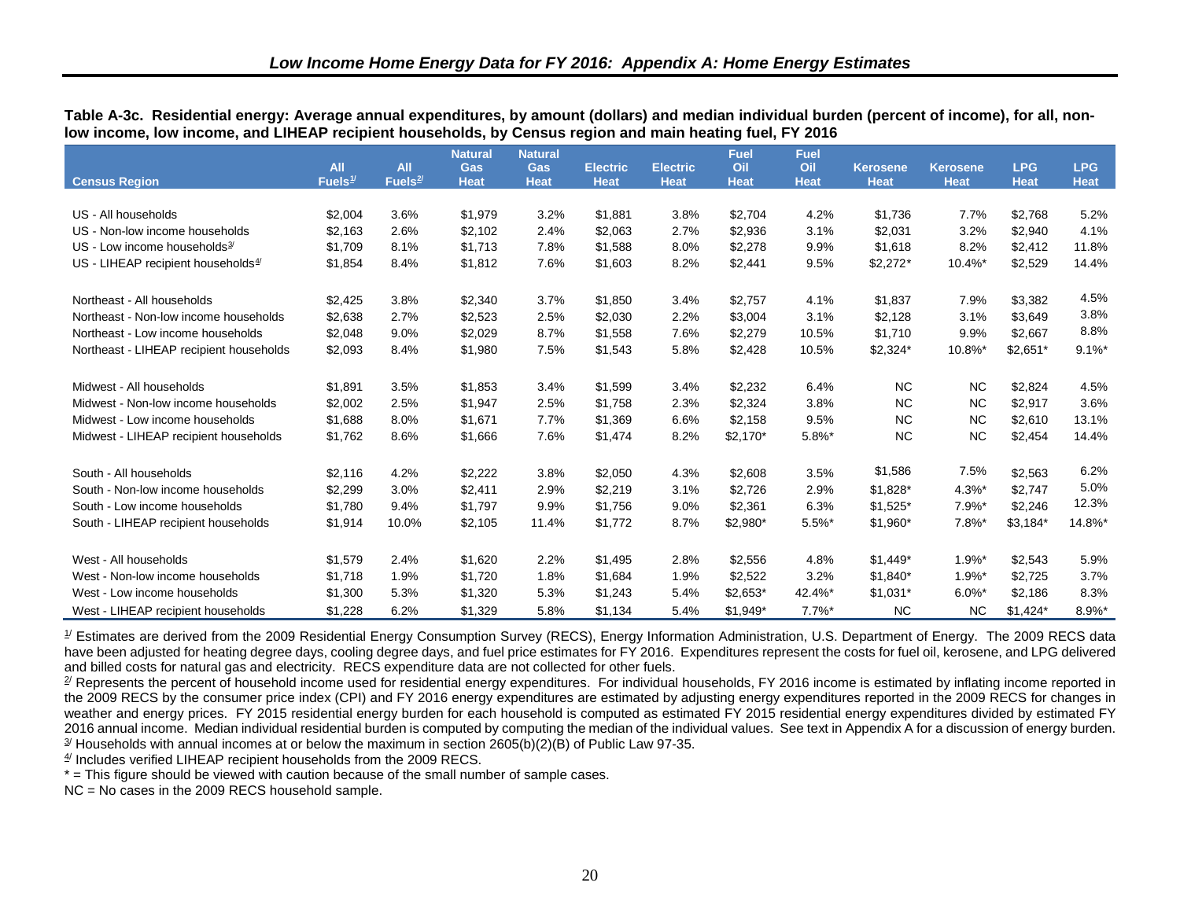**Table A-3c. Residential energy: Average annual expenditures, by amount (dollars) and median individual burden (percent of income), for all, non-low income, low income, and LIHEAP recipient households, by Census region and main heating fuel, FY 2016**

| Census Region | All Fuels[1/] | All Fuels[2/] | Natural Gas Heat | Natural Gas Heat | Electric Heat | Electric Heat | Fuel Oil Heat | Fuel Oil Heat | Kerosene Heat | Kerosene Heat | LPG Heat | LPG Heat |
|---|---|---|---|---|---|---|---|---|---|---|---|---|
| US - All households | $2,004 | 3.6% | $1,979 | 3.2% | $1,881 | 3.8% | $2,704 | 4.2% | $1,736 | 7.7% | $2,768 | 5.2% |
| US - Non-low income households | $2,163 | 2.6% | $2,102 | 2.4% | $2,063 | 2.7% | $2,936 | 3.1% | $2,031 | 3.2% | $2,940 | 4.1% |
| US - Low income households[3/] | $1,709 | 8.1% | $1,713 | 7.8% | $1,588 | 8.0% | $2,278 | 9.9% | $1,618 | 8.2% | $2,412 | 11.8% |
| US - LIHEAP recipient households[4/] | $1,854 | 8.4% | $1,812 | 7.6% | $1,603 | 8.2% | $2,441 | 9.5% | $2,272* | 10.4%* | $2,529 | 14.4% |
| Northeast - All households | $2,425 | 3.8% | $2,340 | 3.7% | $1,850 | 3.4% | $2,757 | 4.1% | $1,837 | 7.9% | $3,382 | 4.5% |
| Northeast - Non-low income households | $2,638 | 2.7% | $2,523 | 2.5% | $2,030 | 2.2% | $3,004 | 3.1% | $2,128 | 3.1% | $3,649 | 3.8% |
| Northeast - Low income households | $2,048 | 9.0% | $2,029 | 8.7% | $1,558 | 7.6% | $2,279 | 10.5% | $1,710 | 9.9% | $2,667 | 8.8% |
| Northeast - LIHEAP recipient households | $2,093 | 8.4% | $1,980 | 7.5% | $1,543 | 5.8% | $2,428 | 10.5% | $2,324* | 10.8%* | $2,651* | 9.1%* |
| Midwest - All households | $1,891 | 3.5% | $1,853 | 3.4% | $1,599 | 3.4% | $2,232 | 6.4% | NC | NC | $2,824 | 4.5% |
| Midwest - Non-low income households | $2,002 | 2.5% | $1,947 | 2.5% | $1,758 | 2.3% | $2,324 | 3.8% | NC | NC | $2,917 | 3.6% |
| Midwest - Low income households | $1,688 | 8.0% | $1,671 | 7.7% | $1,369 | 6.6% | $2,158 | 9.5% | NC | NC | $2,610 | 13.1% |
| Midwest - LIHEAP recipient households | $1,762 | 8.6% | $1,666 | 7.6% | $1,474 | 8.2% | $2,170* | 5.8%* | NC | NC | $2,454 | 14.4% |
| South - All households | $2,116 | 4.2% | $2,222 | 3.8% | $2,050 | 4.3% | $2,608 | 3.5% | $1,586 | 7.5% | $2,563 | 6.2% |
| South - Non-low income households | $2,299 | 3.0% | $2,411 | 2.9% | $2,219 | 3.1% | $2,726 | 2.9% | $1,828* | 4.3%* | $2,747 | 5.0% |
| South - Low income households | $1,780 | 9.4% | $1,797 | 9.9% | $1,756 | 9.0% | $2,361 | 6.3% | $1,525* | 7.9%* | $2,246 | 12.3% |
| South - LIHEAP recipient households | $1,914 | 10.0% | $2,105 | 11.4% | $1,772 | 8.7% | $2,980* | 5.5%* | $1,960* | 7.8%* | $3,184* | 14.8%* |
| West - All households | $1,579 | 2.4% | $1,620 | 2.2% | $1,495 | 2.8% | $2,556 | 4.8% | $1,449* | 1.9%* | $2,543 | 5.9% |
| West - Non-low income households | $1,718 | 1.9% | $1,720 | 1.8% | $1,684 | 1.9% | $2,522 | 3.2% | $1,840* | 1.9%* | $2,725 | 3.7% |
| West - Low income households | $1,300 | 5.3% | $1,320 | 5.3% | $1,243 | 5.4% | $2,653* | 42.4%* | $1,031* | 6.0%* | $2,186 | 8.3% |
| West - LIHEAP recipient households | $1,228 | 6.2% | $1,329 | 5.8% | $1,134 | 5.4% | $1,949* | 7.7%* | NC | NC | $1,424* | 8.9%* |

[1/] Estimates are derived from the 2009 Residential Energy Consumption Survey (RECS), Energy Information Administration, U.S. Department of Energy. The 2009 RECS data have been adjusted for heating degree days, cooling degree days, and fuel price estimates for FY 2016. Expenditures represent the costs for fuel oil, kerosene, and LPG delivered and billed costs for natural gas and electricity. RECS expenditure data are not collected for other fuels.

[2/] Represents the percent of household income used for residential energy expenditures. For individual households, FY 2016 income is estimated by inflating income reported in the 2009 RECS by the consumer price index (CPI) and FY 2016 energy expenditures are estimated by adjusting energy expenditures reported in the 2009 RECS for changes in weather and energy prices. FY 2015 residential energy burden for each household is computed as estimated FY 2015 residential energy expenditures divided by estimated FY 2016 annual income. Median individual residential burden is computed by computing the median of the individual values. See text in Appendix A for a discussion of energy burden.

[3/] Households with annual incomes at or below the maximum in section 2605(b)(2)(B) of Public Law 97-35.

[4/] Includes verified LIHEAP recipient households from the 2009 RECS.

* = This figure should be viewed with caution because of the small number of sample cases.

NC = No cases in the 2009 RECS household sample.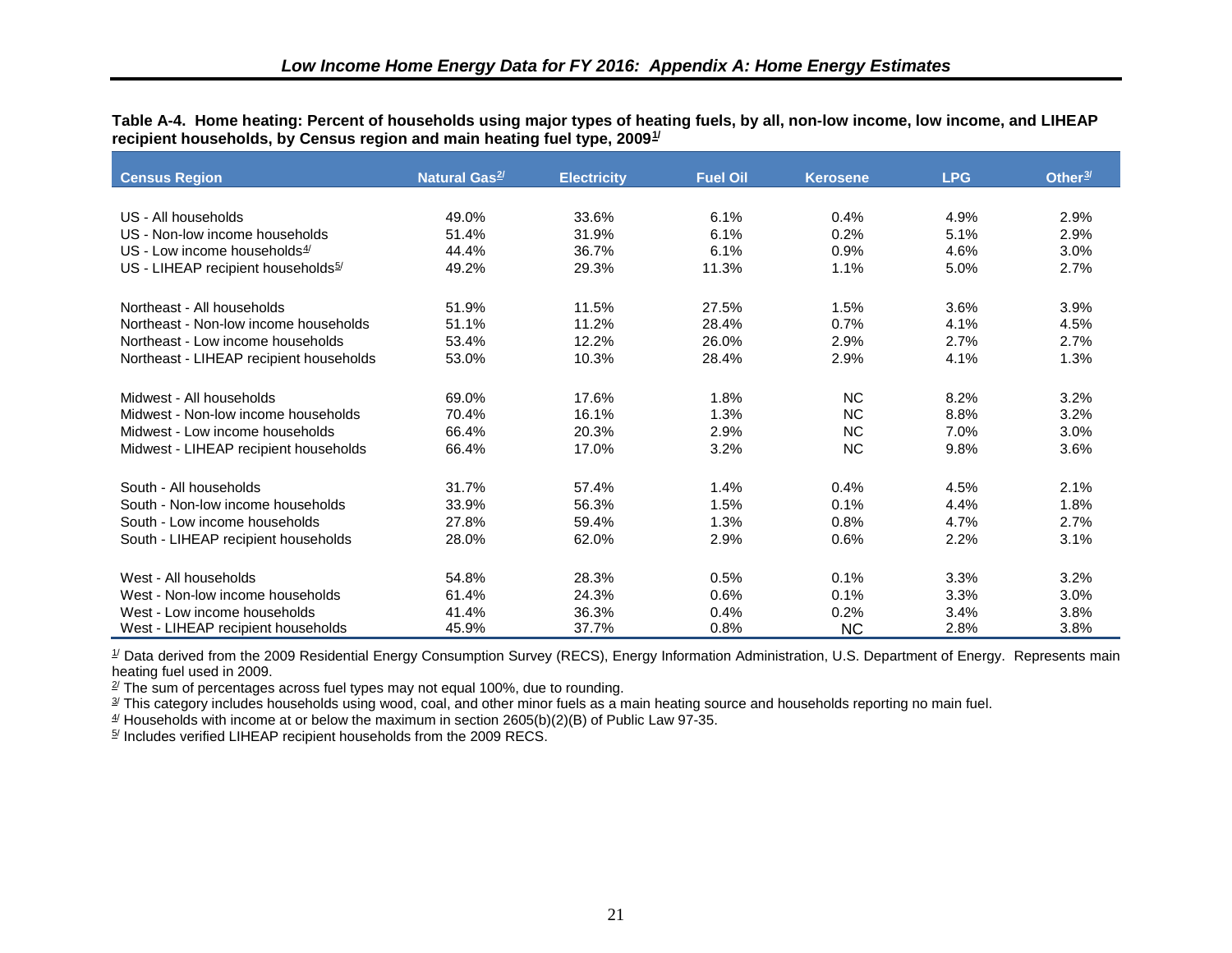**Table A-4. Home heating: Percent of households using major types of heating fuels, by all, non-low income, low income, and LIHEAP recipient households, by Census region and main heating fuel type, 2009**[1/]

| Census Region | Natural Gas[2/] | Electricity | Fuel Oil | Kerosene | LPG | Other[3/] |
|---|---|---|---|---|---|---|
| US - All households | 49.0% | 33.6% | 6.1% | 0.4% | 4.9% | 2.9% |
| US - Non-low income households | 51.4% | 31.9% | 6.1% | 0.2% | 5.1% | 2.9% |
| US - Low income households[4/] | 44.4% | 36.7% | 6.1% | 0.9% | 4.6% | 3.0% |
| US - LIHEAP recipient households[5/] | 49.2% | 29.3% | 11.3% | 1.1% | 5.0% | 2.7% |
| Northeast - All households | 51.9% | 11.5% | 27.5% | 1.5% | 3.6% | 3.9% |
| Northeast - Non-low income households | 51.1% | 11.2% | 28.4% | 0.7% | 4.1% | 4.5% |
| Northeast - Low income households | 53.4% | 12.2% | 26.0% | 2.9% | 2.7% | 2.7% |
| Northeast - LIHEAP recipient households | 53.0% | 10.3% | 28.4% | 2.9% | 4.1% | 1.3% |
| Midwest - All households | 69.0% | 17.6% | 1.8% | NC | 8.2% | 3.2% |
| Midwest - Non-low income households | 70.4% | 16.1% | 1.3% | NC | 8.8% | 3.2% |
| Midwest - Low income households | 66.4% | 20.3% | 2.9% | NC | 7.0% | 3.0% |
| Midwest - LIHEAP recipient households | 66.4% | 17.0% | 3.2% | NC | 9.8% | 3.6% |
| South - All households | 31.7% | 57.4% | 1.4% | 0.4% | 4.5% | 2.1% |
| South - Non-low income households | 33.9% | 56.3% | 1.5% | 0.1% | 4.4% | 1.8% |
| South - Low income households | 27.8% | 59.4% | 1.3% | 0.8% | 4.7% | 2.7% |
| South - LIHEAP recipient households | 28.0% | 62.0% | 2.9% | 0.6% | 2.2% | 3.1% |
| West - All households | 54.8% | 28.3% | 0.5% | 0.1% | 3.3% | 3.2% |
| West - Non-low income households | 61.4% | 24.3% | 0.6% | 0.1% | 3.3% | 3.0% |
| West - Low income households | 41.4% | 36.3% | 0.4% | 0.2% | 3.4% | 3.8% |
| West - LIHEAP recipient households | 45.9% | 37.7% | 0.8% | NC | 2.8% | 3.8% |

[1/] Data derived from the 2009 Residential Energy Consumption Survey (RECS), Energy Information Administration, U.S. Department of Energy. Represents main heating fuel used in 2009.

[2/] The sum of percentages across fuel types may not equal 100%, due to rounding.

[3/] This category includes households using wood, coal, and other minor fuels as a main heating source and households reporting no main fuel.

[4/] Households with income at or below the maximum in section 2605(b)(2)(B) of Public Law 97-35.

[5/] Includes verified LIHEAP recipient households from the 2009 RECS.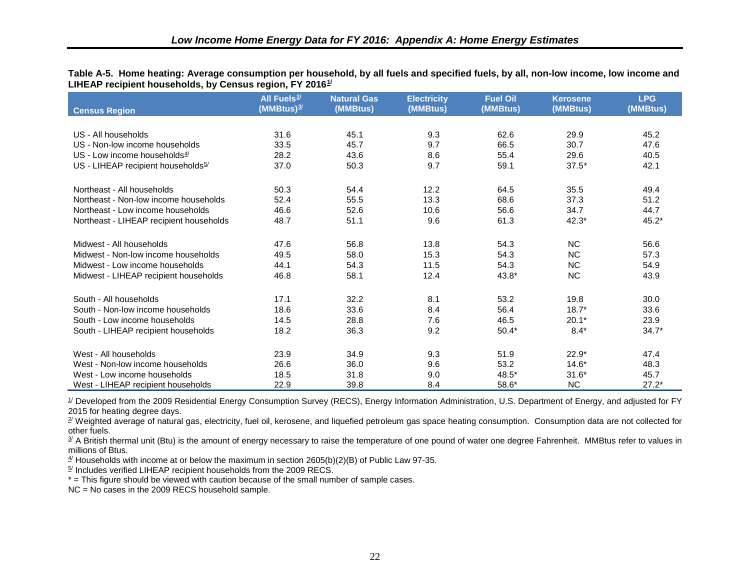**Table A-5. Home heating: Average consumption per household, by all fuels and specified fuels, by all, non-low income, low income and LIHEAP recipient households, by Census region, FY 2016[1]**

| Census Region | All Fuels[2] (MMBtus)[3] | Natural Gas (MMBtus) | Electricity (MMBtus) | Fuel Oil (MMBtus) | Kerosene (MMBtus) | LPG (MMBtus) |
|---|---|---|---|---|---|---|
| US - All households | 31.6 | 45.1 | 9.3 | 62.6 | 29.9 | 45.2 |
| US - Non-low income households | 33.5 | 45.7 | 9.7 | 66.5 | 30.7 | 47.6 |
| US - Low income households[4] | 28.2 | 43.6 | 8.6 | 55.4 | 29.6 | 40.5 |
| US - LIHEAP recipient households[5] | 37.0 | 50.3 | 9.7 | 59.1 | 37.5* | 42.1 |
| Northeast - All households | 50.3 | 54.4 | 12.2 | 64.5 | 35.5 | 49.4 |
| Northeast - Non-low income households | 52.4 | 55.5 | 13.3 | 68.6 | 37.3 | 51.2 |
| Northeast - Low income households | 46.6 | 52.6 | 10.6 | 56.6 | 34.7 | 44.7 |
| Northeast - LIHEAP recipient households | 48.7 | 51.1 | 9.6 | 61.3 | 42.3* | 45.2* |
| Midwest - All households | 47.6 | 56.8 | 13.8 | 54.3 | NC | 56.6 |
| Midwest - Non-low income households | 49.5 | 58.0 | 15.3 | 54.3 | NC | 57.3 |
| Midwest - Low income households | 44.1 | 54.3 | 11.5 | 54.3 | NC | 54.9 |
| Midwest - LIHEAP recipient households | 46.8 | 58.1 | 12.4 | 43.8* | NC | 43.9 |
| South - All households | 17.1 | 32.2 | 8.1 | 53.2 | 19.8 | 30.0 |
| South - Non-low income households | 18.6 | 33.6 | 8.4 | 56.4 | 18.7* | 33.6 |
| South - Low income households | 14.5 | 28.8 | 7.6 | 46.5 | 20.1* | 23.9 |
| South - LIHEAP recipient households | 18.2 | 36.3 | 9.2 | 50.4* | 8.4* | 34.7* |
| West - All households | 23.9 | 34.9 | 9.3 | 51.9 | 22.9* | 47.4 |
| West - Non-low income households | 26.6 | 36.0 | 9.6 | 53.2 | 14.6* | 48.3 |
| West - Low income households | 18.5 | 31.8 | 9.0 | 48.5* | 31.6* | 45.7 |
| West - LIHEAP recipient households | 22.9 | 39.8 | 8.4 | 58.6* | NC | 27.2* |

[1] Developed from the 2009 Residential Energy Consumption Survey (RECS), Energy Information Administration, U.S. Department of Energy, and adjusted for FY 2015 for heating degree days.

[2] Weighted average of natural gas, electricity, fuel oil, kerosene, and liquefied petroleum gas space heating consumption. Consumption data are not collected for other fuels.

[3] A British thermal unit (Btu) is the amount of energy necessary to raise the temperature of one pound of water one degree Fahrenheit. MMBtus refer to values in millions of Btus.

[4] Households with income at or below the maximum in section 2605(b)(2)(B) of Public Law 97-35.

[5] Includes verified LIHEAP recipient households from the 2009 RECS.

* = This figure should be viewed with caution because of the small number of sample cases.

NC = No cases in the 2009 RECS household sample.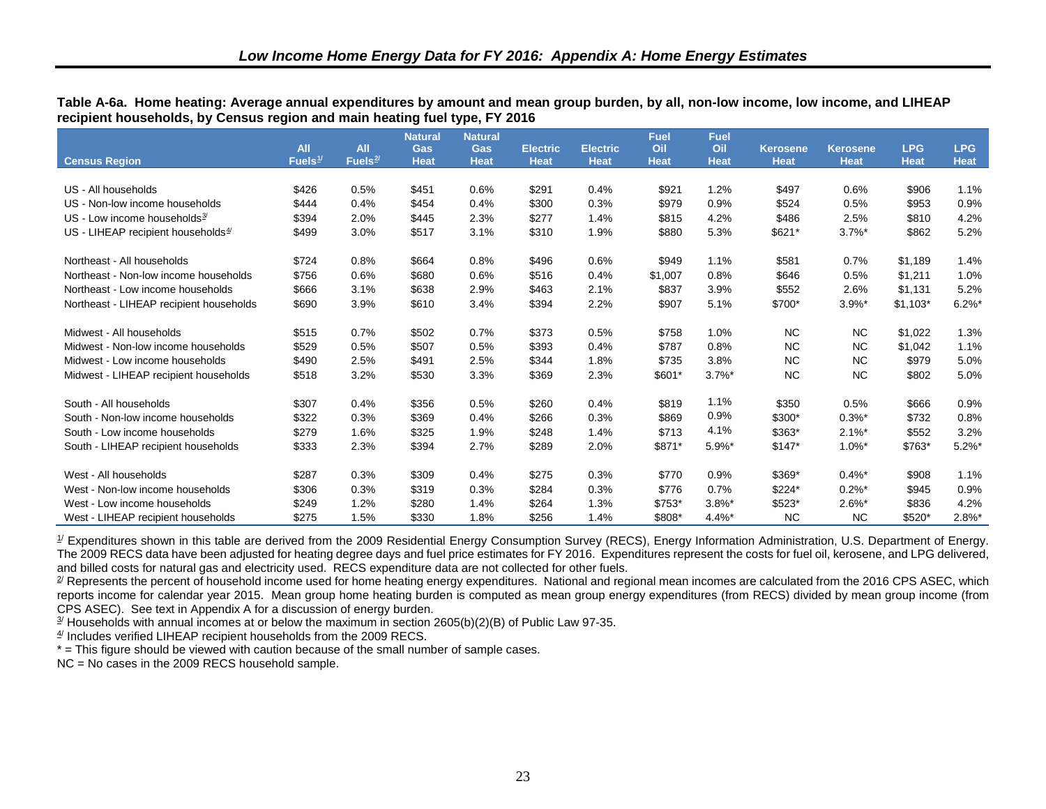### Table A-6a. Home heating: Average annual expenditures by amount and mean group burden, by all, non-low income, low income, and LIHEAP recipient households, by Census region and main heating fuel type, FY 2016

| Census Region | All Fuels[1/] | All Fuels[2/] | Natural Gas Heat | Natural Gas Heat | Electric Heat | Electric Heat | Fuel Oil Heat | Fuel Oil Heat | Kerosene Heat | Kerosene Heat | LPG Heat | LPG Heat |
|---|---|---|---|---|---|---|---|---|---|---|---|---|
| US - All households | $426 | 0.5% | $451 | 0.6% | $291 | 0.4% | $921 | 1.2% | $497 | 0.6% | $906 | 1.1% |
| US - Non-low income households | $444 | 0.4% | $454 | 0.4% | $300 | 0.3% | $979 | 0.9% | $524 | 0.5% | $953 | 0.9% |
| US - Low income households[3/] | $394 | 2.0% | $445 | 2.3% | $277 | 1.4% | $815 | 4.2% | $486 | 2.5% | $810 | 4.2% |
| US - LIHEAP recipient households[4/] | $499 | 3.0% | $517 | 3.1% | $310 | 1.9% | $880 | 5.3% | $621* | 3.7%* | $862 | 5.2% |
| Northeast - All households | $724 | 0.8% | $664 | 0.8% | $496 | 0.6% | $949 | 1.1% | $581 | 0.7% | $1,189 | 1.4% |
| Northeast - Non-low income households | $756 | 0.6% | $680 | 0.6% | $516 | 0.4% | $1,007 | 0.8% | $646 | 0.5% | $1,211 | 1.0% |
| Northeast - Low income households | $666 | 3.1% | $638 | 2.9% | $463 | 2.1% | $837 | 3.9% | $552 | 2.6% | $1,131 | 5.2% |
| Northeast - LIHEAP recipient households | $690 | 3.9% | $610 | 3.4% | $394 | 2.2% | $907 | 5.1% | $700* | 3.9%* | $1,103* | 6.2%* |
| Midwest - All households | $515 | 0.7% | $502 | 0.7% | $373 | 0.5% | $758 | 1.0% | NC | NC | $1,022 | 1.3% |
| Midwest - Non-low income households | $529 | 0.5% | $507 | 0.5% | $393 | 0.4% | $787 | 0.8% | NC | NC | $1,042 | 1.1% |
| Midwest - Low income households | $490 | 2.5% | $491 | 2.5% | $344 | 1.8% | $735 | 3.8% | NC | NC | $979 | 5.0% |
| Midwest - LIHEAP recipient households | $518 | 3.2% | $530 | 3.3% | $369 | 2.3% | $601* | 3.7%* | NC | NC | $802 | 5.0% |
| South - All households | $307 | 0.4% | $356 | 0.5% | $260 | 0.4% | $819 | 1.1% | $350 | 0.5% | $666 | 0.9% |
| South - Non-low income households | $322 | 0.3% | $369 | 0.4% | $266 | 0.3% | $869 | 0.9% | $300* | 0.3%* | $732 | 0.8% |
| South - Low income households | $279 | 1.6% | $325 | 1.9% | $248 | 1.4% | $713 | 4.1% | $363* | 2.1%* | $552 | 3.2% |
| South - LIHEAP recipient households | $333 | 2.3% | $394 | 2.7% | $289 | 2.0% | $871* | 5.9%* | $147* | 1.0%* | $763* | 5.2%* |
| West - All households | $287 | 0.3% | $309 | 0.4% | $275 | 0.3% | $770 | 0.9% | $369* | 0.4%* | $908 | 1.1% |
| West - Non-low income households | $306 | 0.3% | $319 | 0.3% | $284 | 0.3% | $776 | 0.7% | $224* | 0.2%* | $945 | 0.9% |
| West - Low income households | $249 | 1.2% | $280 | 1.4% | $264 | 1.3% | $753* | 3.8%* | $523* | 2.6%* | $836 | 4.2% |
| West - LIHEAP recipient households | $275 | 1.5% | $330 | 1.8% | $256 | 1.4% | $808* | 4.4%* | NC | NC | $520* | 2.8%* |

[1/] Expenditures shown in this table are derived from the 2009 Residential Energy Consumption Survey (RECS), Energy Information Administration, U.S. Department of Energy. The 2009 RECS data have been adjusted for heating degree days and fuel price estimates for FY 2016. Expenditures represent the costs for fuel oil, kerosene, and LPG delivered, and billed costs for natural gas and electricity used. RECS expenditure data are not collected for other fuels.

[2/] Represents the percent of household income used for home heating energy expenditures. National and regional mean incomes are calculated from the 2016 CPS ASEC, which reports income for calendar year 2015. Mean group home heating burden is computed as mean group energy expenditures (from RECS) divided by mean group income (from CPS ASEC). See text in Appendix A for a discussion of energy burden.

[3/] Households with annual incomes at or below the maximum in section 2605(b)(2)(B) of Public Law 97-35.

[4/] Includes verified LIHEAP recipient households from the 2009 RECS.

* = This figure should be viewed with caution because of the small number of sample cases.

NC = No cases in the 2009 RECS household sample.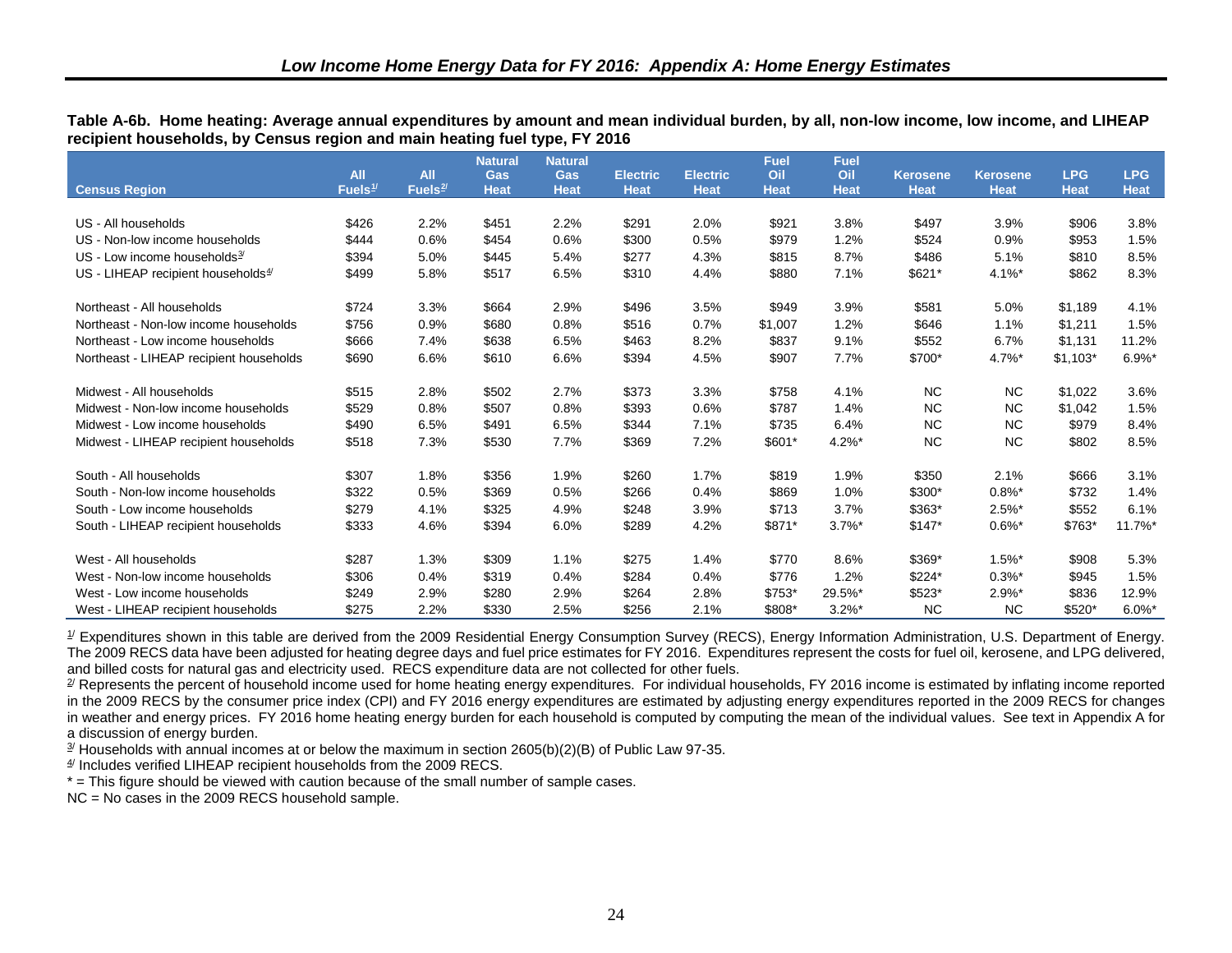**Table A-6b. Home heating: Average annual expenditures by amount and mean individual burden, by all, non-low income, low income, and LIHEAP recipient households, by Census region and main heating fuel type, FY 2016**

| Census Region | All Fuels[1] | All Fuels[2] | Natural Gas Heat | Natural Gas Heat | Electric Heat | Electric Heat | Fuel Oil Heat | Fuel Oil Heat | Kerosene Heat | Kerosene Heat | LPG Heat | LPG Heat |
|---|---|---|---|---|---|---|---|---|---|---|---|---|
| US - All households | $426 | 2.2% | $451 | 2.2% | $291 | 2.0% | $921 | 3.8% | $497 | 3.9% | $906 | 3.8% |
| US - Non-low income households | $444 | 0.6% | $454 | 0.6% | $300 | 0.5% | $979 | 1.2% | $524 | 0.9% | $953 | 1.5% |
| US - Low income households[3] | $394 | 5.0% | $445 | 5.4% | $277 | 4.3% | $815 | 8.7% | $486 | 5.1% | $810 | 8.5% |
| US - LIHEAP recipient households[4] | $499 | 5.8% | $517 | 6.5% | $310 | 4.4% | $880 | 7.1% | $621* | 4.1%* | $862 | 8.3% |
| Northeast - All households | $724 | 3.3% | $664 | 2.9% | $496 | 3.5% | $949 | 3.9% | $581 | 5.0% | $1,189 | 4.1% |
| Northeast - Non-low income households | $756 | 0.9% | $680 | 0.8% | $516 | 0.7% | $1,007 | 1.2% | $646 | 1.1% | $1,211 | 1.5% |
| Northeast - Low income households | $666 | 7.4% | $638 | 6.5% | $463 | 8.2% | $837 | 9.1% | $552 | 6.7% | $1,131 | 11.2% |
| Northeast - LIHEAP recipient households | $690 | 6.6% | $610 | 6.6% | $394 | 4.5% | $907 | 7.7% | $700* | 4.7%* | $1,103* | 6.9%* |
| Midwest - All households | $515 | 2.8% | $502 | 2.7% | $373 | 3.3% | $758 | 4.1% | NC | NC | $1,022 | 3.6% |
| Midwest - Non-low income households | $529 | 0.8% | $507 | 0.8% | $393 | 0.6% | $787 | 1.4% | NC | NC | $1,042 | 1.5% |
| Midwest - Low income households | $490 | 6.5% | $491 | 6.5% | $344 | 7.1% | $735 | 6.4% | NC | NC | $979 | 8.4% |
| Midwest - LIHEAP recipient households | $518 | 7.3% | $530 | 7.7% | $369 | 7.2% | $601* | 4.2%* | NC | NC | $802 | 8.5% |
| South - All households | $307 | 1.8% | $356 | 1.9% | $260 | 1.7% | $819 | 1.9% | $350 | 2.1% | $666 | 3.1% |
| South - Non-low income households | $322 | 0.5% | $369 | 0.5% | $266 | 0.4% | $869 | 1.0% | $300* | 0.8%* | $732 | 1.4% |
| South - Low income households | $279 | 4.1% | $325 | 4.9% | $248 | 3.9% | $713 | 3.7% | $363* | 2.5%* | $552 | 6.1% |
| South - LIHEAP recipient households | $333 | 4.6% | $394 | 6.0% | $289 | 4.2% | $871* | 3.7%* | $147* | 0.6%* | $763* | 11.7%* |
| West - All households | $287 | 1.3% | $309 | 1.1% | $275 | 1.4% | $770 | 8.6% | $369* | 1.5%* | $908 | 5.3% |
| West - Non-low income households | $306 | 0.4% | $319 | 0.4% | $284 | 0.4% | $776 | 1.2% | $224* | 0.3%* | $945 | 1.5% |
| West - Low income households | $249 | 2.9% | $280 | 2.9% | $264 | 2.8% | $753* | 29.5%* | $523* | 2.9%* | $836 | 12.9% |
| West - LIHEAP recipient households | $275 | 2.2% | $330 | 2.5% | $256 | 2.1% | $808* | 3.2%* | NC | NC | $520* | 6.0%* |

[1] Expenditures shown in this table are derived from the 2009 Residential Energy Consumption Survey (RECS), Energy Information Administration, U.S. Department of Energy. The 2009 RECS data have been adjusted for heating degree days and fuel price estimates for FY 2016. Expenditures represent the costs for fuel oil, kerosene, and LPG delivered, and billed costs for natural gas and electricity used. RECS expenditure data are not collected for other fuels.

[2] Represents the percent of household income used for home heating energy expenditures. For individual households, FY 2016 income is estimated by inflating income reported in the 2009 RECS by the consumer price index (CPI) and FY 2016 energy expenditures are estimated by adjusting energy expenditures reported in the 2009 RECS for changes in weather and energy prices. FY 2016 home heating energy burden for each household is computed by computing the mean of the individual values. See text in Appendix A for a discussion of energy burden.

[3] Households with annual incomes at or below the maximum in section 2605(b)(2)(B) of Public Law 97-35.

[4] Includes verified LIHEAP recipient households from the 2009 RECS.

* = This figure should be viewed with caution because of the small number of sample cases.

NC = No cases in the 2009 RECS household sample.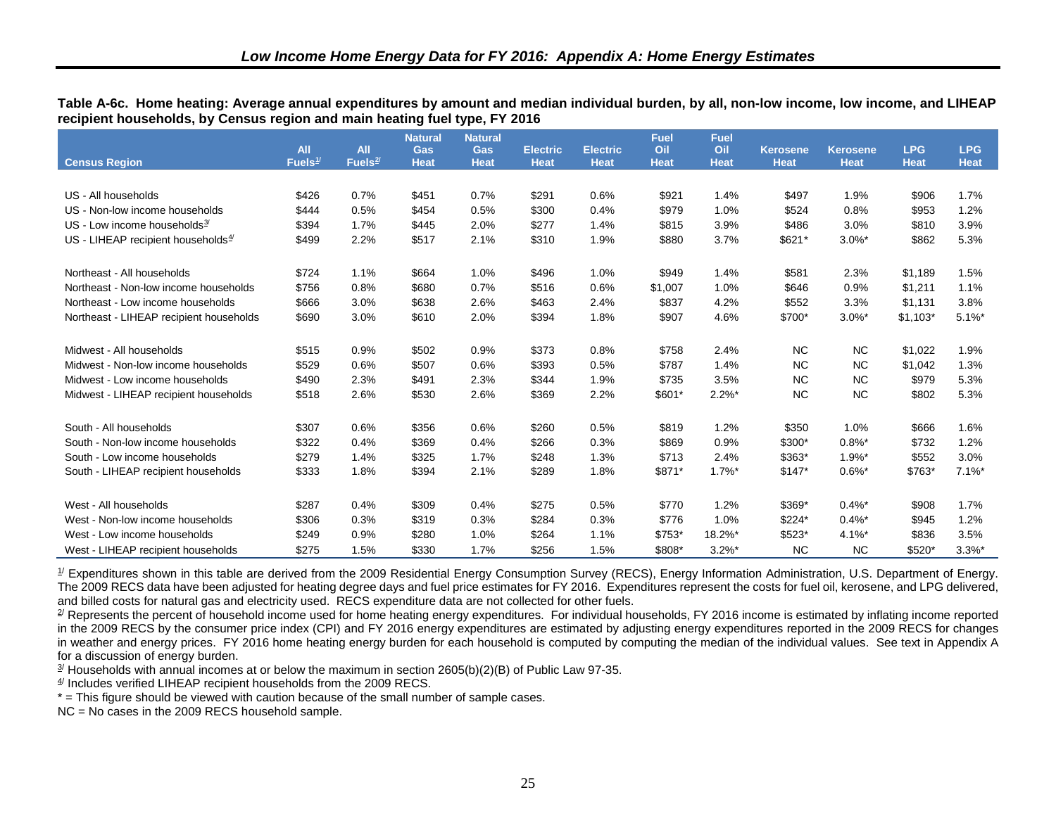**Table A-6c. Home heating: Average annual expenditures by amount and median individual burden, by all, non-low income, low income, and LIHEAP recipient households, by Census region and main heating fuel type, FY 2016**

| Census Region | All Fuels[1] | All Fuels[2] | Natural Gas Heat | Natural Gas Heat | Electric Heat | Electric Heat | Fuel Oil Heat | Fuel Oil Heat | Kerosene Heat | Kerosene Heat | LPG Heat | LPG Heat |
|---|---|---|---|---|---|---|---|---|---|---|---|---|
| US - All households | $426 | 0.7% | $451 | 0.7% | $291 | 0.6% | $921 | 1.4% | $497 | 1.9% | $906 | 1.7% |
| US - Non-low income households | $444 | 0.5% | $454 | 0.5% | $300 | 0.4% | $979 | 1.0% | $524 | 0.8% | $953 | 1.2% |
| US - Low income households[3] | $394 | 1.7% | $445 | 2.0% | $277 | 1.4% | $815 | 3.9% | $486 | 3.0% | $810 | 3.9% |
| US - LIHEAP recipient households[4] | $499 | 2.2% | $517 | 2.1% | $310 | 1.9% | $880 | 3.7% | $621* | 3.0%* | $862 | 5.3% |
| Northeast - All households | $724 | 1.1% | $664 | 1.0% | $496 | 1.0% | $949 | 1.4% | $581 | 2.3% | $1,189 | 1.5% |
| Northeast - Non-low income households | $756 | 0.8% | $680 | 0.7% | $516 | 0.6% | $1,007 | 1.0% | $646 | 0.9% | $1,211 | 1.1% |
| Northeast - Low income households | $666 | 3.0% | $638 | 2.6% | $463 | 2.4% | $837 | 4.2% | $552 | 3.3% | $1,131 | 3.8% |
| Northeast - LIHEAP recipient households | $690 | 3.0% | $610 | 2.0% | $394 | 1.8% | $907 | 4.6% | $700* | 3.0%* | $1,103* | 5.1%* |
| Midwest - All households | $515 | 0.9% | $502 | 0.9% | $373 | 0.8% | $758 | 2.4% | NC | NC | $1,022 | 1.9% |
| Midwest - Non-low income households | $529 | 0.6% | $507 | 0.6% | $393 | 0.5% | $787 | 1.4% | NC | NC | $1,042 | 1.3% |
| Midwest - Low income households | $490 | 2.3% | $491 | 2.3% | $344 | 1.9% | $735 | 3.5% | NC | NC | $979 | 5.3% |
| Midwest - LIHEAP recipient households | $518 | 2.6% | $530 | 2.6% | $369 | 2.2% | $601* | 2.2%* | NC | NC | $802 | 5.3% |
| South - All households | $307 | 0.6% | $356 | 0.6% | $260 | 0.5% | $819 | 1.2% | $350 | 1.0% | $666 | 1.6% |
| South - Non-low income households | $322 | 0.4% | $369 | 0.4% | $266 | 0.3% | $869 | 0.9% | $300* | 0.8%* | $732 | 1.2% |
| South - Low income households | $279 | 1.4% | $325 | 1.7% | $248 | 1.3% | $713 | 2.4% | $363* | 1.9%* | $552 | 3.0% |
| South - LIHEAP recipient households | $333 | 1.8% | $394 | 2.1% | $289 | 1.8% | $871* | 1.7%* | $147* | 0.6%* | $763* | 7.1%* |
| West - All households | $287 | 0.4% | $309 | 0.4% | $275 | 0.5% | $770 | 1.2% | $369* | 0.4%* | $908 | 1.7% |
| West - Non-low income households | $306 | 0.3% | $319 | 0.3% | $284 | 0.3% | $776 | 1.0% | $224* | 0.4%* | $945 | 1.2% |
| West - Low income households | $249 | 0.9% | $280 | 1.0% | $264 | 1.1% | $753* | 18.2%* | $523* | 4.1%* | $836 | 3.5% |
| West - LIHEAP recipient households | $275 | 1.5% | $330 | 1.7% | $256 | 1.5% | $808* | 3.2%* | NC | NC | $520* | 3.3%* |

[1] Expenditures shown in this table are derived from the 2009 Residential Energy Consumption Survey (RECS), Energy Information Administration, U.S. Department of Energy. The 2009 RECS data have been adjusted for heating degree days and fuel price estimates for FY 2016. Expenditures represent the costs for fuel oil, kerosene, and LPG delivered, and billed costs for natural gas and electricity used. RECS expenditure data are not collected for other fuels.

[2] Represents the percent of household income used for home heating energy expenditures. For individual households, FY 2016 income is estimated by inflating income reported in the 2009 RECS by the consumer price index (CPI) and FY 2016 energy expenditures are estimated by adjusting energy expenditures reported in the 2009 RECS for changes in weather and energy prices. FY 2016 home heating energy burden for each household is computed by computing the median of the individual values. See text in Appendix A for a discussion of energy burden.

[3] Households with annual incomes at or below the maximum in section 2605(b)(2)(B) of Public Law 97-35.

[4] Includes verified LIHEAP recipient households from the 2009 RECS.

* = This figure should be viewed with caution because of the small number of sample cases.

NC = No cases in the 2009 RECS household sample.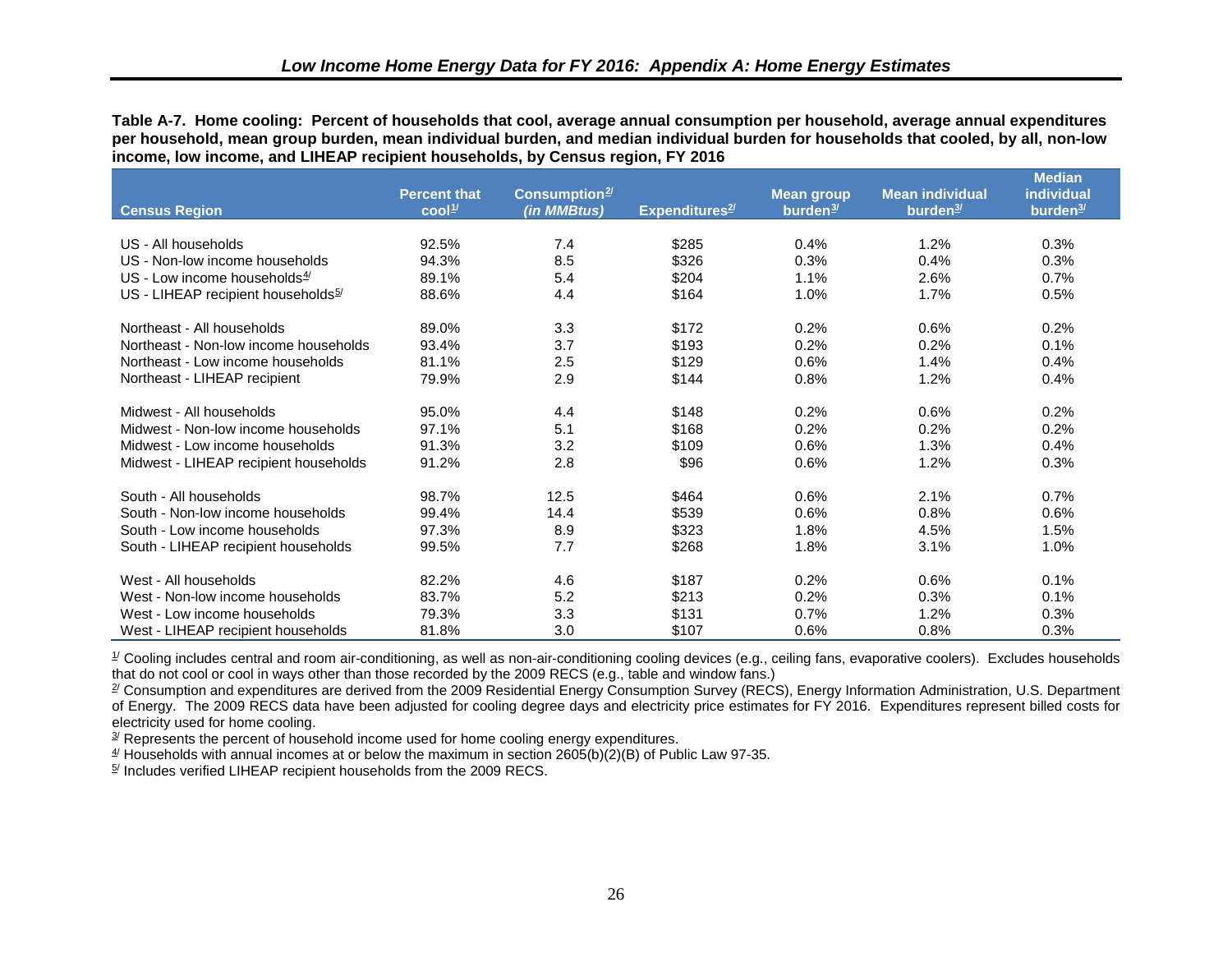**Table A-7. Home cooling: Percent of households that cool, average annual consumption per household, average annual expenditures per household, mean group burden, mean individual burden, and median individual burden for households that cooled, by all, non-low income, low income, and LIHEAP recipient households, by Census region, FY 2016**

| Census Region | Percent that cool[1/] | Consumption[2/] *(in MMBtus)* | Expenditures[2/] | Mean group burden[3/] | Mean individual burden[3/] | Median individual burden[3/] |
|---|---|---|---|---|---|---|
| US - All households | 92.5% | 7.4 | $285 | 0.4% | 1.2% | 0.3% |
| US - Non-low income households | 94.3% | 8.5 | $326 | 0.3% | 0.4% | 0.3% |
| US - Low income households[4/] | 89.1% | 5.4 | $204 | 1.1% | 2.6% | 0.7% |
| US - LIHEAP recipient households[5/] | 88.6% | 4.4 | $164 | 1.0% | 1.7% | 0.5% |
| Northeast - All households | 89.0% | 3.3 | $172 | 0.2% | 0.6% | 0.2% |
| Northeast - Non-low income households | 93.4% | 3.7 | $193 | 0.2% | 0.2% | 0.1% |
| Northeast - Low income households | 81.1% | 2.5 | $129 | 0.6% | 1.4% | 0.4% |
| Northeast - LIHEAP recipient | 79.9% | 2.9 | $144 | 0.8% | 1.2% | 0.4% |
| Midwest - All households | 95.0% | 4.4 | $148 | 0.2% | 0.6% | 0.2% |
| Midwest - Non-low income households | 97.1% | 5.1 | $168 | 0.2% | 0.2% | 0.2% |
| Midwest - Low income households | 91.3% | 3.2 | $109 | 0.6% | 1.3% | 0.4% |
| Midwest - LIHEAP recipient households | 91.2% | 2.8 | $96 | 0.6% | 1.2% | 0.3% |
| South - All households | 98.7% | 12.5 | $464 | 0.6% | 2.1% | 0.7% |
| South - Non-low income households | 99.4% | 14.4 | $539 | 0.6% | 0.8% | 0.6% |
| South - Low income households | 97.3% | 8.9 | $323 | 1.8% | 4.5% | 1.5% |
| South - LIHEAP recipient households | 99.5% | 7.7 | $268 | 1.8% | 3.1% | 1.0% |
| West - All households | 82.2% | 4.6 | $187 | 0.2% | 0.6% | 0.1% |
| West - Non-low income households | 83.7% | 5.2 | $213 | 0.2% | 0.3% | 0.1% |
| West - Low income households | 79.3% | 3.3 | $131 | 0.7% | 1.2% | 0.3% |
| West - LIHEAP recipient households | 81.8% | 3.0 | $107 | 0.6% | 0.8% | 0.3% |

[1/] Cooling includes central and room air-conditioning, as well as non-air-conditioning cooling devices (e.g., ceiling fans, evaporative coolers). Excludes households that do not cool or cool in ways other than those recorded by the 2009 RECS (e.g., table and window fans.)

[2/] Consumption and expenditures are derived from the 2009 Residential Energy Consumption Survey (RECS), Energy Information Administration, U.S. Department of Energy. The 2009 RECS data have been adjusted for cooling degree days and electricity price estimates for FY 2016. Expenditures represent billed costs for electricity used for home cooling.

[3/] Represents the percent of household income used for home cooling energy expenditures.

[4/] Households with annual incomes at or below the maximum in section 2605(b)(2)(B) of Public Law 97-35.

[5/] Includes verified LIHEAP recipient households from the 2009 RECS.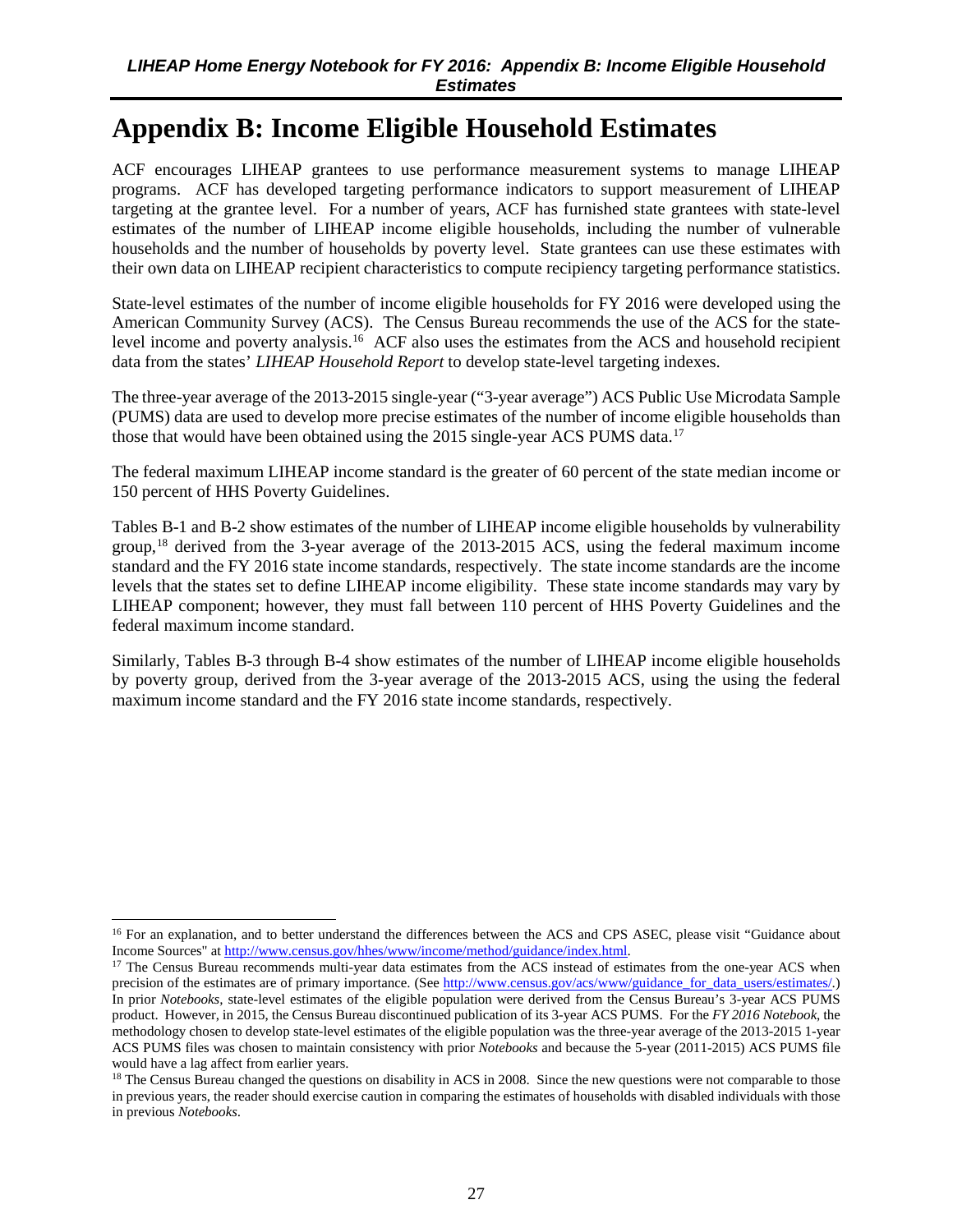# Appendix B: Income Eligible Household Estimates

ACF encourages LIHEAP grantees to use performance measurement systems to manage LIHEAP programs. ACF has developed targeting performance indicators to support measurement of LIHEAP targeting at the grantee level. For a number of years, ACF has furnished state grantees with state-level estimates of the number of LIHEAP income eligible households, including the number of vulnerable households and the number of households by poverty level. State grantees can use these estimates with their own data on LIHEAP recipient characteristics to compute recipiency targeting performance statistics.

State-level estimates of the number of income eligible households for FY 2016 were developed using the American Community Survey (ACS). The Census Bureau recommends the use of the ACS for the state-level income and poverty analysis.[16] ACF also uses the estimates from the ACS and household recipient data from the states' *LIHEAP Household Report* to develop state-level targeting indexes.

The three-year average of the 2013-2015 single-year ("3-year average") ACS Public Use Microdata Sample (PUMS) data are used to develop more precise estimates of the number of income eligible households than those that would have been obtained using the 2015 single-year ACS PUMS data.[17]

The federal maximum LIHEAP income standard is the greater of 60 percent of the state median income or 150 percent of HHS Poverty Guidelines.

Tables B-1 and B-2 show estimates of the number of LIHEAP income eligible households by vulnerability group,[18] derived from the 3-year average of the 2013-2015 ACS, using the federal maximum income standard and the FY 2016 state income standards, respectively. The state income standards are the income levels that the states set to define LIHEAP income eligibility. These state income standards may vary by LIHEAP component; however, they must fall between 110 percent of HHS Poverty Guidelines and the federal maximum income standard.

Similarly, Tables B-3 through B-4 show estimates of the number of LIHEAP income eligible households by poverty group, derived from the 3-year average of the 2013-2015 ACS, using the using the federal maximum income standard and the FY 2016 state income standards, respectively.

---

[16] For an explanation, and to better understand the differences between the ACS and CPS ASEC, please visit "Guidance about Income Sources" at http://www.census.gov/hhes/www/income/method/guidance/index.html.

[17] The Census Bureau recommends multi-year data estimates from the ACS instead of estimates from the one-year ACS when precision of the estimates are of primary importance. (See http://www.census.gov/acs/www/guidance_for_data_users/estimates/.) In prior *Notebooks*, state-level estimates of the eligible population were derived from the Census Bureau's 3-year ACS PUMS product. However, in 2015, the Census Bureau discontinued publication of its 3-year ACS PUMS. For the *FY 2016 Notebook*, the methodology chosen to develop state-level estimates of the eligible population was the three-year average of the 2013-2015 1-year ACS PUMS files was chosen to maintain consistency with prior *Notebooks* and because the 5-year (2011-2015) ACS PUMS file would have a lag affect from earlier years.

[18] The Census Bureau changed the questions on disability in ACS in 2008. Since the new questions were not comparable to those in previous years, the reader should exercise caution in comparing the estimates of households with disabled individuals with those in previous *Notebooks*.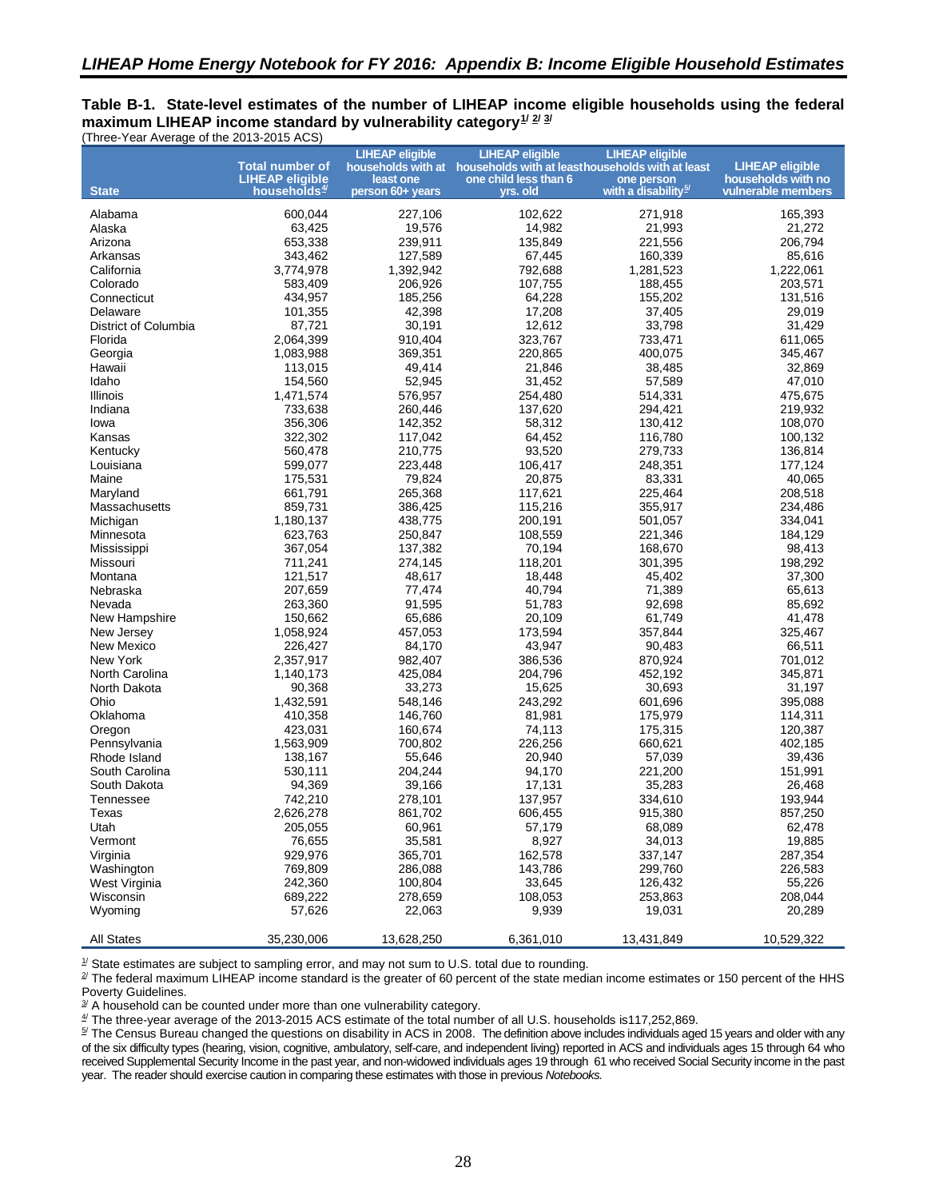## *LIHEAP Home Energy Notebook for FY 2016: Appendix B: Income Eligible Household Estimates*

**Table B-1. State-level estimates of the number of LIHEAP income eligible households using the federal maximum LIHEAP income standard by vulnerability category[1/] [2/] [3/]**
(Three-Year Average of the 2013-2015 ACS)

| State | Total number of LIHEAP eligible households[4/] | LIHEAP eligible households with at least one person 60+ years | LIHEAP eligible households with at least one child less than 6 yrs. old | LIHEAP eligible households with at least one person with a disability[5/] | LIHEAP eligible households with no vulnerable members |
|---|---|---|---|---|---|
| Alabama | 600,044 | 227,106 | 102,622 | 271,918 | 165,393 |
| Alaska | 63,425 | 19,576 | 14,982 | 21,993 | 21,272 |
| Arizona | 653,338 | 239,911 | 135,849 | 221,556 | 206,794 |
| Arkansas | 343,462 | 127,589 | 67,445 | 160,339 | 85,616 |
| California | 3,774,978 | 1,392,942 | 792,688 | 1,281,523 | 1,222,061 |
| Colorado | 583,409 | 206,926 | 107,755 | 188,455 | 203,571 |
| Connecticut | 434,957 | 185,256 | 64,228 | 155,202 | 131,516 |
| Delaware | 101,355 | 42,398 | 17,208 | 37,405 | 29,019 |
| District of Columbia | 87,721 | 30,191 | 12,612 | 33,798 | 31,429 |
| Florida | 2,064,399 | 910,404 | 323,767 | 733,471 | 611,065 |
| Georgia | 1,083,988 | 369,351 | 220,865 | 400,075 | 345,467 |
| Hawaii | 113,015 | 49,414 | 21,846 | 38,485 | 32,869 |
| Idaho | 154,560 | 52,945 | 31,452 | 57,589 | 47,010 |
| Illinois | 1,471,574 | 576,957 | 254,480 | 514,331 | 475,675 |
| Indiana | 733,638 | 260,446 | 137,620 | 294,421 | 219,932 |
| Iowa | 356,306 | 142,352 | 58,312 | 130,412 | 108,070 |
| Kansas | 322,302 | 117,042 | 64,452 | 116,780 | 100,132 |
| Kentucky | 560,478 | 210,775 | 93,520 | 279,733 | 136,814 |
| Louisiana | 599,077 | 223,448 | 106,417 | 248,351 | 177,124 |
| Maine | 175,531 | 79,824 | 20,875 | 83,331 | 40,065 |
| Maryland | 661,791 | 265,368 | 117,621 | 225,464 | 208,518 |
| Massachusetts | 859,731 | 386,425 | 115,216 | 355,917 | 234,486 |
| Michigan | 1,180,137 | 438,775 | 200,191 | 501,057 | 334,041 |
| Minnesota | 623,763 | 250,847 | 108,559 | 221,346 | 184,129 |
| Mississippi | 367,054 | 137,382 | 70,194 | 168,670 | 98,413 |
| Missouri | 711,241 | 274,145 | 118,201 | 301,395 | 198,292 |
| Montana | 121,517 | 48,617 | 18,448 | 45,402 | 37,300 |
| Nebraska | 207,659 | 77,474 | 40,794 | 71,389 | 65,613 |
| Nevada | 263,360 | 91,595 | 51,783 | 92,698 | 85,692 |
| New Hampshire | 150,662 | 65,686 | 20,109 | 61,749 | 41,478 |
| New Jersey | 1,058,924 | 457,053 | 173,594 | 357,844 | 325,467 |
| New Mexico | 226,427 | 84,170 | 43,947 | 90,483 | 66,511 |
| New York | 2,357,917 | 982,407 | 386,536 | 870,924 | 701,012 |
| North Carolina | 1,140,173 | 425,084 | 204,796 | 452,192 | 345,871 |
| North Dakota | 90,368 | 33,273 | 15,625 | 30,693 | 31,197 |
| Ohio | 1,432,591 | 548,146 | 243,292 | 601,696 | 395,088 |
| Oklahoma | 410,358 | 146,760 | 81,981 | 175,979 | 114,311 |
| Oregon | 423,031 | 160,674 | 74,113 | 175,315 | 120,387 |
| Pennsylvania | 1,563,909 | 700,802 | 226,256 | 660,621 | 402,185 |
| Rhode Island | 138,167 | 55,646 | 20,940 | 57,039 | 39,436 |
| South Carolina | 530,111 | 204,244 | 94,170 | 221,200 | 151,991 |
| South Dakota | 94,369 | 39,166 | 17,131 | 35,283 | 26,468 |
| Tennessee | 742,210 | 278,101 | 137,957 | 334,610 | 193,944 |
| Texas | 2,626,278 | 861,702 | 606,455 | 915,380 | 857,250 |
| Utah | 205,055 | 60,961 | 57,179 | 68,089 | 62,478 |
| Vermont | 76,655 | 35,581 | 8,927 | 34,013 | 19,885 |
| Virginia | 929,976 | 365,701 | 162,578 | 337,147 | 287,354 |
| Washington | 769,809 | 286,088 | 143,786 | 299,760 | 226,583 |
| West Virginia | 242,360 | 100,804 | 33,645 | 126,432 | 55,226 |
| Wisconsin | 689,222 | 278,659 | 108,053 | 253,863 | 208,044 |
| Wyoming | 57,626 | 22,063 | 9,939 | 19,031 | 20,289 |
| All States | 35,230,006 | 13,628,250 | 6,361,010 | 13,431,849 | 10,529,322 |

[1/] State estimates are subject to sampling error, and may not sum to U.S. total due to rounding.

[2/] The federal maximum LIHEAP income standard is the greater of 60 percent of the state median income estimates or 150 percent of the HHS Poverty Guidelines.

[3/] A household can be counted under more than one vulnerability category.

[4/] The three-year average of the 2013-2015 ACS estimate of the total number of all U.S. households is117,252,869.

[5/] The Census Bureau changed the questions on disability in ACS in 2008. The definition above includes individuals aged 15 years and older with any of the six difficulty types (hearing, vision, cognitive, ambulatory, self-care, and independent living) reported in ACS and individuals ages 15 through 64 who received Supplemental Security Income in the past year, and non-widowed individuals ages 19 through 61 who received Social Security income in the past year. The reader should exercise caution in comparing these estimates with those in previous *Notebooks.*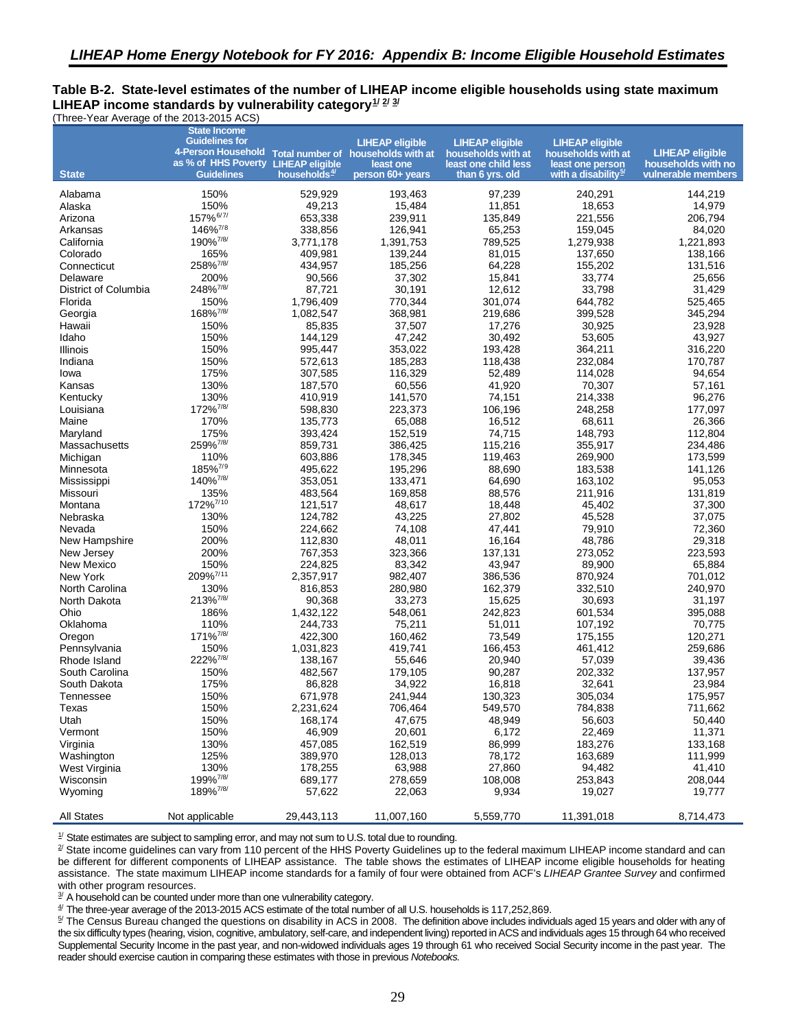## *LIHEAP Home Energy Notebook for FY 2016: Appendix B: Income Eligible Household Estimates*

**Table B-2. State-level estimates of the number of LIHEAP income eligible households using state maximum LIHEAP income standards by vulnerability category[1/ 2/ 3/]**

(Three-Year Average of the 2013-2015 ACS)

| State | State Income Guidelines for 4-Person Household as % of HHS Poverty Guidelines | Total number of LIHEAP eligible households[4/] | LIHEAP eligible households with at least one person 60+ years | LIHEAP eligible households with at least one child less than 6 yrs. old | LIHEAP eligible households with at least one person with a disability[5/] | LIHEAP eligible households with no vulnerable members |
|---|---|---|---|---|---|---|
| Alabama | 150% | 529,929 | 193,463 | 97,239 | 240,291 | 144,219 |
| Alaska | 150% | 49,213 | 15,484 | 11,851 | 18,653 | 14,979 |
| Arizona | 157%[6/7/] | 653,338 | 239,911 | 135,849 | 221,556 | 206,794 |
| Arkansas | 146%[7/8] | 338,856 | 126,941 | 65,253 | 159,045 | 84,020 |
| California | 190%[7/8/] | 3,771,178 | 1,391,753 | 789,525 | 1,279,938 | 1,221,893 |
| Colorado | 165% | 409,981 | 139,244 | 81,015 | 137,650 | 138,166 |
| Connecticut | 258%[7/8/] | 434,957 | 185,256 | 64,228 | 155,202 | 131,516 |
| Delaware | 200% | 90,566 | 37,302 | 15,841 | 33,774 | 25,656 |
| District of Columbia | 248%[7/8/] | 87,721 | 30,191 | 12,612 | 33,798 | 31,429 |
| Florida | 150% | 1,796,409 | 770,344 | 301,074 | 644,782 | 525,465 |
| Georgia | 168%[7/8/] | 1,082,547 | 368,981 | 219,686 | 399,528 | 345,294 |
| Hawaii | 150% | 85,835 | 37,507 | 17,276 | 30,925 | 23,928 |
| Idaho | 150% | 144,129 | 47,242 | 30,492 | 53,605 | 43,927 |
| Illinois | 150% | 995,447 | 353,022 | 193,428 | 364,211 | 316,220 |
| Indiana | 150% | 572,613 | 185,283 | 118,438 | 232,084 | 170,787 |
| Iowa | 175% | 307,585 | 116,329 | 52,489 | 114,028 | 94,654 |
| Kansas | 130% | 187,570 | 60,556 | 41,920 | 70,307 | 57,161 |
| Kentucky | 130% | 410,919 | 141,570 | 74,151 | 214,338 | 96,276 |
| Louisiana | 172%[7/8/] | 598,830 | 223,373 | 106,196 | 248,258 | 177,097 |
| Maine | 170% | 135,773 | 65,088 | 16,512 | 68,611 | 26,366 |
| Maryland | 175% | 393,424 | 152,519 | 74,715 | 148,793 | 112,804 |
| Massachusetts | 259%[7/8/] | 859,731 | 386,425 | 115,216 | 355,917 | 234,486 |
| Michigan | 110% | 603,886 | 178,345 | 119,463 | 269,900 | 173,599 |
| Minnesota | 185%[7/9] | 495,622 | 195,296 | 88,690 | 183,538 | 141,126 |
| Mississippi | 140%[7/8/] | 353,051 | 133,471 | 64,690 | 163,102 | 95,053 |
| Missouri | 135% | 483,564 | 169,858 | 88,576 | 211,916 | 131,819 |
| Montana | 172%[7/10] | 121,517 | 48,617 | 18,448 | 45,402 | 37,300 |
| Nebraska | 130% | 124,782 | 43,225 | 27,802 | 45,528 | 37,075 |
| Nevada | 150% | 224,662 | 74,108 | 47,441 | 79,910 | 72,360 |
| New Hampshire | 200% | 112,830 | 48,011 | 16,164 | 48,786 | 29,318 |
| New Jersey | 200% | 767,353 | 323,366 | 137,131 | 273,052 | 223,593 |
| New Mexico | 150% | 224,825 | 83,342 | 43,947 | 89,900 | 65,884 |
| New York | 209%[7/11] | 2,357,917 | 982,407 | 386,536 | 870,924 | 701,012 |
| North Carolina | 130% | 816,853 | 280,980 | 162,379 | 332,510 | 240,970 |
| North Dakota | 213%[7/8/] | 90,368 | 33,273 | 15,625 | 30,693 | 31,197 |
| Ohio | 186% | 1,432,122 | 548,061 | 242,823 | 601,534 | 395,088 |
| Oklahoma | 110% | 244,733 | 75,211 | 51,011 | 107,192 | 70,775 |
| Oregon | 171%[7/8/] | 422,300 | 160,462 | 73,549 | 175,155 | 120,271 |
| Pennsylvania | 150% | 1,031,823 | 419,741 | 166,453 | 461,412 | 259,686 |
| Rhode Island | 222%[7/8/] | 138,167 | 55,646 | 20,940 | 57,039 | 39,436 |
| South Carolina | 150% | 482,567 | 179,105 | 90,287 | 202,332 | 137,957 |
| South Dakota | 175% | 86,828 | 34,922 | 16,818 | 32,641 | 23,984 |
| Tennessee | 150% | 671,978 | 241,944 | 130,323 | 305,034 | 175,957 |
| Texas | 150% | 2,231,624 | 706,464 | 549,570 | 784,838 | 711,662 |
| Utah | 150% | 168,174 | 47,675 | 48,949 | 56,603 | 50,440 |
| Vermont | 150% | 46,909 | 20,601 | 6,172 | 22,469 | 11,371 |
| Virginia | 130% | 457,085 | 162,519 | 86,999 | 183,276 | 133,168 |
| Washington | 125% | 389,970 | 128,013 | 78,172 | 163,689 | 111,999 |
| West Virginia | 130% | 178,255 | 63,988 | 27,860 | 94,482 | 41,410 |
| Wisconsin | 199%[7/8/] | 689,177 | 278,659 | 108,008 | 253,843 | 208,044 |
| Wyoming | 189%[7/8/] | 57,622 | 22,063 | 9,934 | 19,027 | 19,777 |
| All States | Not applicable | 29,443,113 | 11,007,160 | 5,559,770 | 11,391,018 | 8,714,473 |

[1/] State estimates are subject to sampling error, and may not sum to U.S. total due to rounding.

[2/] State income guidelines can vary from 110 percent of the HHS Poverty Guidelines up to the federal maximum LIHEAP income standard and can be different for different components of LIHEAP assistance. The table shows the estimates of LIHEAP income eligible households for heating assistance. The state maximum LIHEAP income standards for a family of four were obtained from ACF's *LIHEAP Grantee Survey* and confirmed with other program resources.

[3/] A household can be counted under more than one vulnerability category.

[4/] The three-year average of the 2013-2015 ACS estimate of the total number of all U.S. households is 117,252,869.

[5/] The Census Bureau changed the questions on disability in ACS in 2008. The definition above includes individuals aged 15 years and older with any of the six difficulty types (hearing, vision, cognitive, ambulatory, self-care, and independent living) reported in ACS and individuals ages 15 through 64 who received Supplemental Security Income in the past year, and non-widowed individuals ages 19 through 61 who received Social Security income in the past year. The reader should exercise caution in comparing these estimates with those in previous *Notebooks.*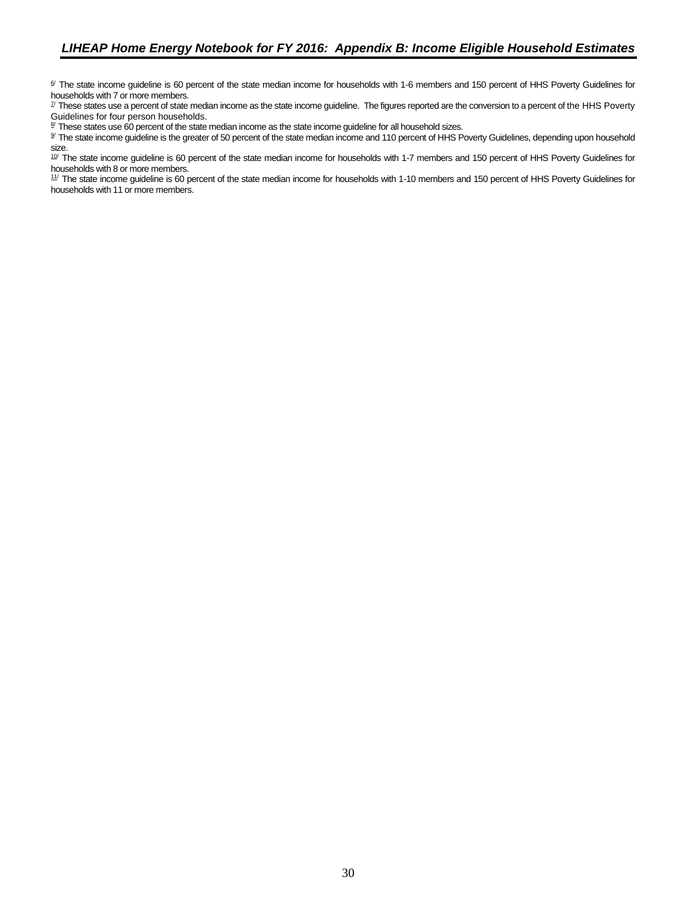[6/] The state income guideline is 60 percent of the state median income for households with 1-6 members and 150 percent of HHS Poverty Guidelines for households with 7 or more members.

[7/] These states use a percent of state median income as the state income guideline. The figures reported are the conversion to a percent of the HHS Poverty Guidelines for four person households.

[8/] These states use 60 percent of the state median income as the state income guideline for all household sizes.

[9/] The state income guideline is the greater of 50 percent of the state median income and 110 percent of HHS Poverty Guidelines, depending upon household size.

[10/] The state income guideline is 60 percent of the state median income for households with 1-7 members and 150 percent of HHS Poverty Guidelines for households with 8 or more members.

[11/] The state income guideline is 60 percent of the state median income for households with 1-10 members and 150 percent of HHS Poverty Guidelines for households with 11 or more members.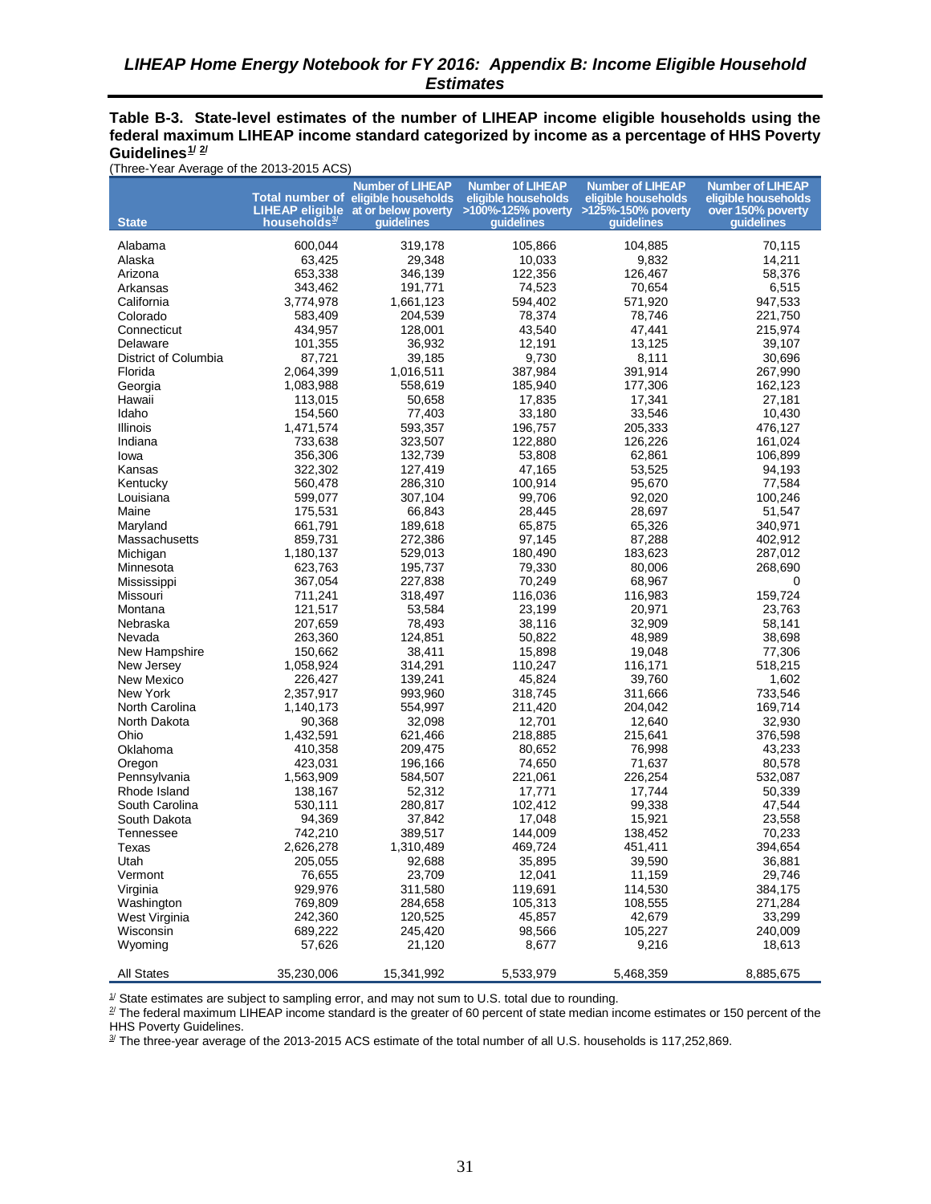# LIHEAP Home Energy Notebook for FY 2016: Appendix B: Income Eligible Household Estimates

**Table B-3. State-level estimates of the number of LIHEAP income eligible households using the federal maximum LIHEAP income standard categorized by income as a percentage of HHS Poverty Guidelines[1/] [2/]**

(Three-Year Average of the 2013-2015 ACS)

| State | Total number of LIHEAP eligible households[3/] | Number of LIHEAP eligible households at or below poverty guidelines | Number of LIHEAP eligible households >100%-125% poverty guidelines | Number of LIHEAP eligible households >125%-150% poverty guidelines | Number of LIHEAP eligible households over 150% poverty guidelines |
|---|---|---|---|---|---|
| Alabama | 600,044 | 319,178 | 105,866 | 104,885 | 70,115 |
| Alaska | 63,425 | 29,348 | 10,033 | 9,832 | 14,211 |
| Arizona | 653,338 | 346,139 | 122,356 | 126,467 | 58,376 |
| Arkansas | 343,462 | 191,771 | 74,523 | 70,654 | 6,515 |
| California | 3,774,978 | 1,661,123 | 594,402 | 571,920 | 947,533 |
| Colorado | 583,409 | 204,539 | 78,374 | 78,746 | 221,750 |
| Connecticut | 434,957 | 128,001 | 43,540 | 47,441 | 215,974 |
| Delaware | 101,355 | 36,932 | 12,191 | 13,125 | 39,107 |
| District of Columbia | 87,721 | 39,185 | 9,730 | 8,111 | 30,696 |
| Florida | 2,064,399 | 1,016,511 | 387,984 | 391,914 | 267,990 |
| Georgia | 1,083,988 | 558,619 | 185,940 | 177,306 | 162,123 |
| Hawaii | 113,015 | 50,658 | 17,835 | 17,341 | 27,181 |
| Idaho | 154,560 | 77,403 | 33,180 | 33,546 | 10,430 |
| Illinois | 1,471,574 | 593,357 | 196,757 | 205,333 | 476,127 |
| Indiana | 733,638 | 323,507 | 122,880 | 126,226 | 161,024 |
| Iowa | 356,306 | 132,739 | 53,808 | 62,861 | 106,899 |
| Kansas | 322,302 | 127,419 | 47,165 | 53,525 | 94,193 |
| Kentucky | 560,478 | 286,310 | 100,914 | 95,670 | 77,584 |
| Louisiana | 599,077 | 307,104 | 99,706 | 92,020 | 100,246 |
| Maine | 175,531 | 66,843 | 28,445 | 28,697 | 51,547 |
| Maryland | 661,791 | 189,618 | 65,875 | 65,326 | 340,971 |
| Massachusetts | 859,731 | 272,386 | 97,145 | 87,288 | 402,912 |
| Michigan | 1,180,137 | 529,013 | 180,490 | 183,623 | 287,012 |
| Minnesota | 623,763 | 195,737 | 79,330 | 80,006 | 268,690 |
| Mississippi | 367,054 | 227,838 | 70,249 | 68,967 | 0 |
| Missouri | 711,241 | 318,497 | 116,036 | 116,983 | 159,724 |
| Montana | 121,517 | 53,584 | 23,199 | 20,971 | 23,763 |
| Nebraska | 207,659 | 78,493 | 38,116 | 32,909 | 58,141 |
| Nevada | 263,360 | 124,851 | 50,822 | 48,989 | 38,698 |
| New Hampshire | 150,662 | 38,411 | 15,898 | 19,048 | 77,306 |
| New Jersey | 1,058,924 | 314,291 | 110,247 | 116,171 | 518,215 |
| New Mexico | 226,427 | 139,241 | 45,824 | 39,760 | 1,602 |
| New York | 2,357,917 | 993,960 | 318,745 | 311,666 | 733,546 |
| North Carolina | 1,140,173 | 554,997 | 211,420 | 204,042 | 169,714 |
| North Dakota | 90,368 | 32,098 | 12,701 | 12,640 | 32,930 |
| Ohio | 1,432,591 | 621,466 | 218,885 | 215,641 | 376,598 |
| Oklahoma | 410,358 | 209,475 | 80,652 | 76,998 | 43,233 |
| Oregon | 423,031 | 196,166 | 74,650 | 71,637 | 80,578 |
| Pennsylvania | 1,563,909 | 584,507 | 221,061 | 226,254 | 532,087 |
| Rhode Island | 138,167 | 52,312 | 17,771 | 17,744 | 50,339 |
| South Carolina | 530,111 | 280,817 | 102,412 | 99,338 | 47,544 |
| South Dakota | 94,369 | 37,842 | 17,048 | 15,921 | 23,558 |
| Tennessee | 742,210 | 389,517 | 144,009 | 138,452 | 70,233 |
| Texas | 2,626,278 | 1,310,489 | 469,724 | 451,411 | 394,654 |
| Utah | 205,055 | 92,688 | 35,895 | 39,590 | 36,881 |
| Vermont | 76,655 | 23,709 | 12,041 | 11,159 | 29,746 |
| Virginia | 929,976 | 311,580 | 119,691 | 114,530 | 384,175 |
| Washington | 769,809 | 284,658 | 105,313 | 108,555 | 271,284 |
| West Virginia | 242,360 | 120,525 | 45,857 | 42,679 | 33,299 |
| Wisconsin | 689,222 | 245,420 | 98,566 | 105,227 | 240,009 |
| Wyoming | 57,626 | 21,120 | 8,677 | 9,216 | 18,613 |
| All States | 35,230,006 | 15,341,992 | 5,533,979 | 5,468,359 | 8,885,675 |

[1/] State estimates are subject to sampling error, and may not sum to U.S. total due to rounding.

[2/] The federal maximum LIHEAP income standard is the greater of 60 percent of state median income estimates or 150 percent of the HHS Poverty Guidelines.

[3/] The three-year average of the 2013-2015 ACS estimate of the total number of all U.S. households is 117,252,869.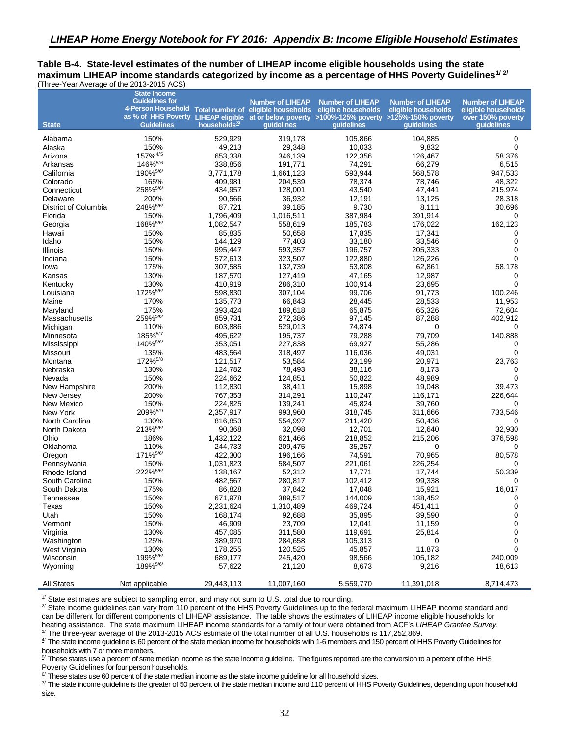## *LIHEAP Home Energy Notebook for FY 2016: Appendix B: Income Eligible Household Estimates*

**Table B-4. State-level estimates of the number of LIHEAP income eligible households using the state maximum LIHEAP income standards categorized by income as a percentage of HHS Poverty Guidelines**[1/ 2/]
(Three-Year Average of the 2013-2015 ACS)

| State | State Income Guidelines for 4-Person Household as % of HHS Poverty Guidelines | Total number of LIHEAP eligible households[3/] | Number of LIHEAP eligible households at or below poverty guidelines | Number of LIHEAP eligible households >100%-125% poverty guidelines | Number of LIHEAP eligible households >125%-150% poverty guidelines | Number of LIHEAP eligible households over 150% poverty guidelines |
|---|---|---|---|---|---|---|
| Alabama | 150% | 529,929 | 319,178 | 105,866 | 104,885 | 0 |
| Alaska | 150% | 49,213 | 29,348 | 10,033 | 9,832 | 0 |
| Arizona | 157%[4/5] | 653,338 | 346,139 | 122,356 | 126,467 | 58,376 |
| Arkansas | 146%[5/6] | 338,856 | 191,771 | 74,291 | 66,279 | 6,515 |
| California | 190%[5/6/] | 3,771,178 | 1,661,123 | 593,944 | 568,578 | 947,533 |
| Colorado | 165% | 409,981 | 204,539 | 78,374 | 78,746 | 48,322 |
| Connecticut | 258%[5/6/] | 434,957 | 128,001 | 43,540 | 47,441 | 215,974 |
| Delaware | 200% | 90,566 | 36,932 | 12,191 | 13,125 | 28,318 |
| District of Columbia | 248%[5/6/] | 87,721 | 39,185 | 9,730 | 8,111 | 30,696 |
| Florida | 150% | 1,796,409 | 1,016,511 | 387,984 | 391,914 | 0 |
| Georgia | 168%[5/6/] | 1,082,547 | 558,619 | 185,783 | 176,022 | 162,123 |
| Hawaii | 150% | 85,835 | 50,658 | 17,835 | 17,341 | 0 |
| Idaho | 150% | 144,129 | 77,403 | 33,180 | 33,546 | 0 |
| Illinois | 150% | 995,447 | 593,357 | 196,757 | 205,333 | 0 |
| Indiana | 150% | 572,613 | 323,507 | 122,880 | 126,226 | 0 |
| Iowa | 175% | 307,585 | 132,739 | 53,808 | 62,861 | 58,178 |
| Kansas | 130% | 187,570 | 127,419 | 47,165 | 12,987 | 0 |
| Kentucky | 130% | 410,919 | 286,310 | 100,914 | 23,695 | 0 |
| Louisiana | 172%[5/6/] | 598,830 | 307,104 | 99,706 | 91,773 | 100,246 |
| Maine | 170% | 135,773 | 66,843 | 28,445 | 28,533 | 11,953 |
| Maryland | 175% | 393,424 | 189,618 | 65,875 | 65,326 | 72,604 |
| Massachusetts | 259%[5/6/] | 859,731 | 272,386 | 97,145 | 87,288 | 402,912 |
| Michigan | 110% | 603,886 | 529,013 | 74,874 | 0 | 0 |
| Minnesota | 185%[5/7] | 495,622 | 195,737 | 79,288 | 79,709 | 140,888 |
| Mississippi | 140%[5/6/] | 353,051 | 227,838 | 69,927 | 55,286 | 0 |
| Missouri | 135% | 483,564 | 318,497 | 116,036 | 49,031 | 0 |
| Montana | 172%[5/8] | 121,517 | 53,584 | 23,199 | 20,971 | 23,763 |
| Nebraska | 130% | 124,782 | 78,493 | 38,116 | 8,173 | 0 |
| Nevada | 150% | 224,662 | 124,851 | 50,822 | 48,989 | 0 |
| New Hampshire | 200% | 112,830 | 38,411 | 15,898 | 19,048 | 39,473 |
| New Jersey | 200% | 767,353 | 314,291 | 110,247 | 116,171 | 226,644 |
| New Mexico | 150% | 224,825 | 139,241 | 45,824 | 39,760 | 0 |
| New York | 209%[5/9] | 2,357,917 | 993,960 | 318,745 | 311,666 | 733,546 |
| North Carolina | 130% | 816,853 | 554,997 | 211,420 | 50,436 | 0 |
| North Dakota | 213%[5/6/] | 90,368 | 32,098 | 12,701 | 12,640 | 32,930 |
| Ohio | 186% | 1,432,122 | 621,466 | 218,852 | 215,206 | 376,598 |
| Oklahoma | 110% | 244,733 | 209,475 | 35,257 | 0 | 0 |
| Oregon | 171%[5/6/] | 422,300 | 196,166 | 74,591 | 70,965 | 80,578 |
| Pennsylvania | 150% | 1,031,823 | 584,507 | 221,061 | 226,254 | 0 |
| Rhode Island | 222%[5/6/] | 138,167 | 52,312 | 17,771 | 17,744 | 50,339 |
| South Carolina | 150% | 482,567 | 280,817 | 102,412 | 99,338 | 0 |
| South Dakota | 175% | 86,828 | 37,842 | 17,048 | 15,921 | 16,017 |
| Tennessee | 150% | 671,978 | 389,517 | 144,009 | 138,452 | 0 |
| Texas | 150% | 2,231,624 | 1,310,489 | 469,724 | 451,411 | 0 |
| Utah | 150% | 168,174 | 92,688 | 35,895 | 39,590 | 0 |
| Vermont | 150% | 46,909 | 23,709 | 12,041 | 11,159 | 0 |
| Virginia | 130% | 457,085 | 311,580 | 119,691 | 25,814 | 0 |
| Washington | 125% | 389,970 | 284,658 | 105,313 | 0 | 0 |
| West Virginia | 130% | 178,255 | 120,525 | 45,857 | 11,873 | 0 |
| Wisconsin | 199%[5/6/] | 689,177 | 245,420 | 98,566 | 105,182 | 240,009 |
| Wyoming | 189%[5/6/] | 57,622 | 21,120 | 8,673 | 9,216 | 18,613 |
| All States | Not applicable | 29,443,113 | 11,007,160 | 5,559,770 | 11,391,018 | 8,714,473 |

[1/] State estimates are subject to sampling error, and may not sum to U.S. total due to rounding.
[2/] State income guidelines can vary from 110 percent of the HHS Poverty Guidelines up to the federal maximum LIHEAP income standard and can be different for different components of LIHEAP assistance. The table shows the estimates of LIHEAP income eligible households for heating assistance. The state maximum LIHEAP income standards for a family of four were obtained from ACF's *LIHEAP Grantee Survey*.
[3/] The three-year average of the 2013-2015 ACS estimate of the total number of all U.S. households is 117,252,869.
[4/] The state income guideline is 60 percent of the state median income for households with 1-6 members and 150 percent of HHS Poverty Guidelines for households with 7 or more members.
[5/] These states use a percent of state median income as the state income guideline. The figures reported are the conversion to a percent of the HHS Poverty Guidelines for four person households.
[6/] These states use 60 percent of the state median income as the state income guideline for all household sizes.
[7/] The state income guideline is the greater of 50 percent of the state median income and 110 percent of HHS Poverty Guidelines, depending upon household size.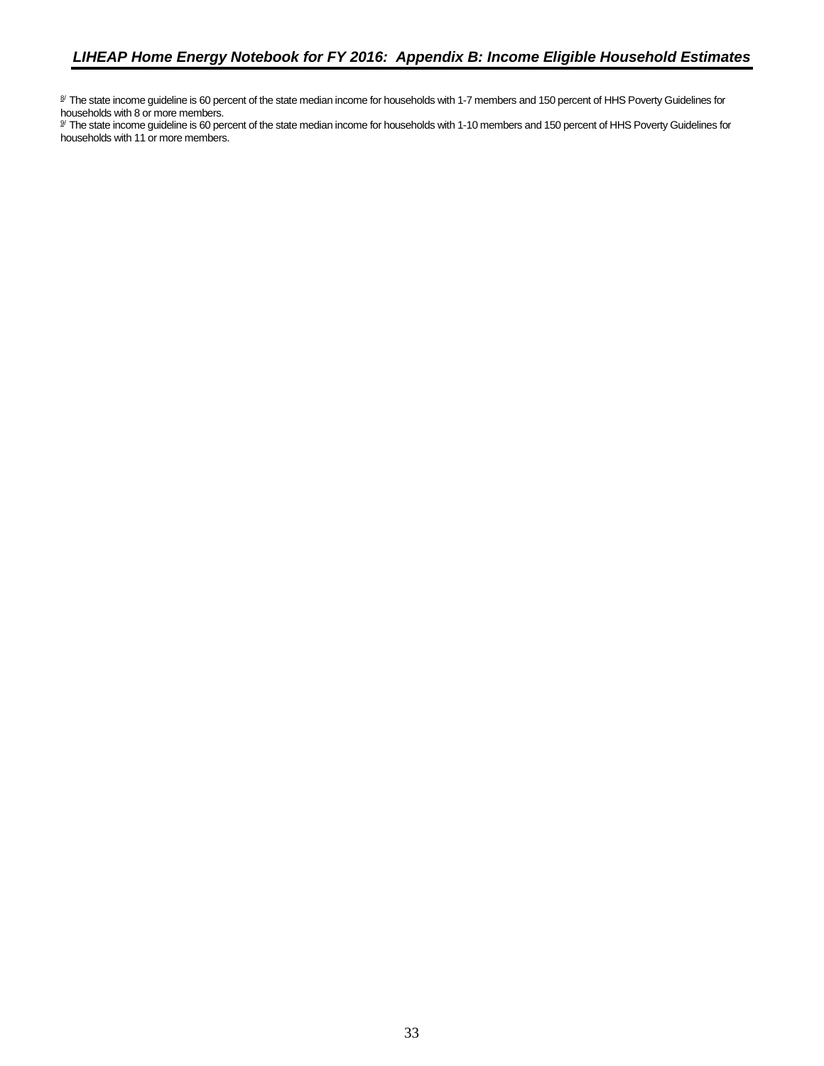[8/] The state income guideline is 60 percent of the state median income for households with 1-7 members and 150 percent of HHS Poverty Guidelines for households with 8 or more members.

[9/] The state income guideline is 60 percent of the state median income for households with 1-10 members and 150 percent of HHS Poverty Guidelines for households with 11 or more members.